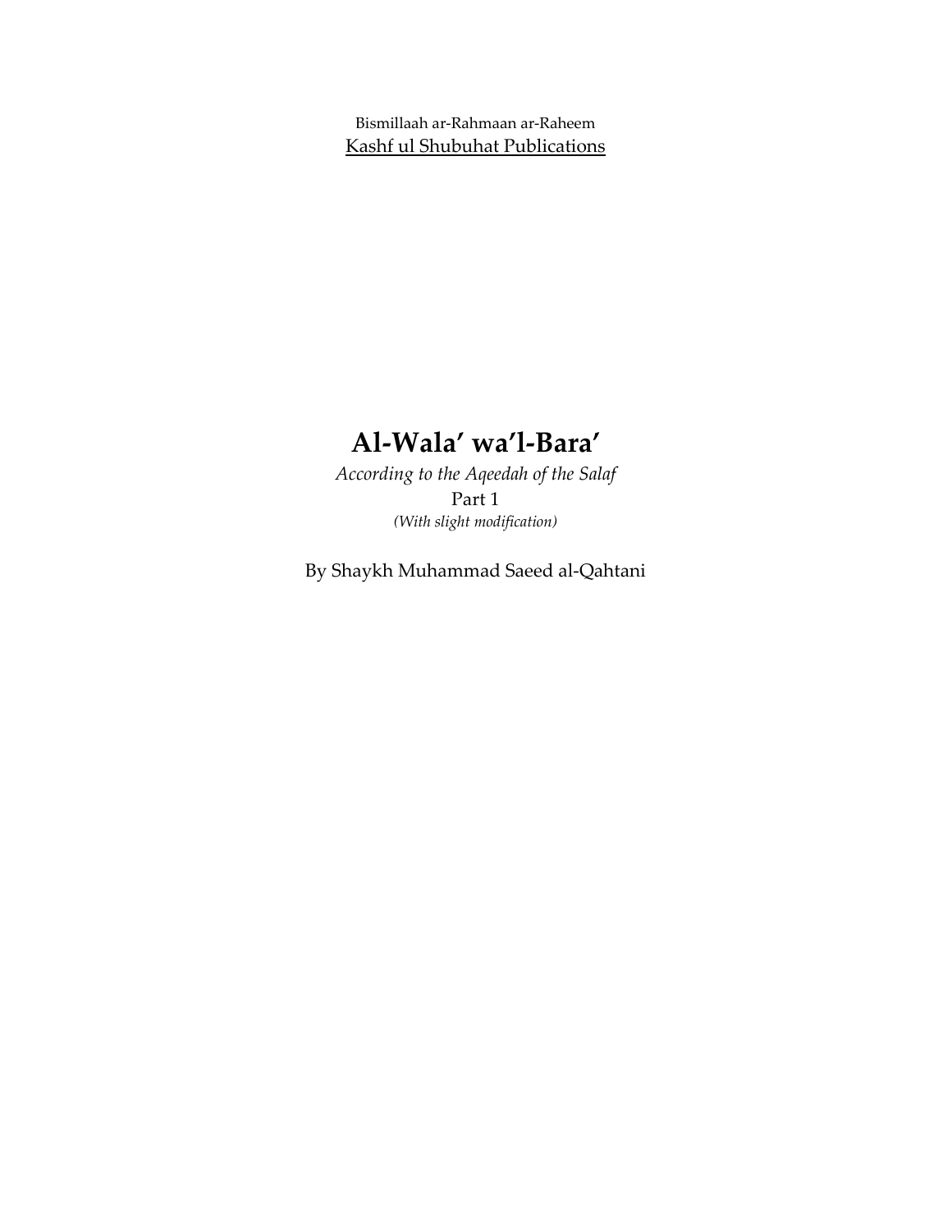Bismillaah ar-Rahmaan ar-Raheem

Kashf ul Shubuhat Publications

# Al-Wala' wa'l-Bara'

*According to the Aqeedah of the Salaf*

Part 1

*(With slight modification)*

By Shaykh Muhammad Saeed al-Qahtani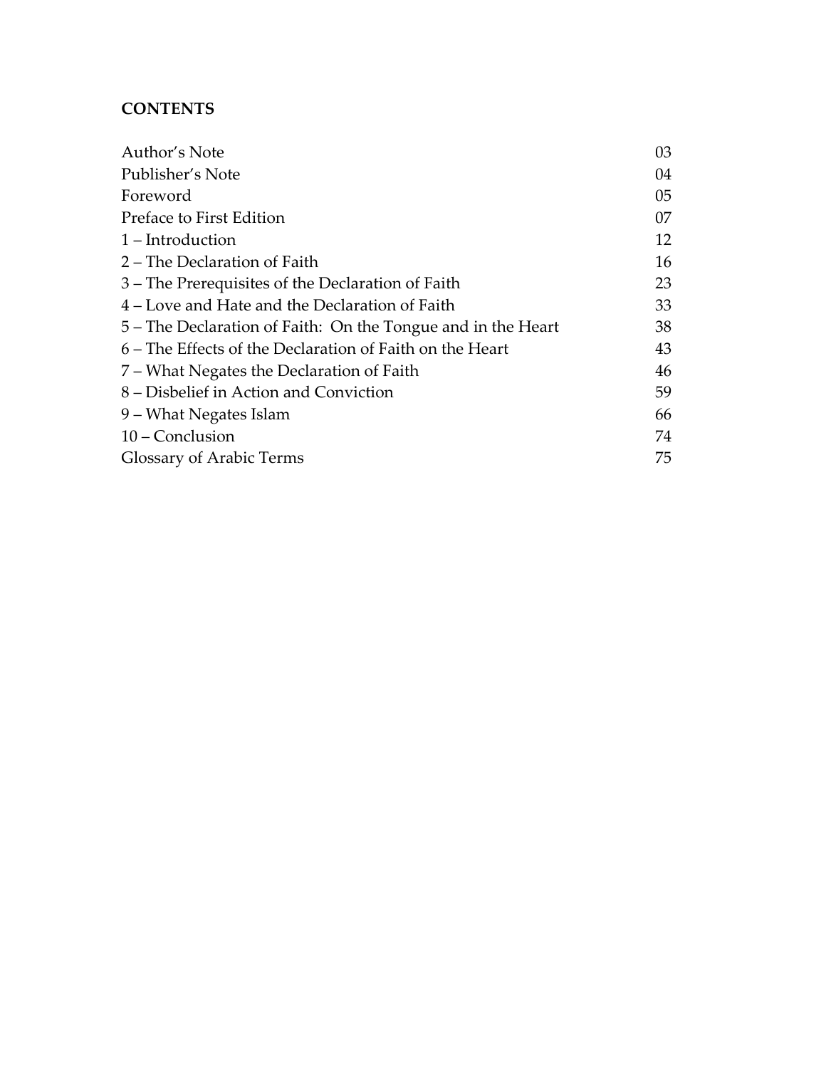**CONTENTS**

| | |
|---|---|
| Author's Note | 03 |
| Publisher's Note | 04 |
| Foreword | 05 |
| Preface to First Edition | 07 |
| 1 – Introduction | 12 |
| 2 – The Declaration of Faith | 16 |
| 3 – The Prerequisites of the Declaration of Faith | 23 |
| 4 – Love and Hate and the Declaration of Faith | 33 |
| 5 – The Declaration of Faith: On the Tongue and in the Heart | 38 |
| 6 – The Effects of the Declaration of Faith on the Heart | 43 |
| 7 – What Negates the Declaration of Faith | 46 |
| 8 – Disbelief in Action and Conviction | 59 |
| 9 – What Negates Islam | 66 |
| 10 – Conclusion | 74 |
| Glossary of Arabic Terms | 75 |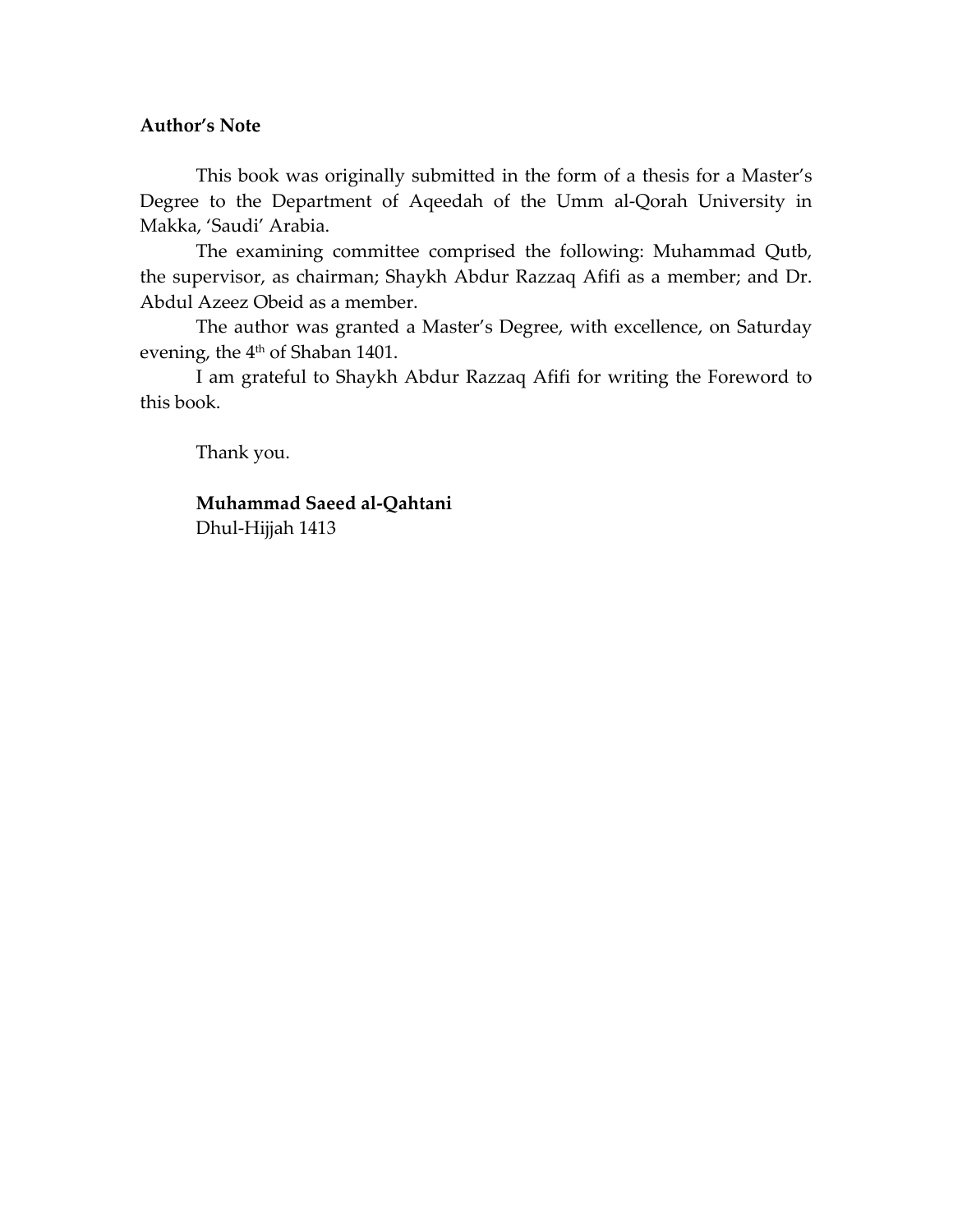**Author's Note**

This book was originally submitted in the form of a thesis for a Master's Degree to the Department of Aqeedah of the Umm al-Qorah University in Makka, 'Saudi' Arabia.

The examining committee comprised the following: Muhammad Qutb, the supervisor, as chairman; Shaykh Abdur Razzaq Afifi as a member; and Dr. Abdul Azeez Obeid as a member.

The author was granted a Master's Degree, with excellence, on Saturday evening, the 4th of Shaban 1401.

I am grateful to Shaykh Abdur Razzaq Afifi for writing the Foreword to this book.

Thank you.

**Muhammad Saeed al-Qahtani**
Dhul-Hijjah 1413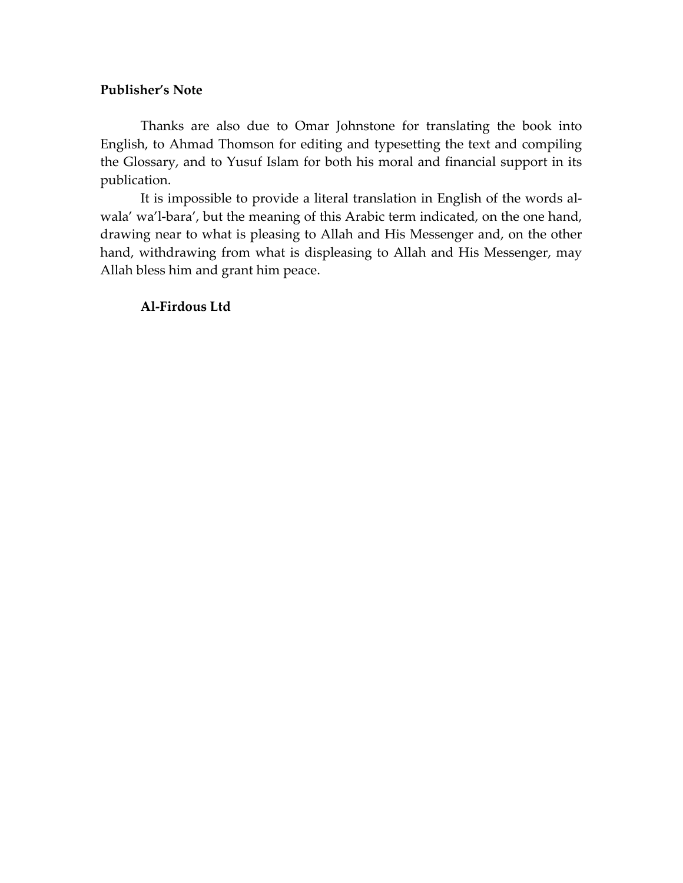**Publisher's Note**

Thanks are also due to Omar Johnstone for translating the book into English, to Ahmad Thomson for editing and typesetting the text and compiling the Glossary, and to Yusuf Islam for both his moral and financial support in its publication.

It is impossible to provide a literal translation in English of the words al-wala' wa'l-bara', but the meaning of this Arabic term indicated, on the one hand, drawing near to what is pleasing to Allah and His Messenger and, on the other hand, withdrawing from what is displeasing to Allah and His Messenger, may Allah bless him and grant him peace.

**Al-Firdous Ltd**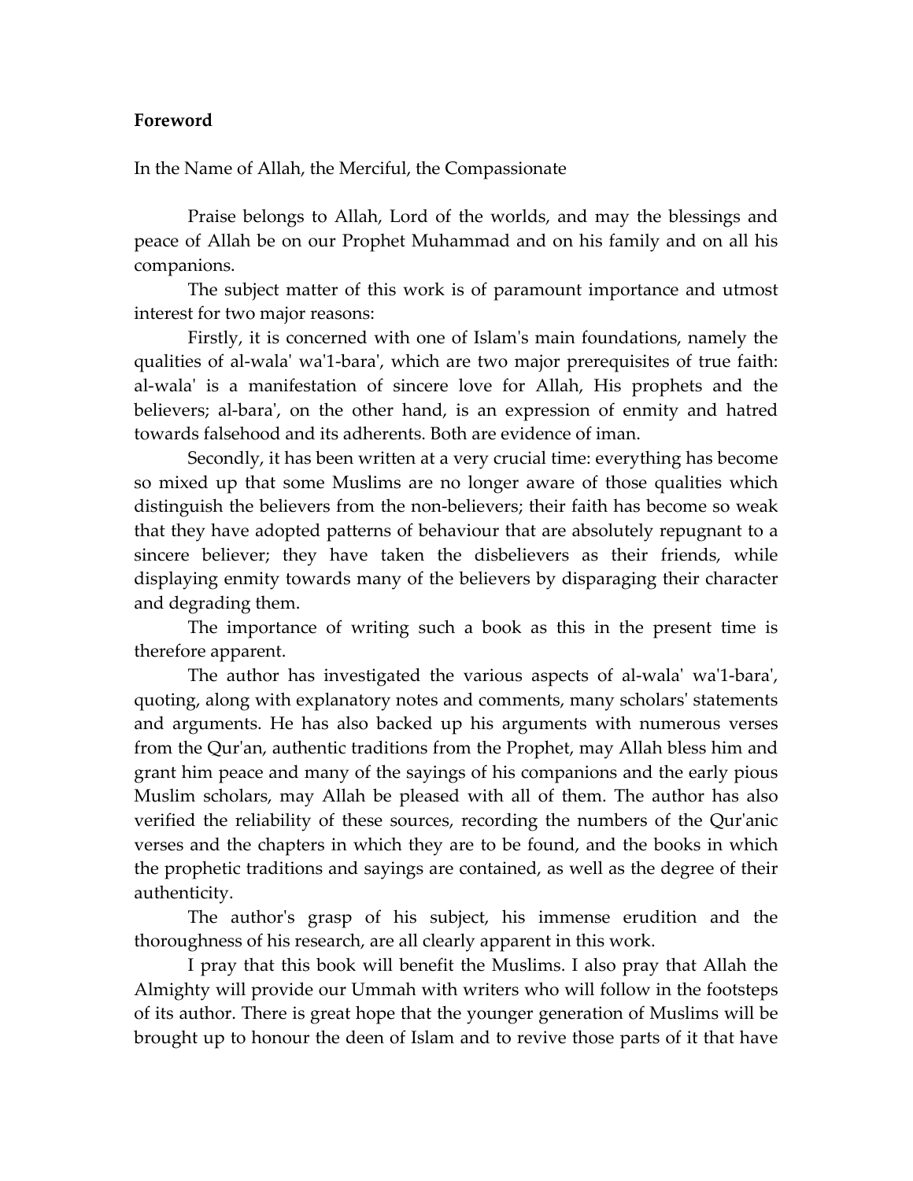**Foreword**

In the Name of Allah, the Merciful, the Compassionate

Praise belongs to Allah, Lord of the worlds, and may the blessings and peace of Allah be on our Prophet Muhammad and on his family and on all his companions.

The subject matter of this work is of paramount importance and utmost interest for two major reasons:

Firstly, it is concerned with one of Islam's main foundations, namely the qualities of al-wala' wa'1-bara', which are two major prerequisites of true faith: al-wala' is a manifestation of sincere love for Allah, His prophets and the believers; al-bara', on the other hand, is an expression of enmity and hatred towards falsehood and its adherents. Both are evidence of iman.

Secondly, it has been written at a very crucial time: everything has become so mixed up that some Muslims are no longer aware of those qualities which distinguish the believers from the non-believers; their faith has become so weak that they have adopted patterns of behaviour that are absolutely repugnant to a sincere believer; they have taken the disbelievers as their friends, while displaying enmity towards many of the believers by disparaging their character and degrading them.

The importance of writing such a book as this in the present time is therefore apparent.

The author has investigated the various aspects of al-wala' wa'1-bara', quoting, along with explanatory notes and comments, many scholars' statements and arguments. He has also backed up his arguments with numerous verses from the Qur'an, authentic traditions from the Prophet, may Allah bless him and grant him peace and many of the sayings of his companions and the early pious Muslim scholars, may Allah be pleased with all of them. The author has also verified the reliability of these sources, recording the numbers of the Qur'anic verses and the chapters in which they are to be found, and the books in which the prophetic traditions and sayings are contained, as well as the degree of their authenticity.

The author's grasp of his subject, his immense erudition and the thoroughness of his research, are all clearly apparent in this work.

I pray that this book will benefit the Muslims. I also pray that Allah the Almighty will provide our Ummah with writers who will follow in the footsteps of its author. There is great hope that the younger generation of Muslims will be brought up to honour the deen of Islam and to revive those parts of it that have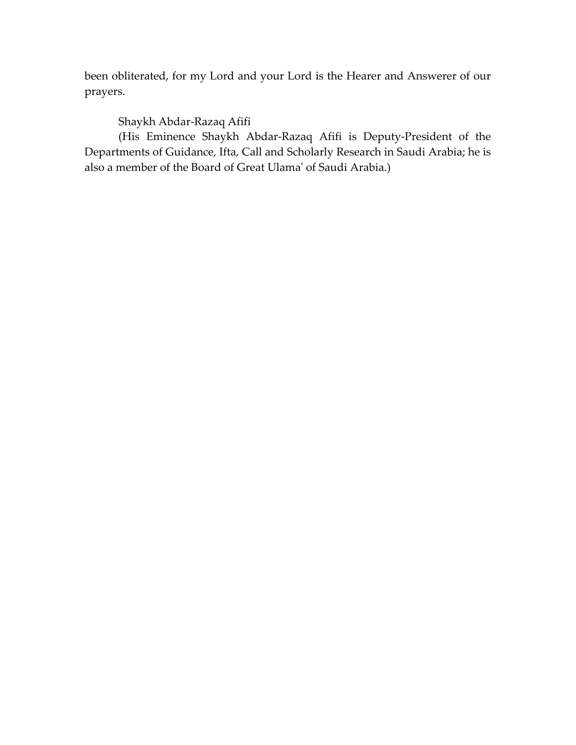been obliterated, for my Lord and your Lord is the Hearer and Answerer of our prayers.

Shaykh Abdar-Razaq Afifi

(His Eminence Shaykh Abdar-Razaq Afifi is Deputy-President of the Departments of Guidance, Ifta, Call and Scholarly Research in Saudi Arabia; he is also a member of the Board of Great Ulama' of Saudi Arabia.)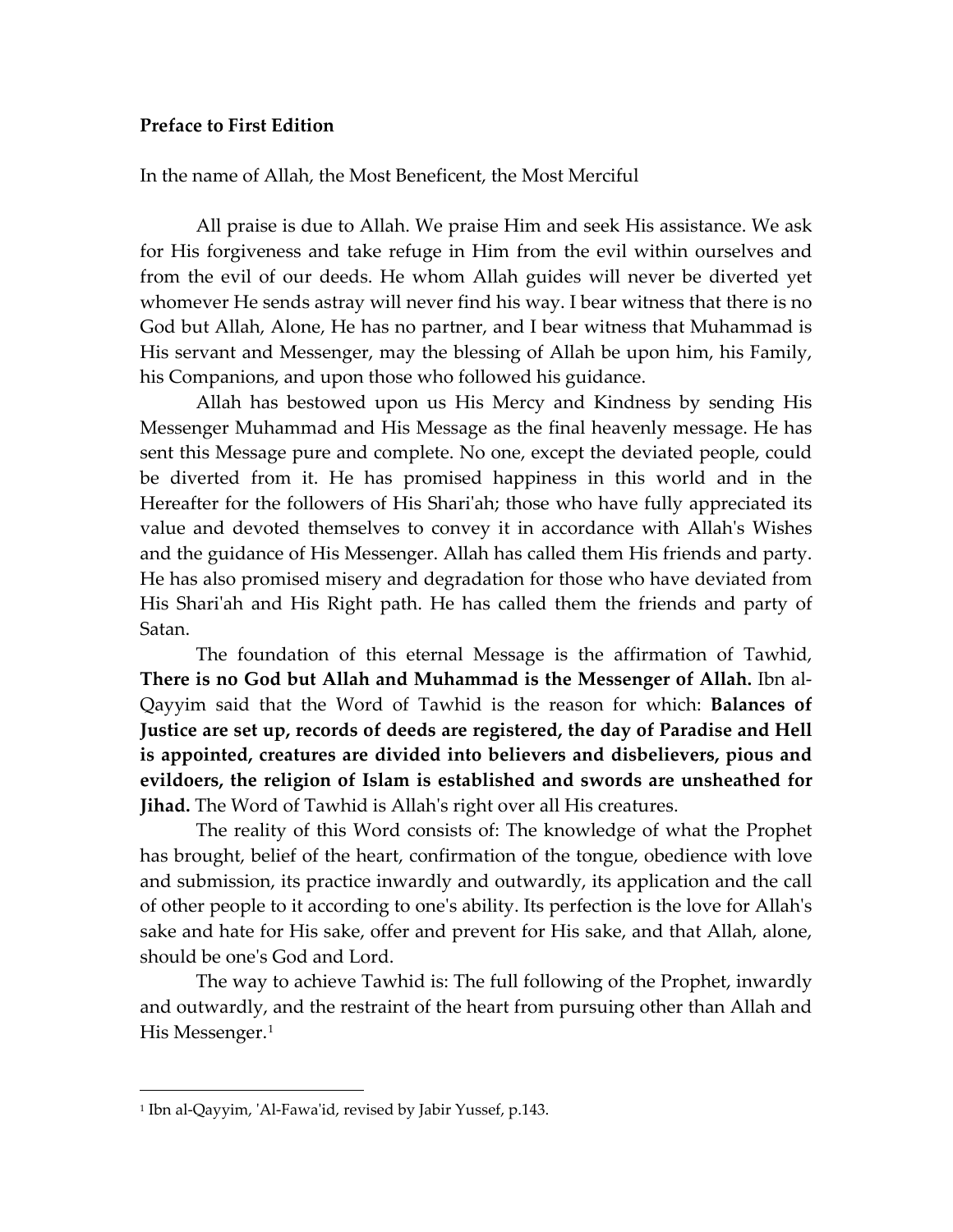**Preface to First Edition**

In the name of Allah, the Most Beneficent, the Most Merciful

All praise is due to Allah. We praise Him and seek His assistance. We ask for His forgiveness and take refuge in Him from the evil within ourselves and from the evil of our deeds. He whom Allah guides will never be diverted yet whomever He sends astray will never find his way. I bear witness that there is no God but Allah, Alone, He has no partner, and I bear witness that Muhammad is His servant and Messenger, may the blessing of Allah be upon him, his Family, his Companions, and upon those who followed his guidance.

Allah has bestowed upon us His Mercy and Kindness by sending His Messenger Muhammad and His Message as the final heavenly message. He has sent this Message pure and complete. No one, except the deviated people, could be diverted from it. He has promised happiness in this world and in the Hereafter for the followers of His Shari'ah; those who have fully appreciated its value and devoted themselves to convey it in accordance with Allah's Wishes and the guidance of His Messenger. Allah has called them His friends and party. He has also promised misery and degradation for those who have deviated from His Shari'ah and His Right path. He has called them the friends and party of Satan.

The foundation of this eternal Message is the affirmation of Tawhid, **There is no God but Allah and Muhammad is the Messenger of Allah.** Ibn al-Qayyim said that the Word of Tawhid is the reason for which: **Balances of Justice are set up, records of deeds are registered, the day of Paradise and Hell is appointed, creatures are divided into believers and disbelievers, pious and evildoers, the religion of Islam is established and swords are unsheathed for Jihad.** The Word of Tawhid is Allah's right over all His creatures.

The reality of this Word consists of: The knowledge of what the Prophet has brought, belief of the heart, confirmation of the tongue, obedience with love and submission, its practice inwardly and outwardly, its application and the call of other people to it according to one's ability. Its perfection is the love for Allah's sake and hate for His sake, offer and prevent for His sake, and that Allah, alone, should be one's God and Lord.

The way to achieve Tawhid is: The full following of the Prophet, inwardly and outwardly, and the restraint of the heart from pursuing other than Allah and His Messenger.[1]

---

[1] Ibn al-Qayyim, 'Al-Fawa'id, revised by Jabir Yussef, p.143.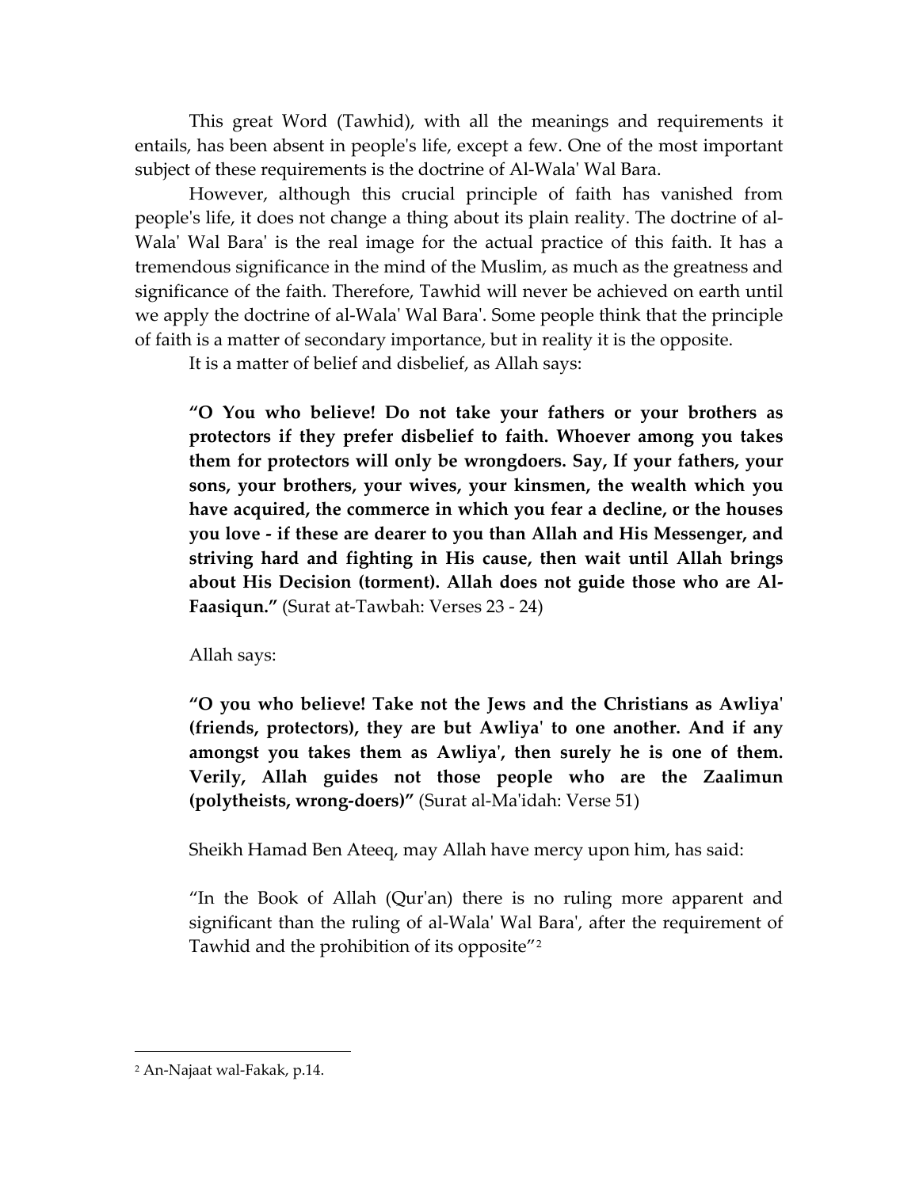This great Word (Tawhid), with all the meanings and requirements it entails, has been absent in people's life, except a few. One of the most important subject of these requirements is the doctrine of Al-Wala' Wal Bara.

However, although this crucial principle of faith has vanished from people's life, it does not change a thing about its plain reality. The doctrine of al-Wala' Wal Bara' is the real image for the actual practice of this faith. It has a tremendous significance in the mind of the Muslim, as much as the greatness and significance of the faith. Therefore, Tawhid will never be achieved on earth until we apply the doctrine of al-Wala' Wal Bara'. Some people think that the principle of faith is a matter of secondary importance, but in reality it is the opposite.

It is a matter of belief and disbelief, as Allah says:

> **"O You who believe! Do not take your fathers or your brothers as protectors if they prefer disbelief to faith. Whoever among you takes them for protectors will only be wrongdoers. Say, If your fathers, your sons, your brothers, your wives, your kinsmen, the wealth which you have acquired, the commerce in which you fear a decline, or the houses you love - if these are dearer to you than Allah and His Messenger, and striving hard and fighting in His cause, then wait until Allah brings about His Decision (torment). Allah does not guide those who are Al-Faasiqun."** (Surat at-Tawbah: Verses 23 - 24)

> Allah says:

> **"O you who believe! Take not the Jews and the Christians as Awliya' (friends, protectors), they are but Awliya' to one another. And if any amongst you takes them as Awliya', then surely he is one of them. Verily, Allah guides not those people who are the Zaalimun (polytheists, wrong-doers)"** (Surat al-Ma'idah: Verse 51)

> Sheikh Hamad Ben Ateeq, may Allah have mercy upon him, has said:

> "In the Book of Allah (Qur'an) there is no ruling more apparent and significant than the ruling of al-Wala' Wal Bara', after the requirement of Tawhid and the prohibition of its opposite"[2]

---

[2] An-Najaat wal-Fakak, p.14.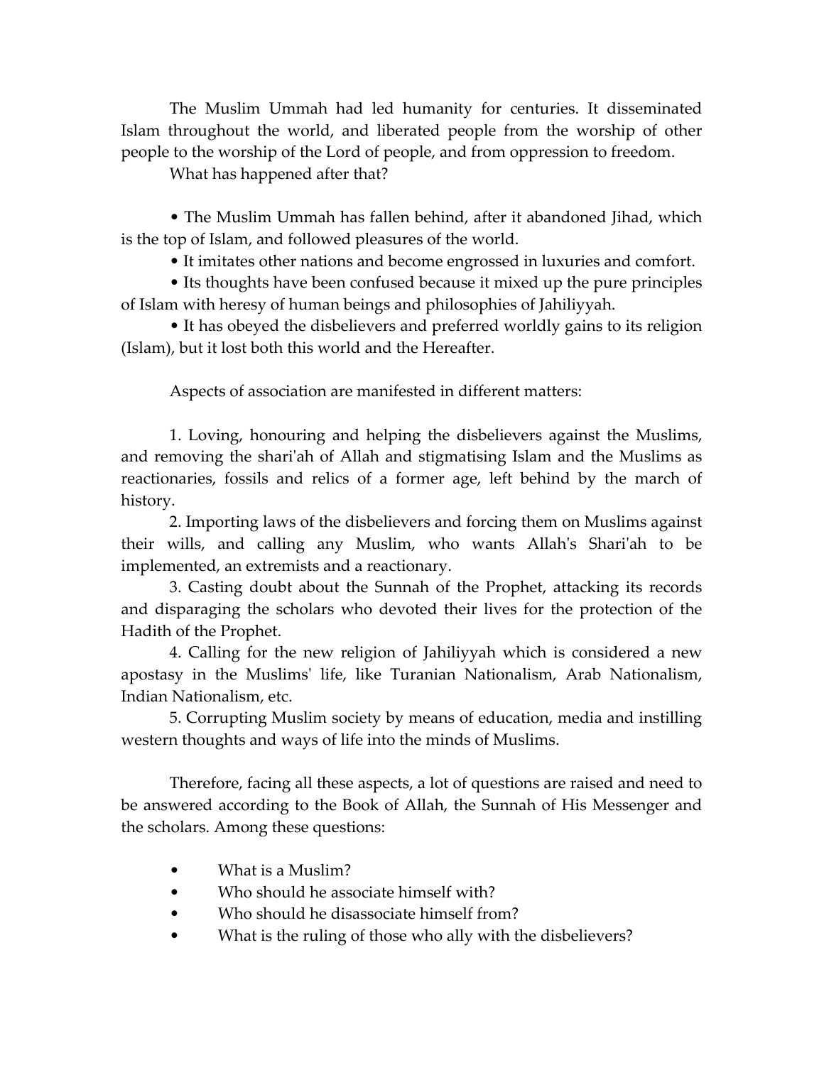The Muslim Ummah had led humanity for centuries. It disseminated Islam throughout the world, and liberated people from the worship of other people to the worship of the Lord of people, and from oppression to freedom.

What has happened after that?

• The Muslim Ummah has fallen behind, after it abandoned Jihad, which is the top of Islam, and followed pleasures of the world.

• It imitates other nations and become engrossed in luxuries and comfort.

• Its thoughts have been confused because it mixed up the pure principles of Islam with heresy of human beings and philosophies of Jahiliyyah.

• It has obeyed the disbelievers and preferred worldly gains to its religion (Islam), but it lost both this world and the Hereafter.

Aspects of association are manifested in different matters:

1. Loving, honouring and helping the disbelievers against the Muslims, and removing the shari'ah of Allah and stigmatising Islam and the Muslims as reactionaries, fossils and relics of a former age, left behind by the march of history.

2. Importing laws of the disbelievers and forcing them on Muslims against their wills, and calling any Muslim, who wants Allah's Shari'ah to be implemented, an extremists and a reactionary.

3. Casting doubt about the Sunnah of the Prophet, attacking its records and disparaging the scholars who devoted their lives for the protection of the Hadith of the Prophet.

4. Calling for the new religion of Jahiliyyah which is considered a new apostasy in the Muslims' life, like Turanian Nationalism, Arab Nationalism, Indian Nationalism, etc.

5. Corrupting Muslim society by means of education, media and instilling western thoughts and ways of life into the minds of Muslims.

Therefore, facing all these aspects, a lot of questions are raised and need to be answered according to the Book of Allah, the Sunnah of His Messenger and the scholars. Among these questions:

- What is a Muslim?
- Who should he associate himself with?
- Who should he disassociate himself from?
- What is the ruling of those who ally with the disbelievers?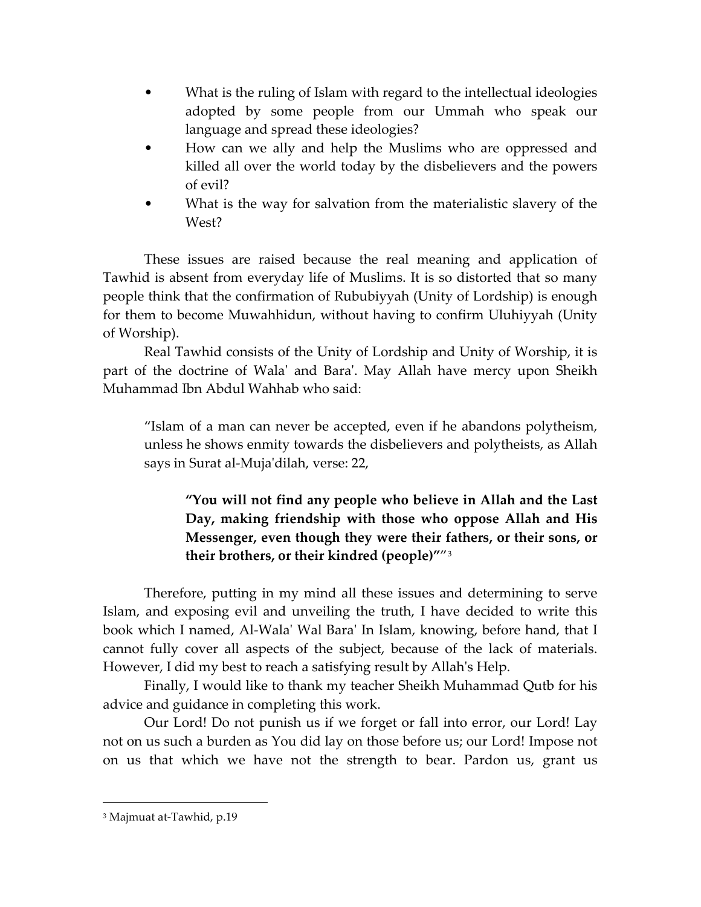- What is the ruling of Islam with regard to the intellectual ideologies adopted by some people from our Ummah who speak our language and spread these ideologies?
- How can we ally and help the Muslims who are oppressed and killed all over the world today by the disbelievers and the powers of evil?
- What is the way for salvation from the materialistic slavery of the West?

These issues are raised because the real meaning and application of Tawhid is absent from everyday life of Muslims. It is so distorted that so many people think that the confirmation of Rububiyyah (Unity of Lordship) is enough for them to become Muwahhidun, without having to confirm Uluhiyyah (Unity of Worship).

Real Tawhid consists of the Unity of Lordship and Unity of Worship, it is part of the doctrine of Wala' and Bara'. May Allah have mercy upon Sheikh Muhammad Ibn Abdul Wahhab who said:

> "Islam of a man can never be accepted, even if he abandons polytheism, unless he shows enmity towards the disbelievers and polytheists, as Allah says in Surat al-Muja'dilah, verse: 22,
>
> > **"You will not find any people who believe in Allah and the Last Day, making friendship with those who oppose Allah and His Messenger, even though they were their fathers, or their sons, or their brothers, or their kindred (people)""**[3]

Therefore, putting in my mind all these issues and determining to serve Islam, and exposing evil and unveiling the truth, I have decided to write this book which I named, Al-Wala' Wal Bara' In Islam, knowing, before hand, that I cannot fully cover all aspects of the subject, because of the lack of materials. However, I did my best to reach a satisfying result by Allah's Help.

Finally, I would like to thank my teacher Sheikh Muhammad Qutb for his advice and guidance in completing this work.

Our Lord! Do not punish us if we forget or fall into error, our Lord! Lay not on us such a burden as You did lay on those before us; our Lord! Impose not on us that which we have not the strength to bear. Pardon us, grant us

---

[3] Majmuat at-Tawhid, p.19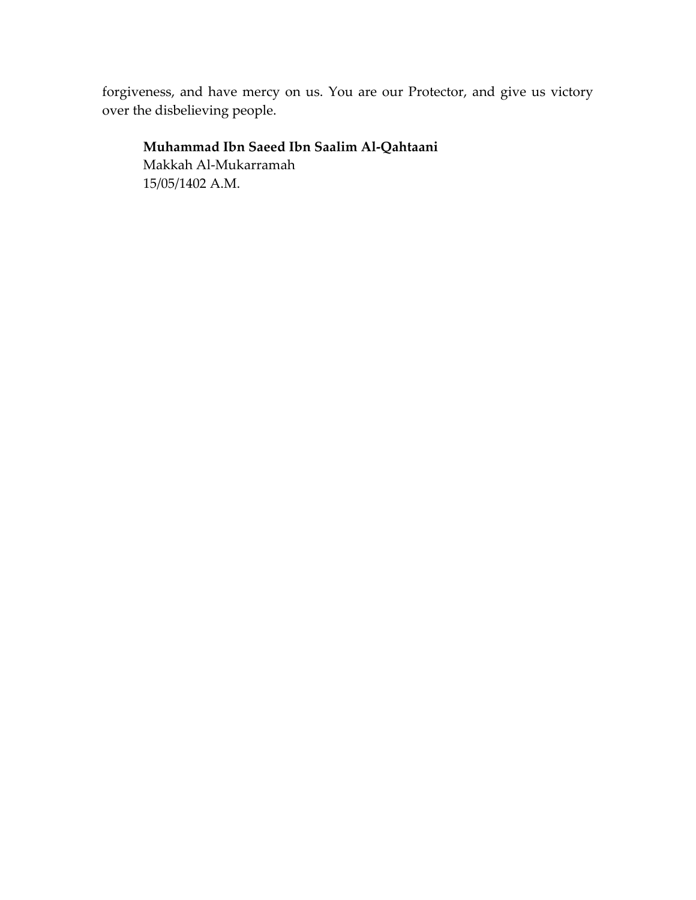forgiveness, and have mercy on us. You are our Protector, and give us victory over the disbelieving people.

**Muhammad Ibn Saeed Ibn Saalim Al-Qahtaani**
Makkah Al-Mukarramah
15/05/1402 A.M.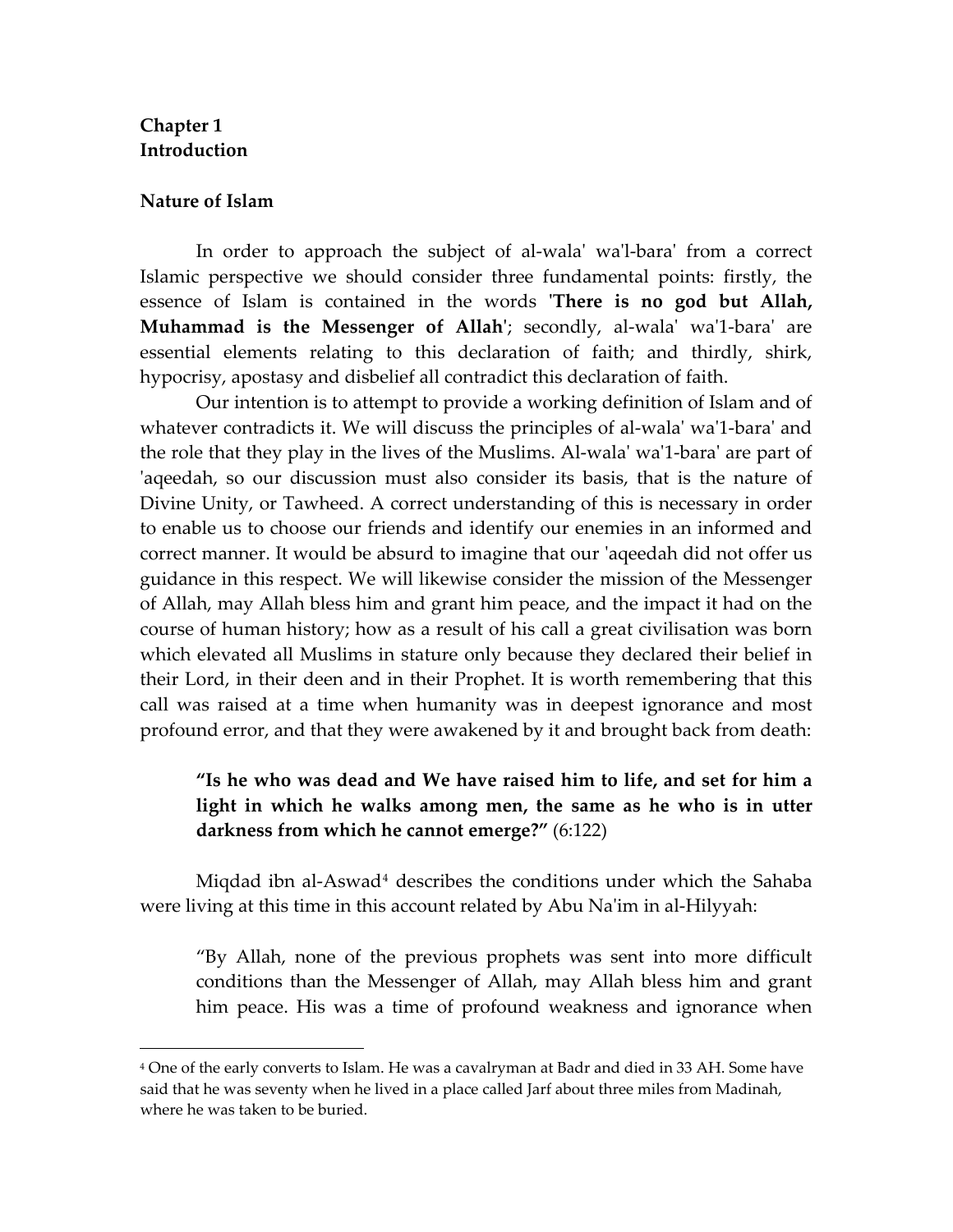## Chapter 1
## Introduction

### Nature of Islam

In order to approach the subject of al-wala' wa'l-bara' from a correct Islamic perspective we should consider three fundamental points: firstly, the essence of Islam is contained in the words '**There is no god but Allah, Muhammad is the Messenger of Allah**'; secondly, al-wala' wa'1-bara' are essential elements relating to this declaration of faith; and thirdly, shirk, hypocrisy, apostasy and disbelief all contradict this declaration of faith.

Our intention is to attempt to provide a working definition of Islam and of whatever contradicts it. We will discuss the principles of al-wala' wa'1-bara' and the role that they play in the lives of the Muslims. Al-wala' wa'1-bara' are part of 'aqeedah, so our discussion must also consider its basis, that is the nature of Divine Unity, or Tawheed. A correct understanding of this is necessary in order to enable us to choose our friends and identify our enemies in an informed and correct manner. It would be absurd to imagine that our 'aqeedah did not offer us guidance in this respect. We will likewise consider the mission of the Messenger of Allah, may Allah bless him and grant him peace, and the impact it had on the course of human history; how as a result of his call a great civilisation was born which elevated all Muslims in stature only because they declared their belief in their Lord, in their deen and in their Prophet. It is worth remembering that this call was raised at a time when humanity was in deepest ignorance and most profound error, and that they were awakened by it and brought back from death:

> **"Is he who was dead and We have raised him to life, and set for him a light in which he walks among men, the same as he who is in utter darkness from which he cannot emerge?"** (6:122)

Miqdad ibn al-Aswad[4] describes the conditions under which the Sahaba were living at this time in this account related by Abu Na'im in al-Hilyyah:

> "By Allah, none of the previous prophets was sent into more difficult conditions than the Messenger of Allah, may Allah bless him and grant him peace. His was a time of profound weakness and ignorance when

---

[4] One of the early converts to Islam. He was a cavalryman at Badr and died in 33 AH. Some have said that he was seventy when he lived in a place called Jarf about three miles from Madinah, where he was taken to be buried.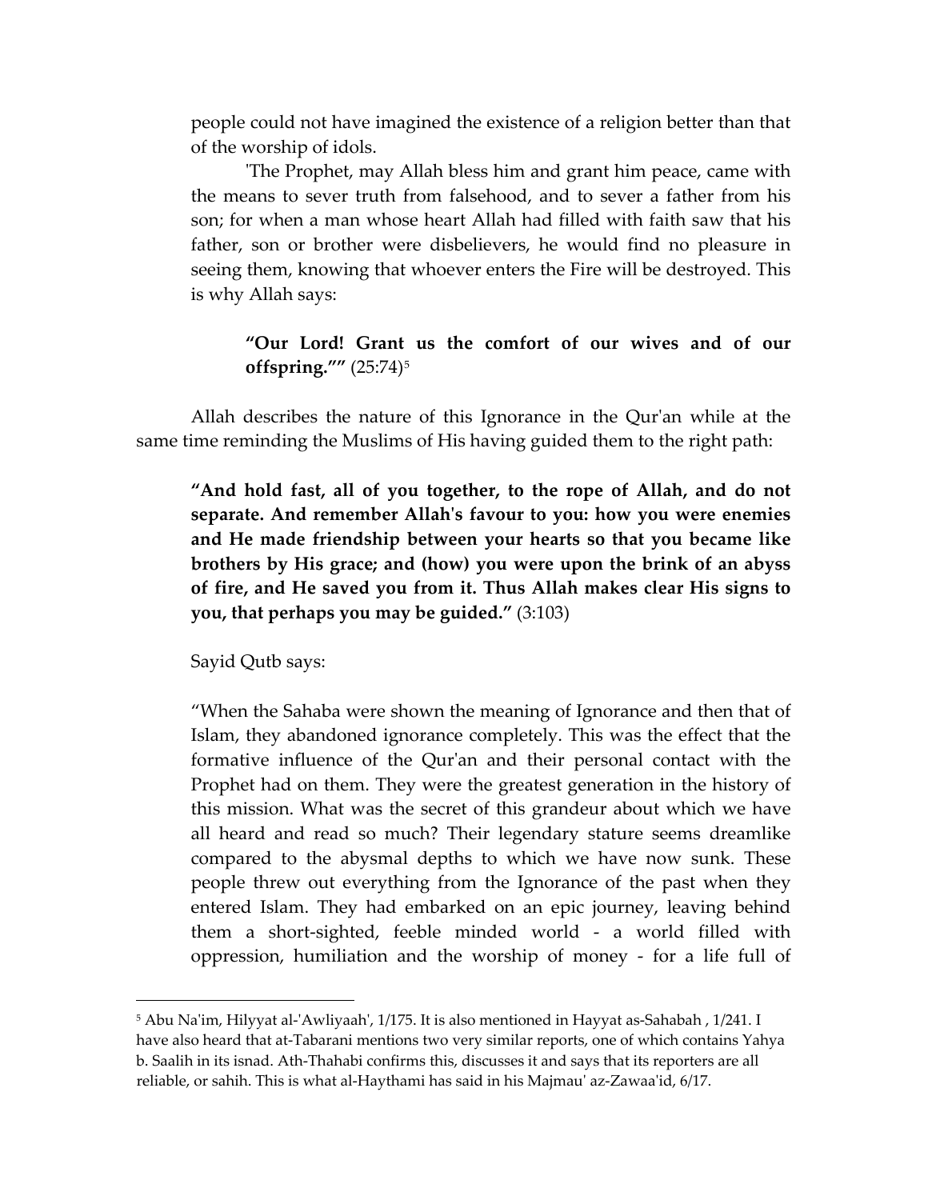people could not have imagined the existence of a religion better than that of the worship of idols.

'The Prophet, may Allah bless him and grant him peace, came with the means to sever truth from falsehood, and to sever a father from his son; for when a man whose heart Allah had filled with faith saw that his father, son or brother were disbelievers, he would find no pleasure in seeing them, knowing that whoever enters the Fire will be destroyed. This is why Allah says:

> **"Our Lord! Grant us the comfort of our wives and of our offspring.""** (25:74)[5]

Allah describes the nature of this Ignorance in the Qur'an while at the same time reminding the Muslims of His having guided them to the right path:

> **"And hold fast, all of you together, to the rope of Allah, and do not separate. And remember Allah's favour to you: how you were enemies and He made friendship between your hearts so that you became like brothers by His grace; and (how) you were upon the brink of an abyss of fire, and He saved you from it. Thus Allah makes clear His signs to you, that perhaps you may be guided."** (3:103)

Sayid Qutb says:

> "When the Sahaba were shown the meaning of Ignorance and then that of Islam, they abandoned ignorance completely. This was the effect that the formative influence of the Qur'an and their personal contact with the Prophet had on them. They were the greatest generation in the history of this mission. What was the secret of this grandeur about which we have all heard and read so much? Their legendary stature seems dreamlike compared to the abysmal depths to which we have now sunk. These people threw out everything from the Ignorance of the past when they entered Islam. They had embarked on an epic journey, leaving behind them a short-sighted, feeble minded world - a world filled with oppression, humiliation and the worship of money - for a life full of

---

[5] Abu Na'im, Hilyyat al-'Awliyaah', 1/175. It is also mentioned in Hayyat as-Sahabah , 1/241. I have also heard that at-Tabarani mentions two very similar reports, one of which contains Yahya b. Saalih in its isnad. Ath-Thahabi confirms this, discusses it and says that its reporters are all reliable, or sahih. This is what al-Haythami has said in his Majmau' az-Zawaa'id, 6/17.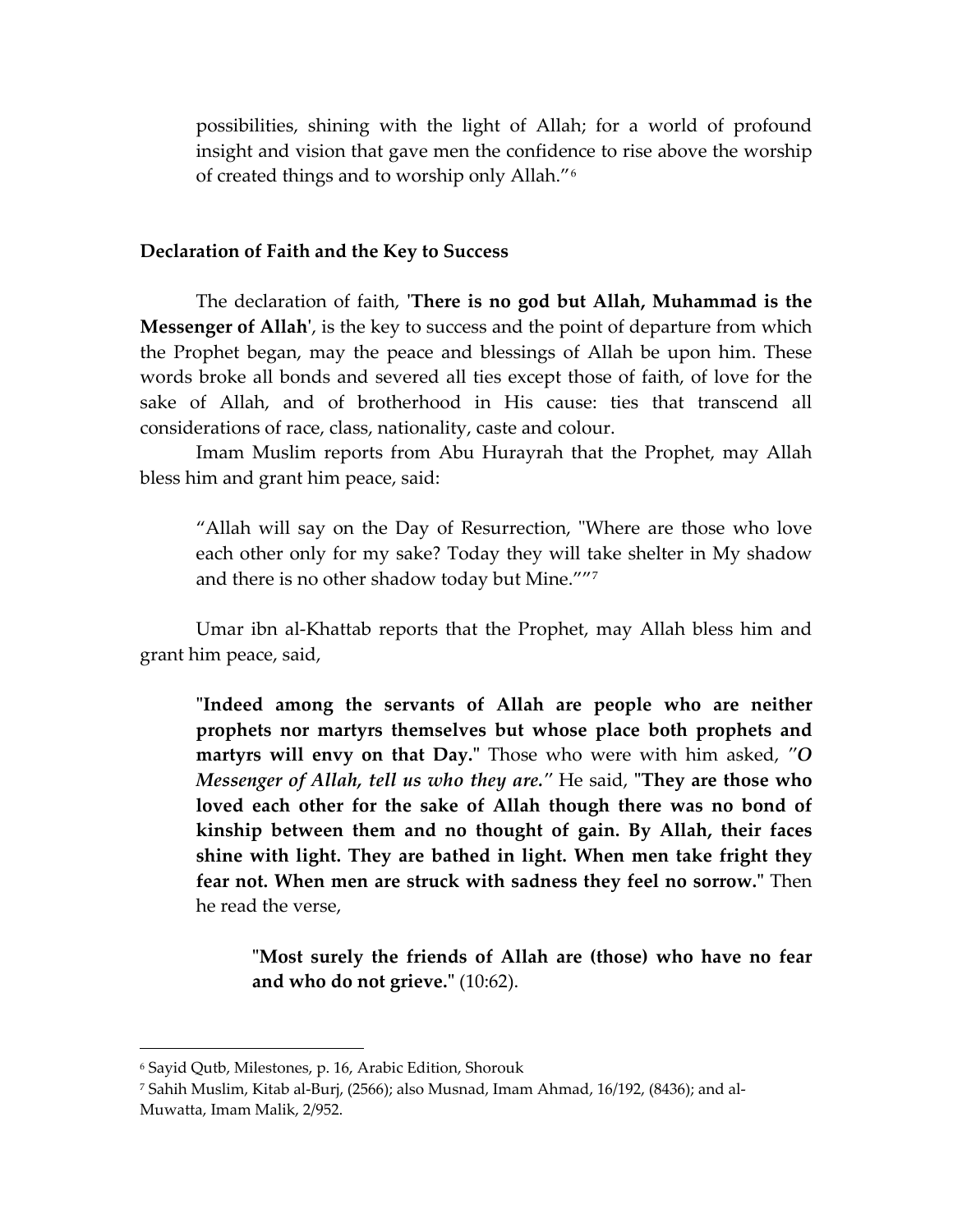> possibilities, shining with the light of Allah; for a world of profound insight and vision that gave men the confidence to rise above the worship of created things and to worship only Allah."[6]

### Declaration of Faith and the Key to Success

The declaration of faith, '**There is no god but Allah, Muhammad is the Messenger of Allah**', is the key to success and the point of departure from which the Prophet began, may the peace and blessings of Allah be upon him. These words broke all bonds and severed all ties except those of faith, of love for the sake of Allah, and of brotherhood in His cause: ties that transcend all considerations of race, class, nationality, caste and colour.

Imam Muslim reports from Abu Hurayrah that the Prophet, may Allah bless him and grant him peace, said:

> "Allah will say on the Day of Resurrection, "Where are those who love each other only for my sake? Today they will take shelter in My shadow and there is no other shadow today but Mine.""[7]

Umar ibn al-Khattab reports that the Prophet, may Allah bless him and grant him peace, said,

> "**Indeed among the servants of Allah are people who are neither prophets nor martyrs themselves but whose place both prophets and martyrs will envy on that Day.**" Those who were with him asked, *"O Messenger of Allah, tell us who they are."* He said, "**They are those who loved each other for the sake of Allah though there was no bond of kinship between them and no thought of gain. By Allah, their faces shine with light. They are bathed in light. When men take fright they fear not. When men are struck with sadness they feel no sorrow.**" Then he read the verse,
>
> > "**Most surely the friends of Allah are (those) who have no fear and who do not grieve.**" (10:62).

---

[6] Sayid Qutb, Milestones, p. 16, Arabic Edition, Shorouk

[7] Sahih Muslim, Kitab al-Burj, (2566); also Musnad, Imam Ahmad, 16/192, (8436); and al-Muwatta, Imam Malik, 2/952.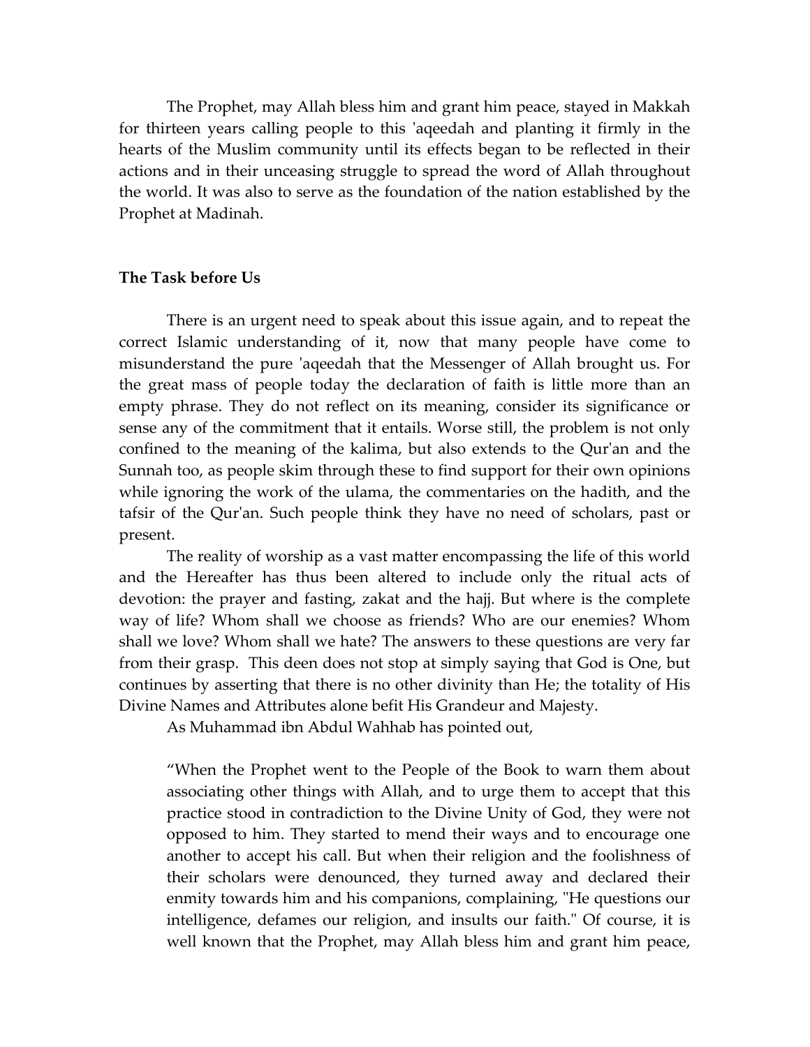The Prophet, may Allah bless him and grant him peace, stayed in Makkah for thirteen years calling people to this 'aqeedah and planting it firmly in the hearts of the Muslim community until its effects began to be reflected in their actions and in their unceasing struggle to spread the word of Allah throughout the world. It was also to serve as the foundation of the nation established by the Prophet at Madinah.

**The Task before Us**

There is an urgent need to speak about this issue again, and to repeat the correct Islamic understanding of it, now that many people have come to misunderstand the pure 'aqeedah that the Messenger of Allah brought us. For the great mass of people today the declaration of faith is little more than an empty phrase. They do not reflect on its meaning, consider its significance or sense any of the commitment that it entails. Worse still, the problem is not only confined to the meaning of the kalima, but also extends to the Qur'an and the Sunnah too, as people skim through these to find support for their own opinions while ignoring the work of the ulama, the commentaries on the hadith, and the tafsir of the Qur'an. Such people think they have no need of scholars, past or present.

The reality of worship as a vast matter encompassing the life of this world and the Hereafter has thus been altered to include only the ritual acts of devotion: the prayer and fasting, zakat and the hajj. But where is the complete way of life? Whom shall we choose as friends? Who are our enemies? Whom shall we love? Whom shall we hate? The answers to these questions are very far from their grasp. This deen does not stop at simply saying that God is One, but continues by asserting that there is no other divinity than He; the totality of His Divine Names and Attributes alone befit His Grandeur and Majesty.

As Muhammad ibn Abdul Wahhab has pointed out,

> "When the Prophet went to the People of the Book to warn them about associating other things with Allah, and to urge them to accept that this practice stood in contradiction to the Divine Unity of God, they were not opposed to him. They started to mend their ways and to encourage one another to accept his call. But when their religion and the foolishness of their scholars were denounced, they turned away and declared their enmity towards him and his companions, complaining, "He questions our intelligence, defames our religion, and insults our faith." Of course, it is well known that the Prophet, may Allah bless him and grant him peace,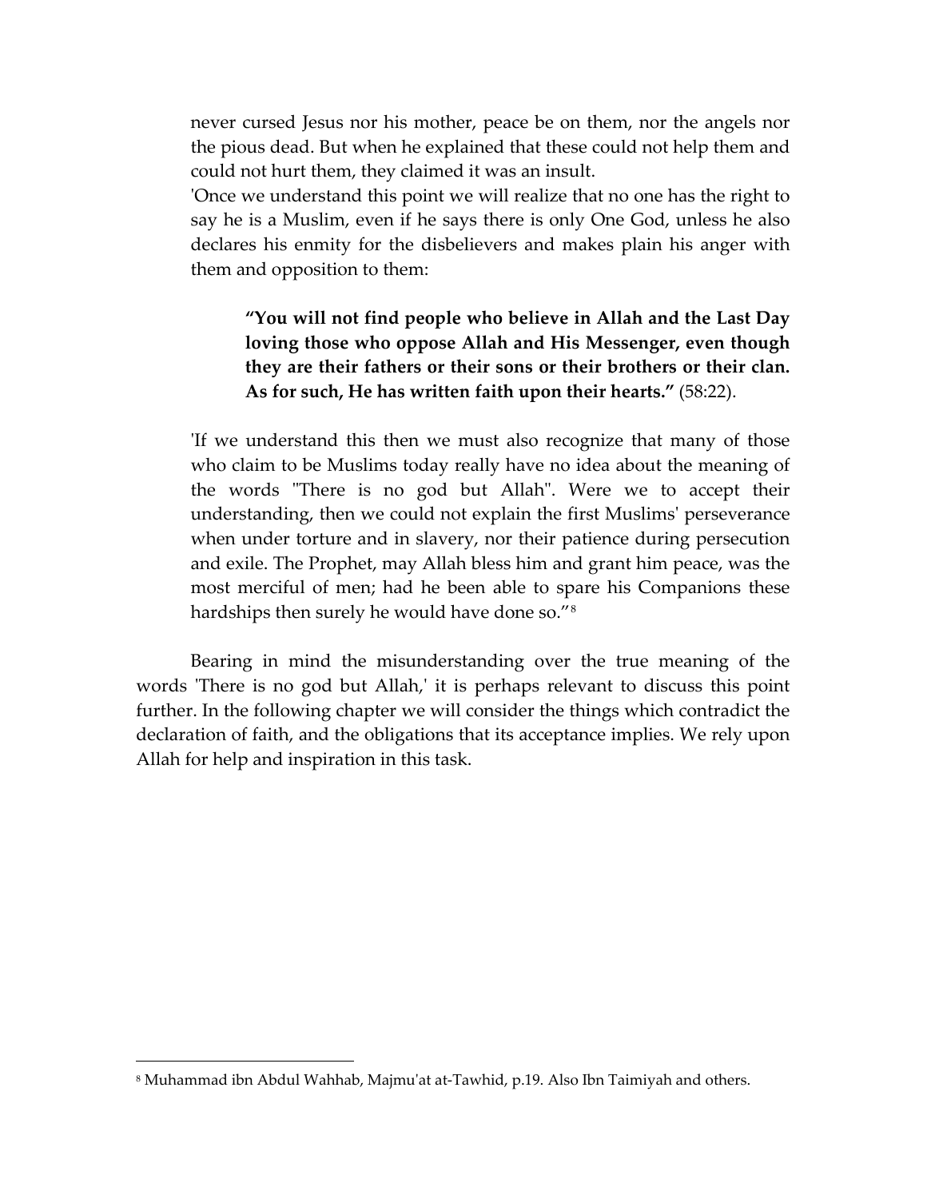never cursed Jesus nor his mother, peace be on them, nor the angels nor the pious dead. But when he explained that these could not help them and could not hurt them, they claimed it was an insult.

'Once we understand this point we will realize that no one has the right to say he is a Muslim, even if he says there is only One God, unless he also declares his enmity for the disbelievers and makes plain his anger with them and opposition to them:

> **"You will not find people who believe in Allah and the Last Day loving those who oppose Allah and His Messenger, even though they are their fathers or their sons or their brothers or their clan. As for such, He has written faith upon their hearts."** (58:22).

'If we understand this then we must also recognize that many of those who claim to be Muslims today really have no idea about the meaning of the words "There is no god but Allah". Were we to accept their understanding, then we could not explain the first Muslims' perseverance when under torture and in slavery, nor their patience during persecution and exile. The Prophet, may Allah bless him and grant him peace, was the most merciful of men; had he been able to spare his Companions these hardships then surely he would have done so."[8]

Bearing in mind the misunderstanding over the true meaning of the words 'There is no god but Allah,' it is perhaps relevant to discuss this point further. In the following chapter we will consider the things which contradict the declaration of faith, and the obligations that its acceptance implies. We rely upon Allah for help and inspiration in this task.

[8] Muhammad ibn Abdul Wahhab, Majmu'at at-Tawhid, p.19. Also Ibn Taimiyah and others.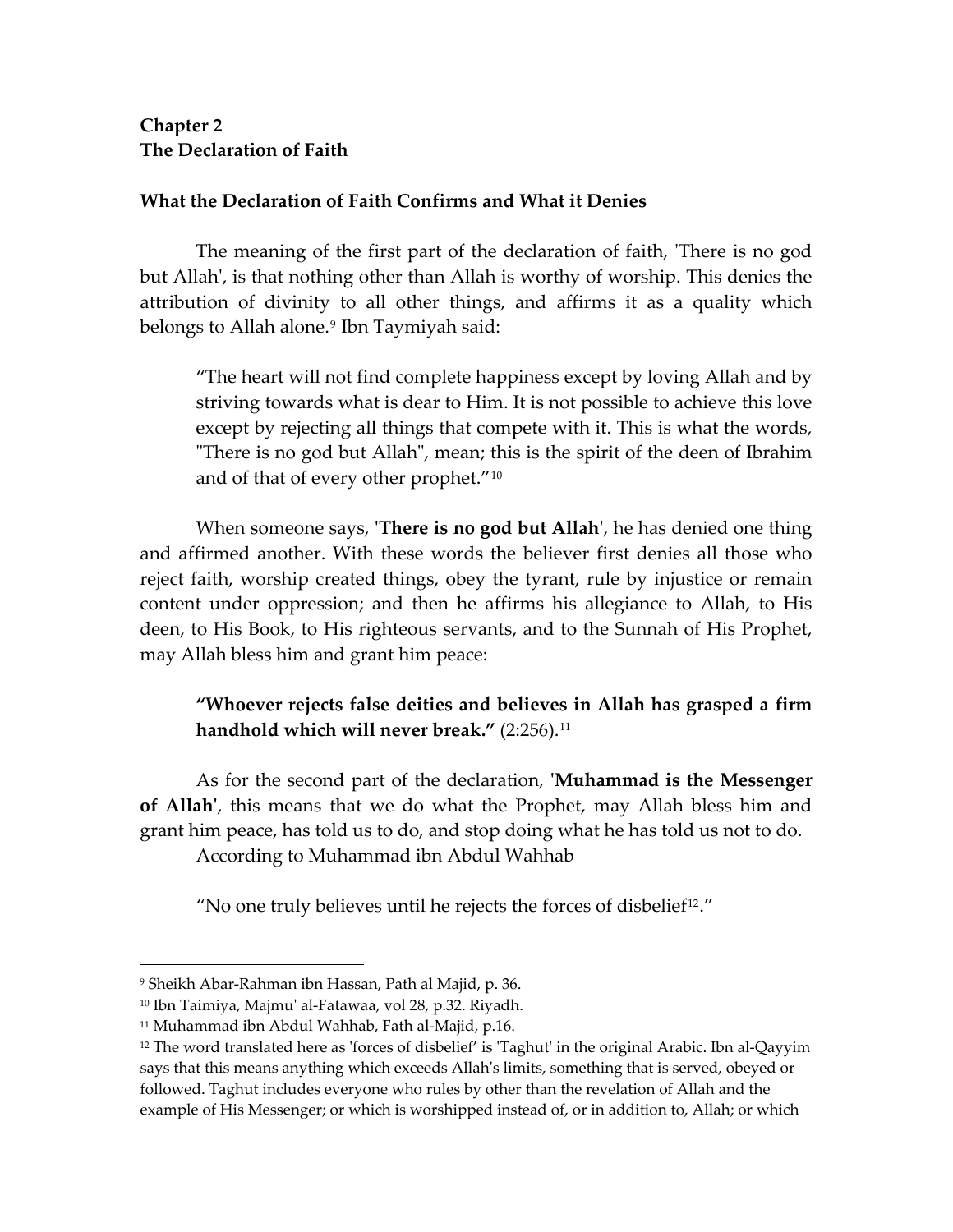## Chapter 2
## The Declaration of Faith

### What the Declaration of Faith Confirms and What it Denies

The meaning of the first part of the declaration of faith, 'There is no god but Allah', is that nothing other than Allah is worthy of worship. This denies the attribution of divinity to all other things, and affirms it as a quality which belongs to Allah alone.[9] Ibn Taymiyah said:

> "The heart will not find complete happiness except by loving Allah and by striving towards what is dear to Him. It is not possible to achieve this love except by rejecting all things that compete with it. This is what the words, "There is no god but Allah", mean; this is the spirit of the deen of Ibrahim and of that of every other prophet."[10]

When someone says, '**There is no god but Allah**', he has denied one thing and affirmed another. With these words the believer first denies all those who reject faith, worship created things, obey the tyrant, rule by injustice or remain content under oppression; and then he affirms his allegiance to Allah, to His deen, to His Book, to His righteous servants, and to the Sunnah of His Prophet, may Allah bless him and grant him peace:

> **"Whoever rejects false deities and believes in Allah has grasped a firm handhold which will never break."** (2:256).[11]

As for the second part of the declaration, '**Muhammad is the Messenger of Allah**', this means that we do what the Prophet, may Allah bless him and grant him peace, has told us to do, and stop doing what he has told us not to do.

According to Muhammad ibn Abdul Wahhab

> "No one truly believes until he rejects the forces of disbelief[12]."

---

[9] Sheikh Abar-Rahman ibn Hassan, Path al Majid, p. 36.

[10] Ibn Taimiya, Majmu' al-Fatawaa, vol 28, p.32. Riyadh.

[11] Muhammad ibn Abdul Wahhab, Fath al-Majid, p.16.

[12] The word translated here as 'forces of disbelief' is 'Taghut' in the original Arabic. Ibn al-Qayyim says that this means anything which exceeds Allah's limits, something that is served, obeyed or followed. Taghut includes everyone who rules by other than the revelation of Allah and the example of His Messenger; or which is worshipped instead of, or in addition to, Allah; or which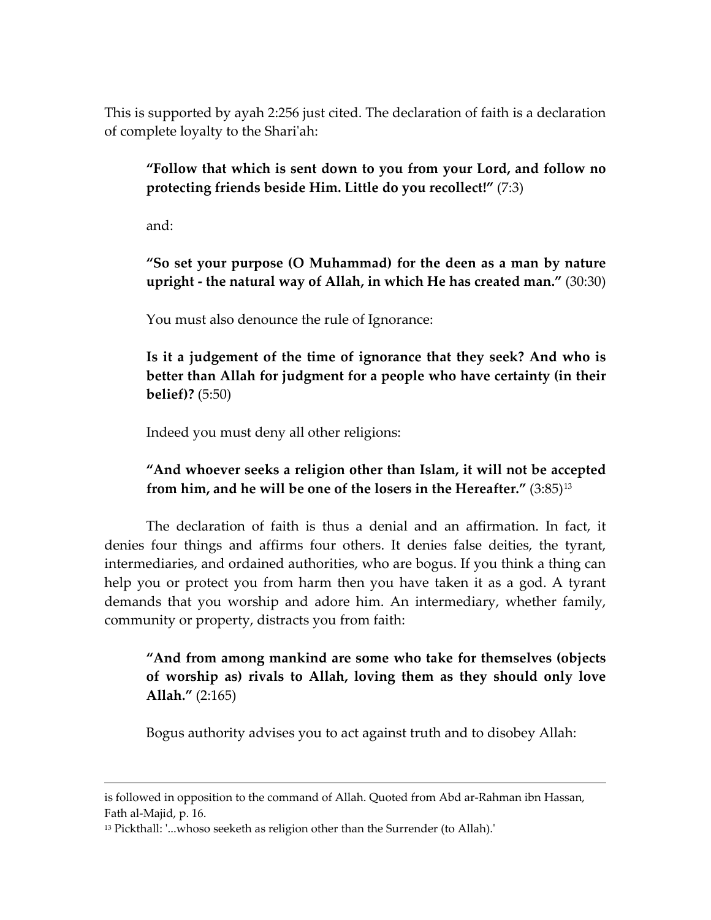This is supported by ayah 2:256 just cited. The declaration of faith is a declaration of complete loyalty to the Shari'ah:

> **"Follow that which is sent down to you from your Lord, and follow no protecting friends beside Him. Little do you recollect!"** (7:3)
>
> and:
>
> **"So set your purpose (O Muhammad) for the deen as a man by nature upright - the natural way of Allah, in which He has created man."** (30:30)
>
> You must also denounce the rule of Ignorance:
>
> **Is it a judgement of the time of ignorance that they seek? And who is better than Allah for judgment for a people who have certainty (in their belief)?** (5:50)
>
> Indeed you must deny all other religions:
>
> **"And whoever seeks a religion other than Islam, it will not be accepted from him, and he will be one of the losers in the Hereafter."** (3:85)[13]

The declaration of faith is thus a denial and an affirmation. In fact, it denies four things and affirms four others. It denies false deities, the tyrant, intermediaries, and ordained authorities, who are bogus. If you think a thing can help you or protect you from harm then you have taken it as a god. A tyrant demands that you worship and adore him. An intermediary, whether family, community or property, distracts you from faith:

> **"And from among mankind are some who take for themselves (objects of worship as) rivals to Allah, loving them as they should only love Allah."** (2:165)
>
> Bogus authority advises you to act against truth and to disobey Allah:

---

is followed in opposition to the command of Allah. Quoted from Abd ar-Rahman ibn Hassan, Fath al-Majid, p. 16.

[13] Pickthall: '...whoso seeketh as religion other than the Surrender (to Allah).'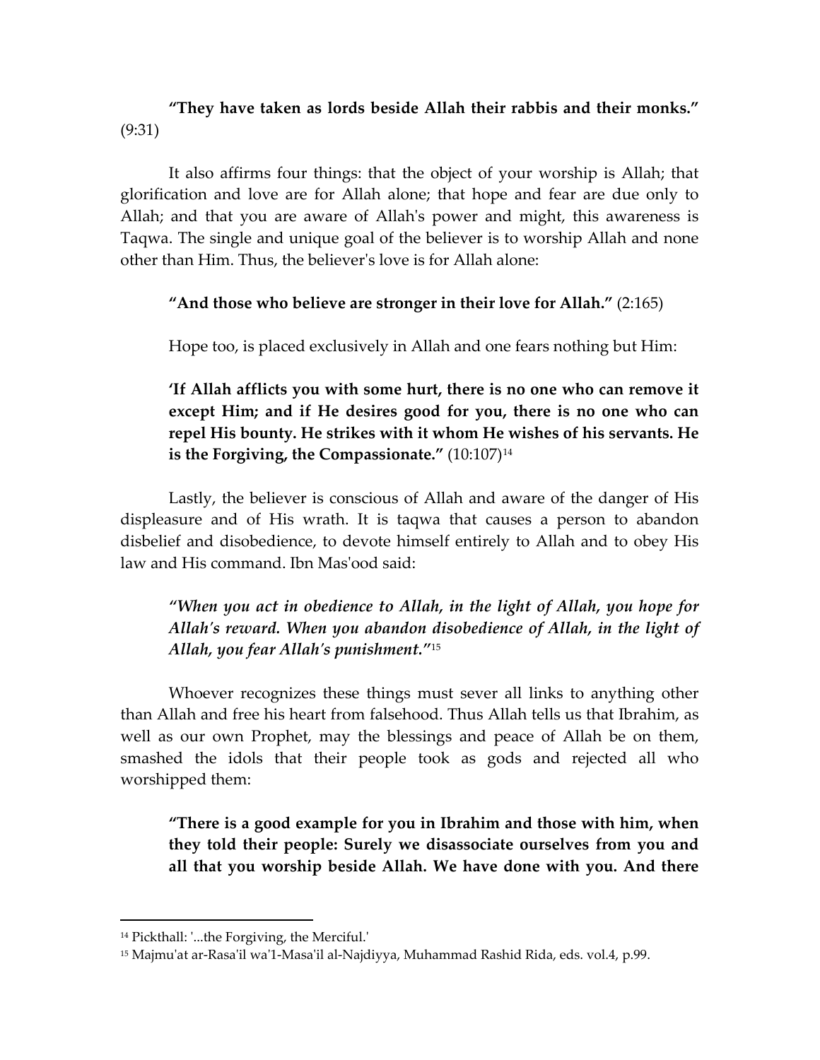**"They have taken as lords beside Allah their rabbis and their monks."** (9:31)

It also affirms four things: that the object of your worship is Allah; that glorification and love are for Allah alone; that hope and fear are due only to Allah; and that you are aware of Allah's power and might, this awareness is Taqwa. The single and unique goal of the believer is to worship Allah and none other than Him. Thus, the believer's love is for Allah alone:

> **"And those who believe are stronger in their love for Allah."** (2:165)

Hope too, is placed exclusively in Allah and one fears nothing but Him:

> **'If Allah afflicts you with some hurt, there is no one who can remove it except Him; and if He desires good for you, there is no one who can repel His bounty. He strikes with it whom He wishes of his servants. He is the Forgiving, the Compassionate."** (10:107)[14]

Lastly, the believer is conscious of Allah and aware of the danger of His displeasure and of His wrath. It is taqwa that causes a person to abandon disbelief and disobedience, to devote himself entirely to Allah and to obey His law and His command. Ibn Mas'ood said:

> ***"When you act in obedience to Allah, in the light of Allah, you hope for Allah's reward. When you abandon disobedience of Allah, in the light of Allah, you fear Allah's punishment."***[15]

Whoever recognizes these things must sever all links to anything other than Allah and free his heart from falsehood. Thus Allah tells us that Ibrahim, as well as our own Prophet, may the blessings and peace of Allah be on them, smashed the idols that their people took as gods and rejected all who worshipped them:

> **"There is a good example for you in Ibrahim and those with him, when they told their people: Surely we disassociate ourselves from you and all that you worship beside Allah. We have done with you. And there**

---

[14] Pickthall: '...the Forgiving, the Merciful.'

[15] Majmu'at ar-Rasa'il wa'1-Masa'il al-Najdiyya, Muhammad Rashid Rida, eds. vol.4, p.99.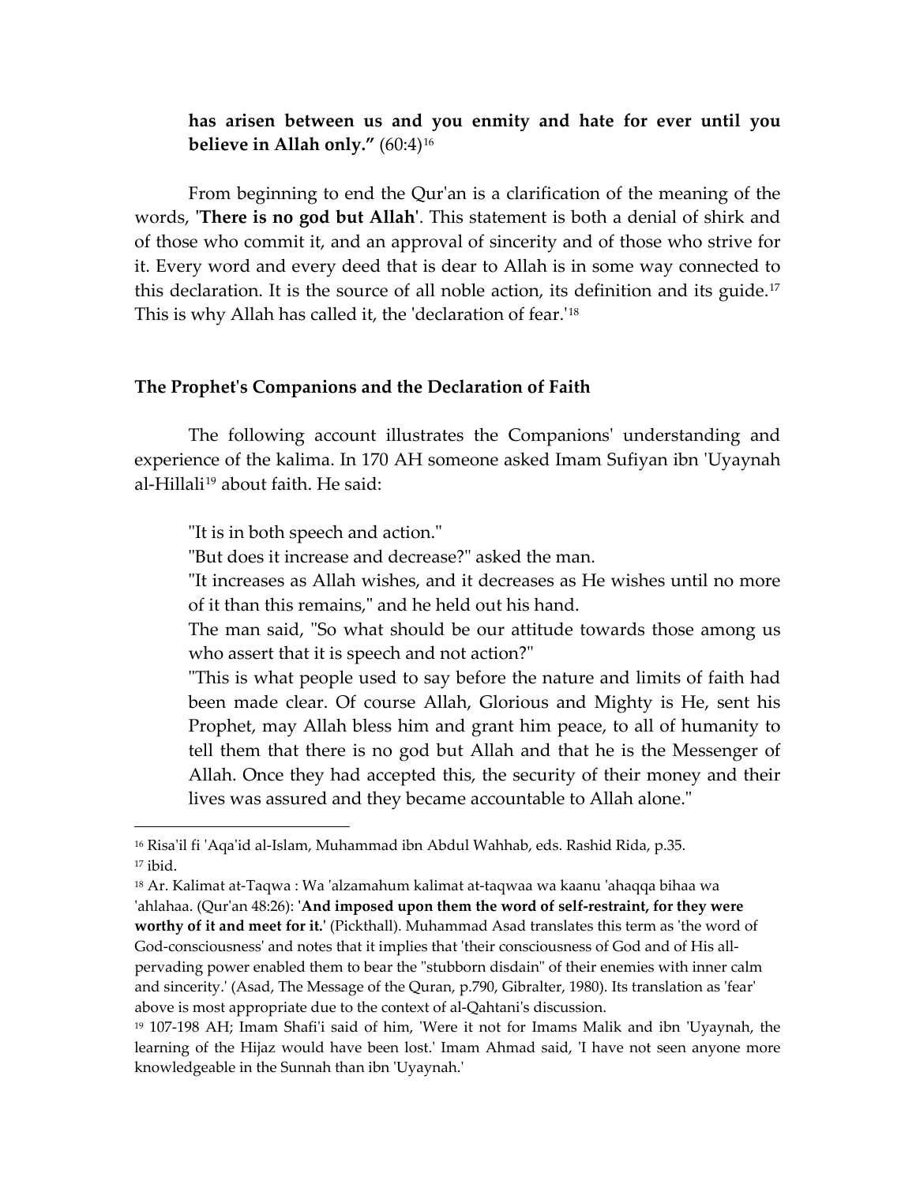**has arisen between us and you enmity and hate for ever until you believe in Allah only."** (60:4)[16]

From beginning to end the Qur'an is a clarification of the meaning of the words, '**There is no god but Allah**'. This statement is both a denial of shirk and of those who commit it, and an approval of sincerity and of those who strive for it. Every word and every deed that is dear to Allah is in some way connected to this declaration. It is the source of all noble action, its definition and its guide.[17] This is why Allah has called it, the 'declaration of fear.'[18]

### The Prophet's Companions and the Declaration of Faith

The following account illustrates the Companions' understanding and experience of the kalima. In 170 AH someone asked Imam Sufiyan ibn 'Uyaynah al-Hillali[19] about faith. He said:

> "It is in both speech and action."
>
> "But does it increase and decrease?" asked the man.
>
> "It increases as Allah wishes, and it decreases as He wishes until no more of it than this remains," and he held out his hand.
>
> The man said, "So what should be our attitude towards those among us who assert that it is speech and not action?"
>
> "This is what people used to say before the nature and limits of faith had been made clear. Of course Allah, Glorious and Mighty is He, sent his Prophet, may Allah bless him and grant him peace, to all of humanity to tell them that there is no god but Allah and that he is the Messenger of Allah. Once they had accepted this, the security of their money and their lives was assured and they became accountable to Allah alone."

---

[16] Risa'il fi 'Aqa'id al-Islam, Muhammad ibn Abdul Wahhab, eds. Rashid Rida, p.35.

[17] ibid.

[18] Ar. Kalimat at-Taqwa : Wa 'alzamahum kalimat at-taqwaa wa kaanu 'ahaqqa bihaa wa 'ahlahaa. (Qur'an 48:26): '**And imposed upon them the word of self-restraint, for they were worthy of it and meet for it.'** (Pickthall). Muhammad Asad translates this term as 'the word of God-consciousness' and notes that it implies that 'their consciousness of God and of His all-pervading power enabled them to bear the "stubborn disdain" of their enemies with inner calm and sincerity.' (Asad, The Message of the Quran, p.790, Gibralter, 1980). Its translation as 'fear' above is most appropriate due to the context of al-Qahtani's discussion.

[19] 107-198 AH; Imam Shafi'i said of him, 'Were it not for Imams Malik and ibn 'Uyaynah, the learning of the Hijaz would have been lost.' Imam Ahmad said, 'I have not seen anyone more knowledgeable in the Sunnah than ibn 'Uyaynah.'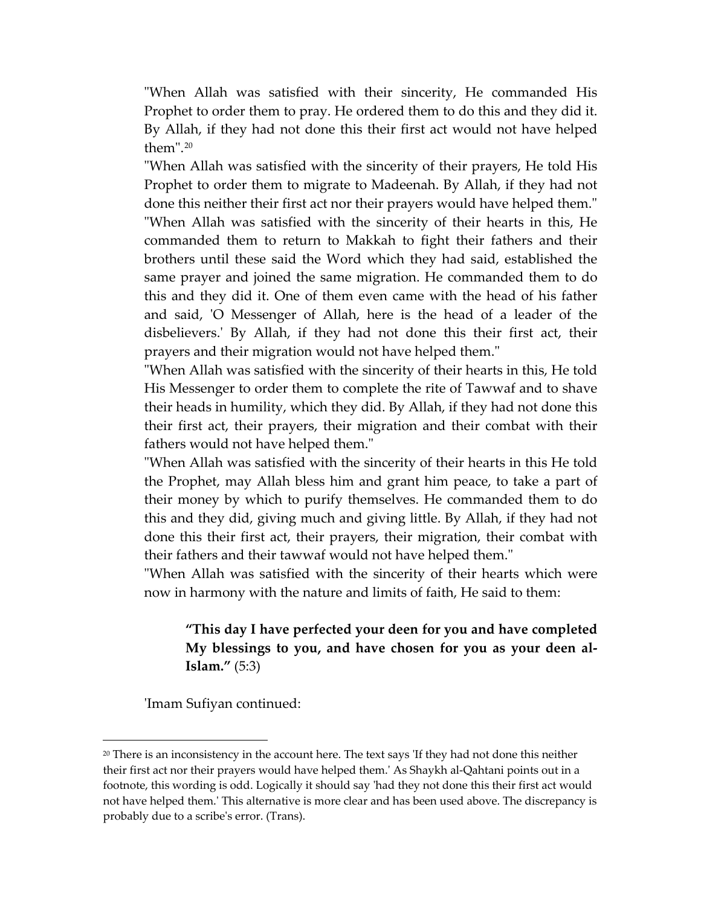"When Allah was satisfied with their sincerity, He commanded His Prophet to order them to pray. He ordered them to do this and they did it. By Allah, if they had not done this their first act would not have helped them".[20]

"When Allah was satisfied with the sincerity of their prayers, He told His Prophet to order them to migrate to Madeenah. By Allah, if they had not done this neither their first act nor their prayers would have helped them."

"When Allah was satisfied with the sincerity of their hearts in this, He commanded them to return to Makkah to fight their fathers and their brothers until these said the Word which they had said, established the same prayer and joined the same migration. He commanded them to do this and they did it. One of them even came with the head of his father and said, 'O Messenger of Allah, here is the head of a leader of the disbelievers.' By Allah, if they had not done this their first act, their prayers and their migration would not have helped them."

"When Allah was satisfied with the sincerity of their hearts in this, He told His Messenger to order them to complete the rite of Tawwaf and to shave their heads in humility, which they did. By Allah, if they had not done this their first act, their prayers, their migration and their combat with their fathers would not have helped them."

"When Allah was satisfied with the sincerity of their hearts in this He told the Prophet, may Allah bless him and grant him peace, to take a part of their money by which to purify themselves. He commanded them to do this and they did, giving much and giving little. By Allah, if they had not done this their first act, their prayers, their migration, their combat with their fathers and their tawwaf would not have helped them."

"When Allah was satisfied with the sincerity of their hearts which were now in harmony with the nature and limits of faith, He said to them:

> **"This day I have perfected your deen for you and have completed My blessings to you, and have chosen for you as your deen al-Islam."** (5:3)

'Imam Sufiyan continued:

---

[20] There is an inconsistency in the account here. The text says 'If they had not done this neither their first act nor their prayers would have helped them.' As Shaykh al-Qahtani points out in a footnote, this wording is odd. Logically it should say 'had they not done this their first act would not have helped them.' This alternative is more clear and has been used above. The discrepancy is probably due to a scribe's error. (Trans).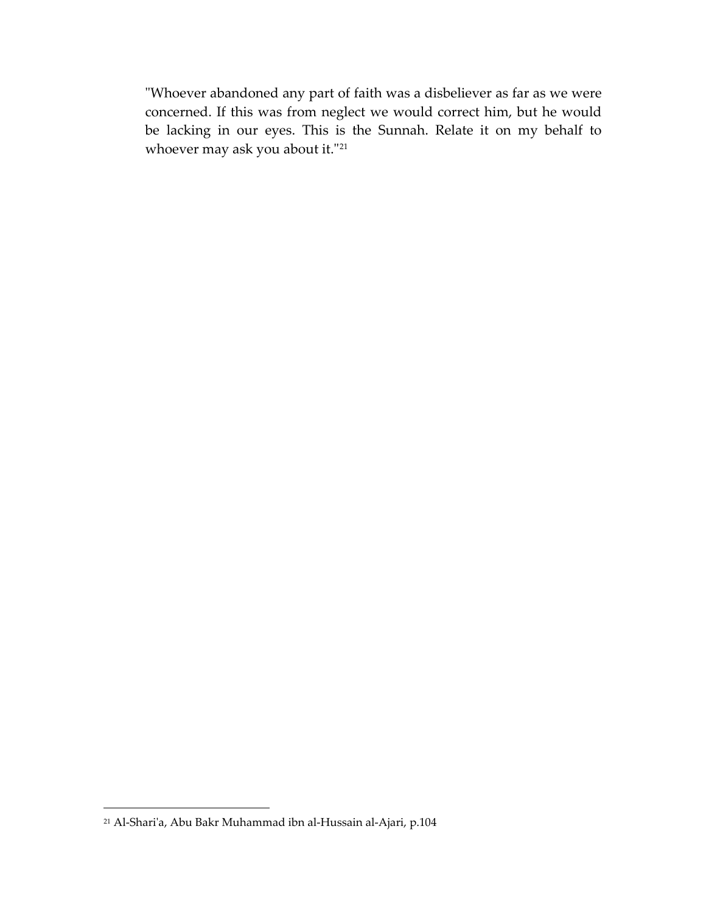"Whoever abandoned any part of faith was a disbeliever as far as we were concerned. If this was from neglect we would correct him, but he would be lacking in our eyes. This is the Sunnah. Relate it on my behalf to whoever may ask you about it."[21]

---

[21] Al-Shari'a, Abu Bakr Muhammad ibn al-Hussain al-Ajari, p.104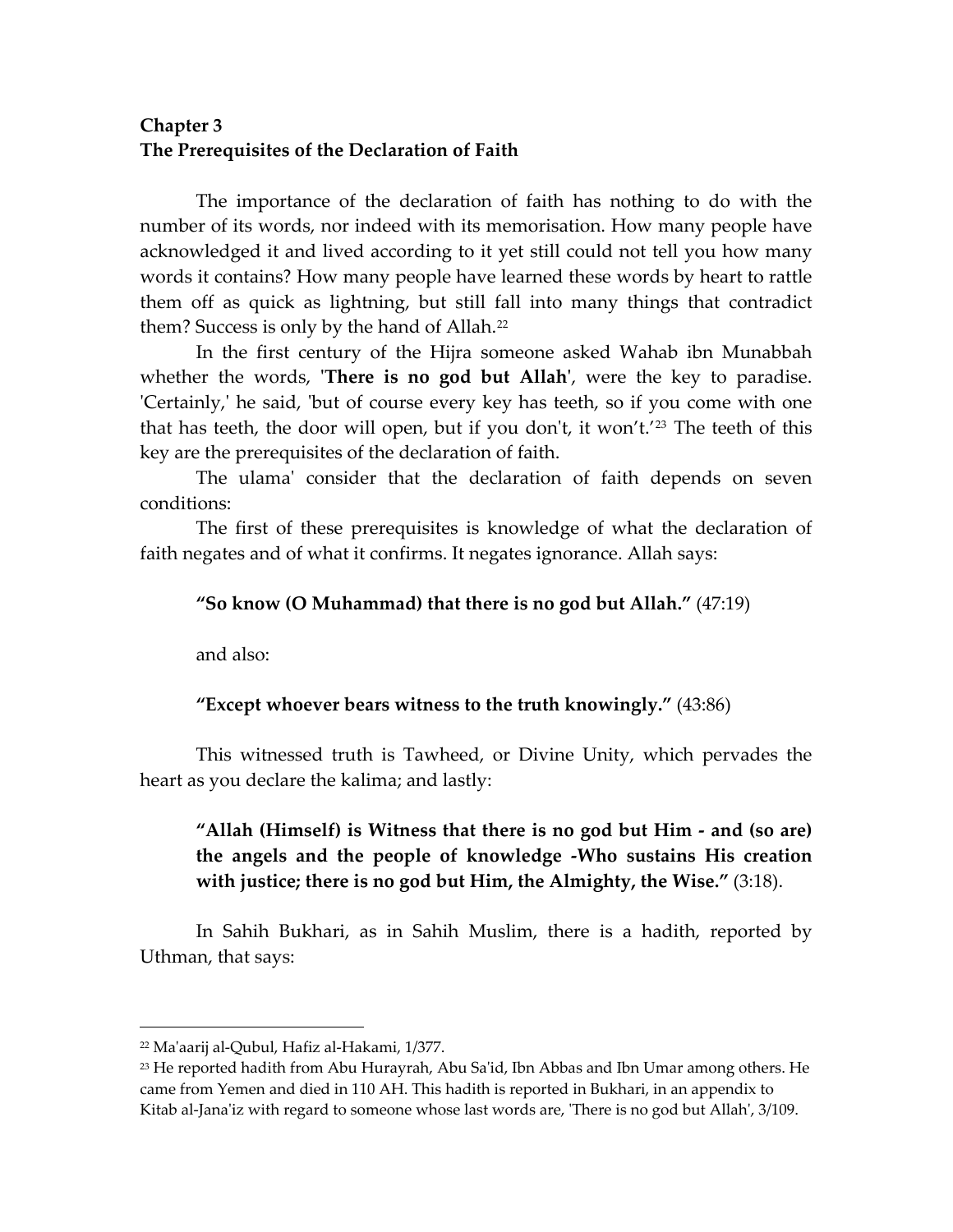## Chapter 3
## The Prerequisites of the Declaration of Faith

The importance of the declaration of faith has nothing to do with the number of its words, nor indeed with its memorisation. How many people have acknowledged it and lived according to it yet still could not tell you how many words it contains? How many people have learned these words by heart to rattle them off as quick as lightning, but still fall into many things that contradict them? Success is only by the hand of Allah.[22]

In the first century of the Hijra someone asked Wahab ibn Munabbah whether the words, '**There is no god but Allah**', were the key to paradise. 'Certainly,' he said, 'but of course every key has teeth, so if you come with one that has teeth, the door will open, but if you don't, it won't.'[23] The teeth of this key are the prerequisites of the declaration of faith.

The ulama' consider that the declaration of faith depends on seven conditions:

The first of these prerequisites is knowledge of what the declaration of faith negates and of what it confirms. It negates ignorance. Allah says:

> **"So know (O Muhammad) that there is no god but Allah."** (47:19)

and also:

> **"Except whoever bears witness to the truth knowingly."** (43:86)

This witnessed truth is Tawheed, or Divine Unity, which pervades the heart as you declare the kalima; and lastly:

> **"Allah (Himself) is Witness that there is no god but Him - and (so are) the angels and the people of knowledge -Who sustains His creation with justice; there is no god but Him, the Almighty, the Wise."** (3:18).

In Sahih Bukhari, as in Sahih Muslim, there is a hadith, reported by Uthman, that says:

---

[22] Ma'aarij al-Qubul, Hafiz al-Hakami, 1/377.

[23] He reported hadith from Abu Hurayrah, Abu Sa'id, Ibn Abbas and Ibn Umar among others. He came from Yemen and died in 110 AH. This hadith is reported in Bukhari, in an appendix to Kitab al-Jana'iz with regard to someone whose last words are, 'There is no god but Allah', 3/109.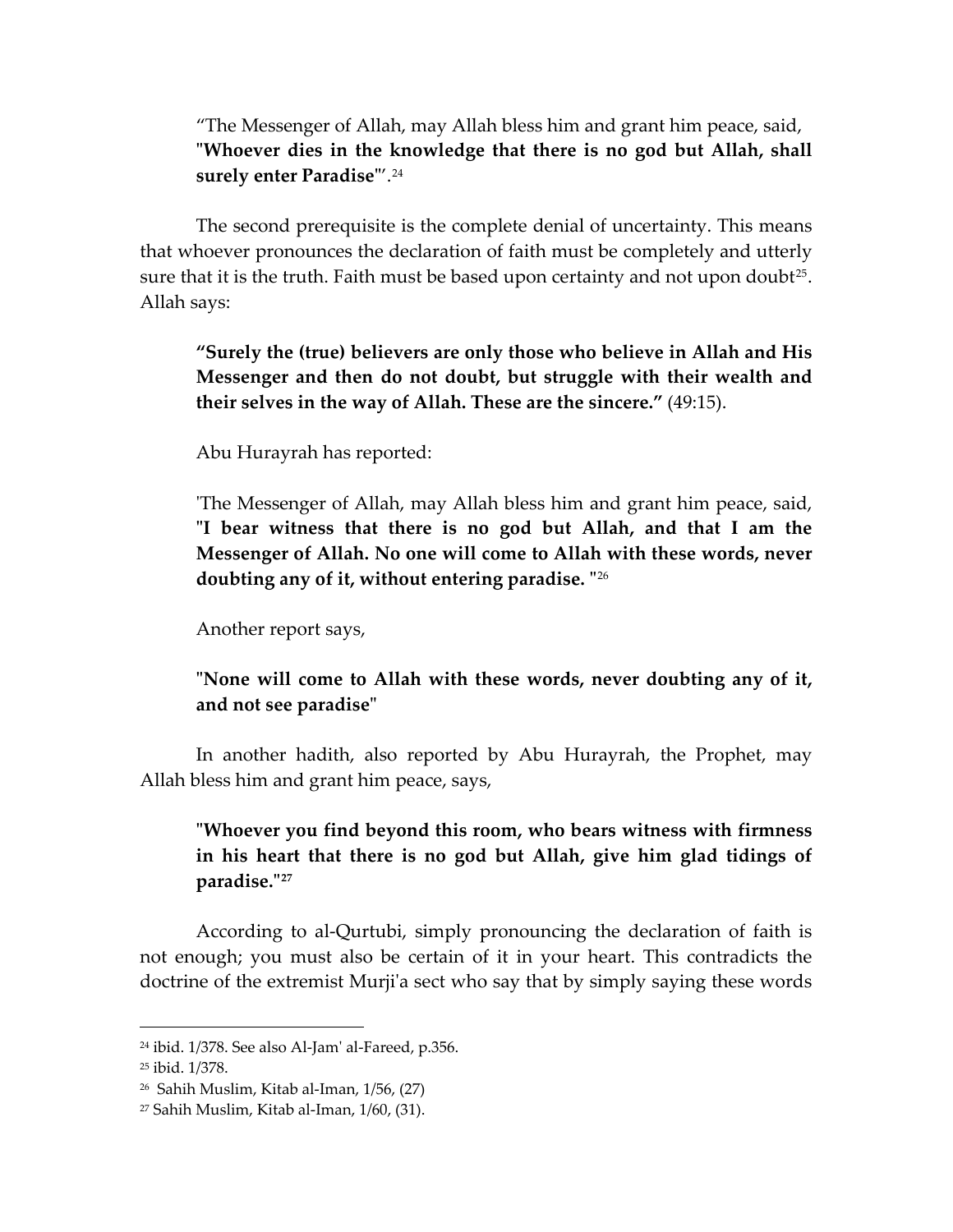> "The Messenger of Allah, may Allah bless him and grant him peace, said, "**Whoever dies in the knowledge that there is no god but Allah, shall surely enter Paradise**"'.[24]

The second prerequisite is the complete denial of uncertainty. This means that whoever pronounces the declaration of faith must be completely and utterly sure that it is the truth. Faith must be based upon certainty and not upon doubt[25]. Allah says:

> **"Surely the (true) believers are only those who believe in Allah and His Messenger and then do not doubt, but struggle with their wealth and their selves in the way of Allah. These are the sincere."** (49:15).

> Abu Hurayrah has reported:

> 'The Messenger of Allah, may Allah bless him and grant him peace, said, "**I bear witness that there is no god but Allah, and that I am the Messenger of Allah. No one will come to Allah with these words, never doubting any of it, without entering paradise.** "[26]

> Another report says,

> "**None will come to Allah with these words, never doubting any of it, and not see paradise**"

In another hadith, also reported by Abu Hurayrah, the Prophet, may Allah bless him and grant him peace, says,

> **"Whoever you find beyond this room, who bears witness with firmness in his heart that there is no god but Allah, give him glad tidings of paradise."[27]**

According to al-Qurtubi, simply pronouncing the declaration of faith is not enough; you must also be certain of it in your heart. This contradicts the doctrine of the extremist Murji'a sect who say that by simply saying these words

---

[24] ibid. 1/378. See also Al-Jam' al-Fareed, p.356.

[25] ibid. 1/378.

[26] Sahih Muslim, Kitab al-Iman, 1/56, (27)

[27] Sahih Muslim, Kitab al-Iman, 1/60, (31).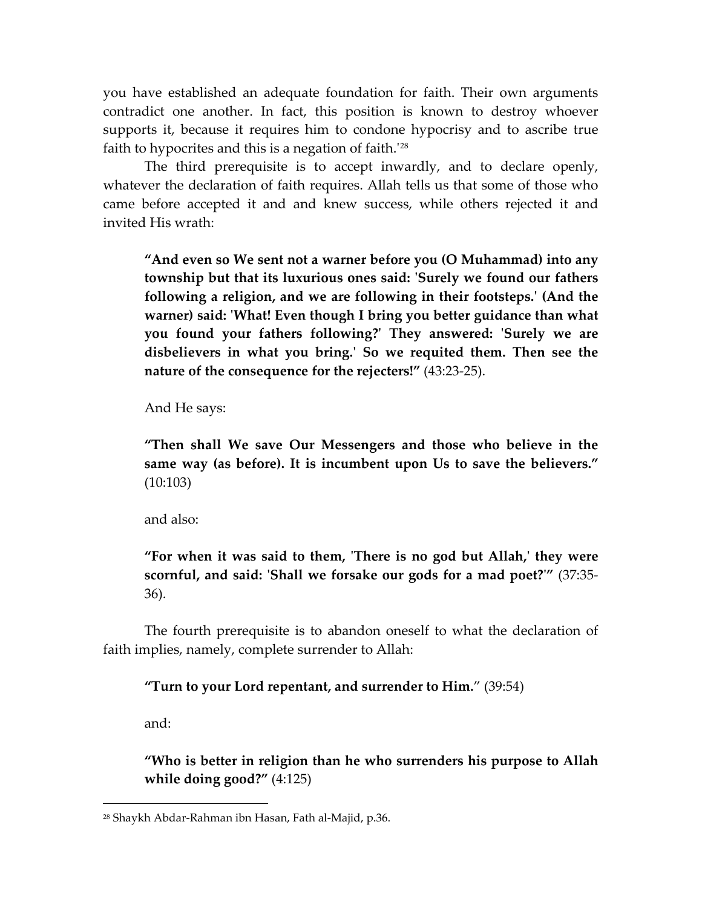you have established an adequate foundation for faith. Their own arguments contradict one another. In fact, this position is known to destroy whoever supports it, because it requires him to condone hypocrisy and to ascribe true faith to hypocrites and this is a negation of faith.'[28]

The third prerequisite is to accept inwardly, and to declare openly, whatever the declaration of faith requires. Allah tells us that some of those who came before accepted it and and knew success, while others rejected it and invited His wrath:

> **"And even so We sent not a warner before you (O Muhammad) into any township but that its luxurious ones said: 'Surely we found our fathers following a religion, and we are following in their footsteps.' (And the warner) said: 'What! Even though I bring you better guidance than what you found your fathers following?' They answered: 'Surely we are disbelievers in what you bring.' So we requited them. Then see the nature of the consequence for the rejecters!"** (43:23-25).

And He says:

> **"Then shall We save Our Messengers and those who believe in the same way (as before). It is incumbent upon Us to save the believers."** (10:103)

and also:

> **"For when it was said to them, 'There is no god but Allah,' they were scornful, and said: 'Shall we forsake our gods for a mad poet?'"** (37:35-36).

The fourth prerequisite is to abandon oneself to what the declaration of faith implies, namely, complete surrender to Allah:

> **"Turn to your Lord repentant, and surrender to Him."** (39:54)

and:

> **"Who is better in religion than he who surrenders his purpose to Allah while doing good?"** (4:125)

---

[28] Shaykh Abdar-Rahman ibn Hasan, Fath al-Majid, p.36.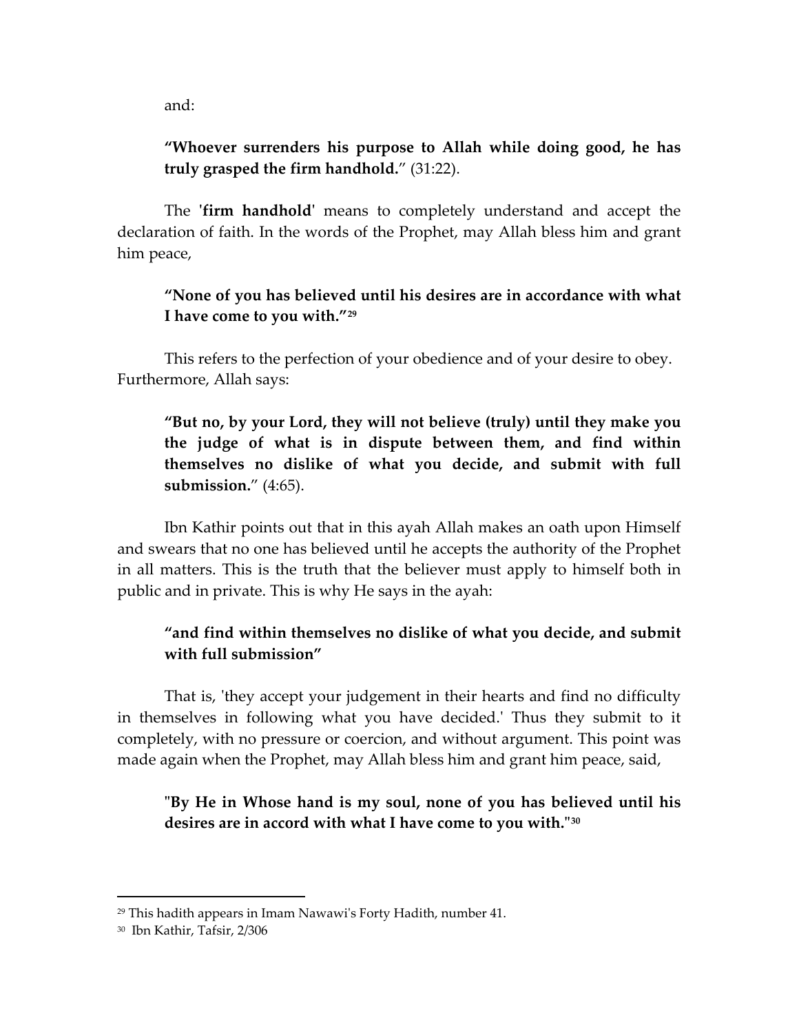and:

> **“Whoever surrenders his purpose to Allah while doing good, he has truly grasped the firm handhold.**” (31:22).

The '**firm handhold**' means to completely understand and accept the declaration of faith. In the words of the Prophet, may Allah bless him and grant him peace,

> **“None of you has believed until his desires are in accordance with what I have come to you with.”**[29]

This refers to the perfection of your obedience and of your desire to obey. Furthermore, Allah says:

> **“But no, by your Lord, they will not believe (truly) until they make you the judge of what is in dispute between them, and find within themselves no dislike of what you decide, and submit with full submission.**” (4:65).

Ibn Kathir points out that in this ayah Allah makes an oath upon Himself and swears that no one has believed until he accepts the authority of the Prophet in all matters. This is the truth that the believer must apply to himself both in public and in private. This is why He says in the ayah:

> **“and find within themselves no dislike of what you decide, and submit with full submission”**

That is, 'they accept your judgement in their hearts and find no difficulty in themselves in following what you have decided.' Thus they submit to it completely, with no pressure or coercion, and without argument. This point was made again when the Prophet, may Allah bless him and grant him peace, said,

> **"By He in Whose hand is my soul, none of you has believed until his desires are in accord with what I have come to you with."**[30]

---

[29] This hadith appears in Imam Nawawi's Forty Hadith, number 41.

[30] Ibn Kathir, Tafsir, 2/306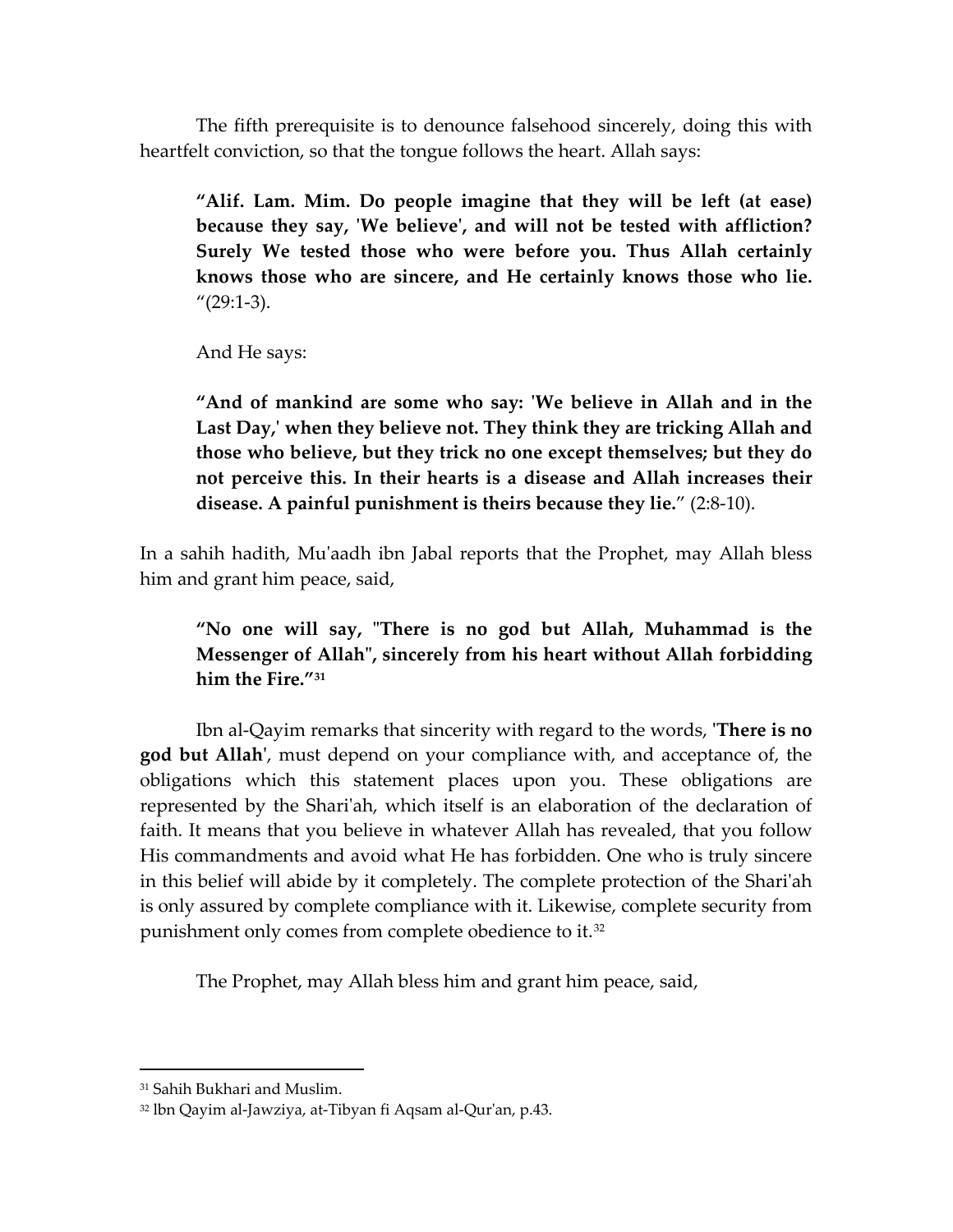The fifth prerequisite is to denounce falsehood sincerely, doing this with heartfelt conviction, so that the tongue follows the heart. Allah says:

> **"Alif. Lam. Mim. Do people imagine that they will be left (at ease) because they say, 'We believe', and will not be tested with affliction? Surely We tested those who were before you. Thus Allah certainly knows those who are sincere, and He certainly knows those who lie.** "(29:1-3).

> And He says:

> **"And of mankind are some who say: 'We believe in Allah and in the Last Day,' when they believe not. They think they are tricking Allah and those who believe, but they trick no one except themselves; but they do not perceive this. In their hearts is a disease and Allah increases their disease. A painful punishment is theirs because they lie.**" (2:8-10).

In a sahih hadith, Mu'aadh ibn Jabal reports that the Prophet, may Allah bless him and grant him peace, said,

> **"No one will say, "There is no god but Allah, Muhammad is the Messenger of Allah", sincerely from his heart without Allah forbidding him the Fire."**[31]

Ibn al-Qayim remarks that sincerity with regard to the words, '**There is no god but Allah**', must depend on your compliance with, and acceptance of, the obligations which this statement places upon you. These obligations are represented by the Shari'ah, which itself is an elaboration of the declaration of faith. It means that you believe in whatever Allah has revealed, that you follow His commandments and avoid what He has forbidden. One who is truly sincere in this belief will abide by it completely. The complete protection of the Shari'ah is only assured by complete compliance with it. Likewise, complete security from punishment only comes from complete obedience to it.[32]

The Prophet, may Allah bless him and grant him peace, said,

---

[31] Sahih Bukhari and Muslim.

[32] lbn Qayim al-Jawziya, at-Tibyan fi Aqsam al-Qur'an, p.43.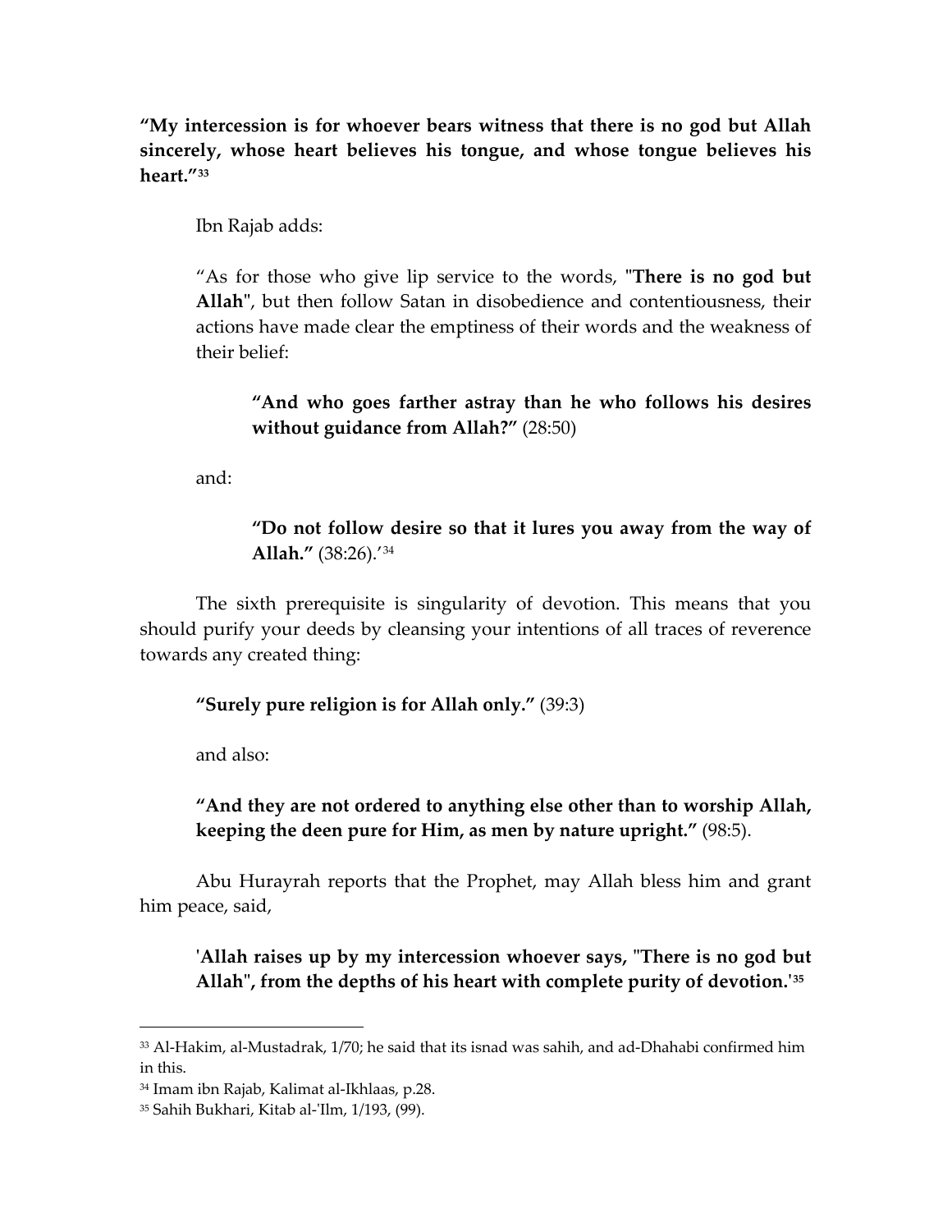**"My intercession is for whoever bears witness that there is no god but Allah sincerely, whose heart believes his tongue, and whose tongue believes his heart."**[33]

Ibn Rajab adds:

> "As for those who give lip service to the words, "**There is no god but Allah**", but then follow Satan in disobedience and contentiousness, their actions have made clear the emptiness of their words and the weakness of their belief:
>
> > **"And who goes farther astray than he who follows his desires without guidance from Allah?"** (28:50)
>
> and:
>
> > **"Do not follow desire so that it lures you away from the way of Allah."** (38:26).'[34]

The sixth prerequisite is singularity of devotion. This means that you should purify your deeds by cleansing your intentions of all traces of reverence towards any created thing:

> **"Surely pure religion is for Allah only."** (39:3)

and also:

> **"And they are not ordered to anything else other than to worship Allah, keeping the deen pure for Him, as men by nature upright."** (98:5).

Abu Hurayrah reports that the Prophet, may Allah bless him and grant him peace, said,

> **'Allah raises up by my intercession whoever says, "There is no god but Allah", from the depths of his heart with complete purity of devotion.'**[35]

---

[33] Al-Hakim, al-Mustadrak, 1/70; he said that its isnad was sahih, and ad-Dhahabi confirmed him in this.

[34] Imam ibn Rajab, Kalimat al-Ikhlaas, p.28.

[35] Sahih Bukhari, Kitab al-'Ilm, 1/193, (99).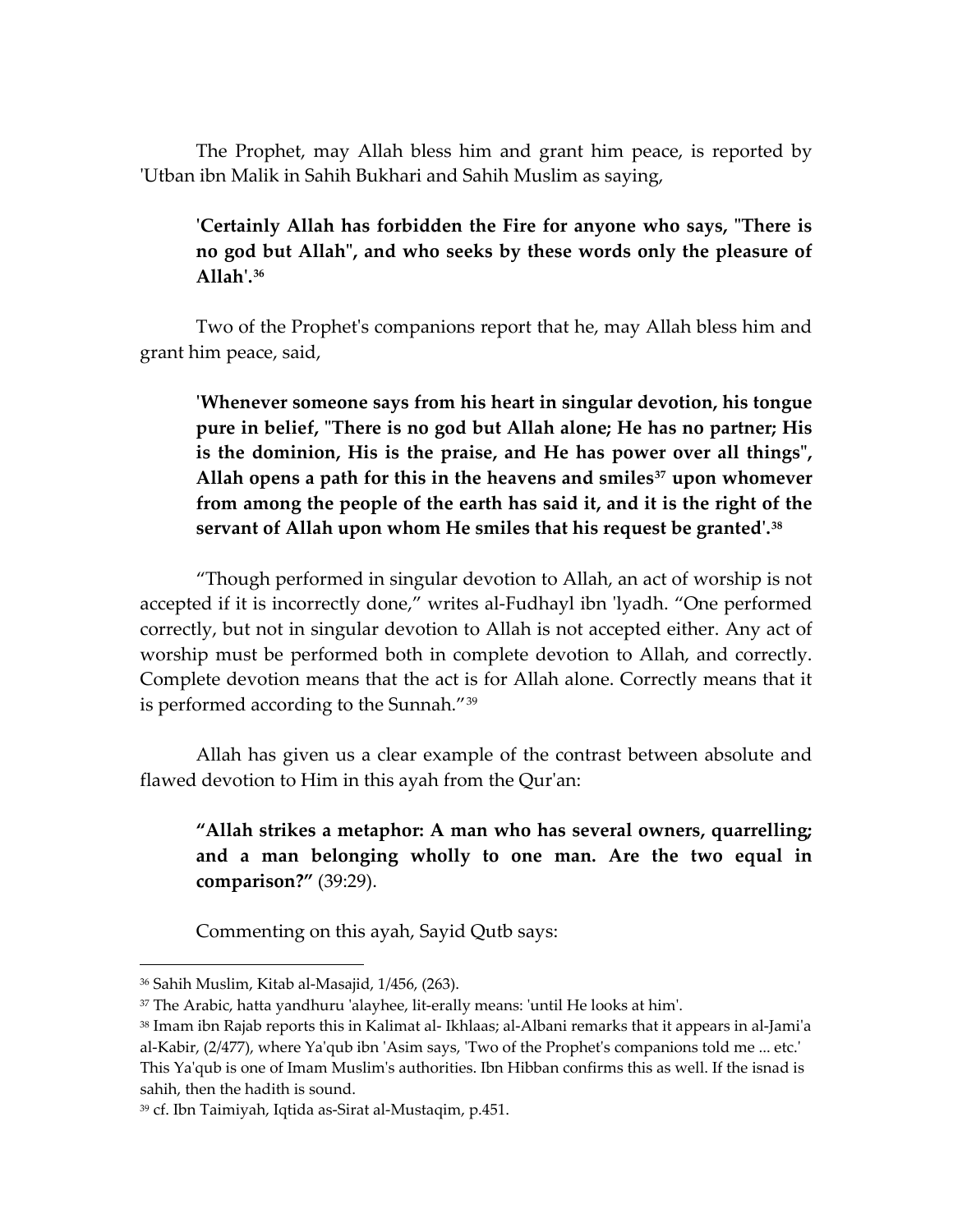The Prophet, may Allah bless him and grant him peace, is reported by 'Utban ibn Malik in Sahih Bukhari and Sahih Muslim as saying,

> **'Certainly Allah has forbidden the Fire for anyone who says, "There is no god but Allah", and who seeks by these words only the pleasure of Allah'.**[36]

Two of the Prophet's companions report that he, may Allah bless him and grant him peace, said,

> **'Whenever someone says from his heart in singular devotion, his tongue pure in belief, "There is no god but Allah alone; He has no partner; His is the dominion, His is the praise, and He has power over all things", Allah opens a path for this in the heavens and smiles[37] upon whomever from among the people of the earth has said it, and it is the right of the servant of Allah upon whom He smiles that his request be granted'.**[38]

"Though performed in singular devotion to Allah, an act of worship is not accepted if it is incorrectly done," writes al-Fudhayl ibn 'Iyadh. "One performed correctly, but not in singular devotion to Allah is not accepted either. Any act of worship must be performed both in complete devotion to Allah, and correctly. Complete devotion means that the act is for Allah alone. Correctly means that it is performed according to the Sunnah."[39]

Allah has given us a clear example of the contrast between absolute and flawed devotion to Him in this ayah from the Qur'an:

> **"Allah strikes a metaphor: A man who has several owners, quarrelling; and a man belonging wholly to one man. Are the two equal in comparison?"** (39:29).

Commenting on this ayah, Sayid Qutb says:

---

[36] Sahih Muslim, Kitab al-Masajid, 1/456, (263).

[37] The Arabic, hatta yandhuru 'alayhee, lit-erally means: 'until He looks at him'.

[38] Imam ibn Rajab reports this in Kalimat al- Ikhlaas; al-Albani remarks that it appears in al-Jami'a al-Kabir, (2/477), where Ya'qub ibn 'Asim says, 'Two of the Prophet's companions told me ... etc.' This Ya'qub is one of Imam Muslim's authorities. Ibn Hibban confirms this as well. If the isnad is sahih, then the hadith is sound.

[39] cf. Ibn Taimiyah, Iqtida as-Sirat al-Mustaqim, p.451.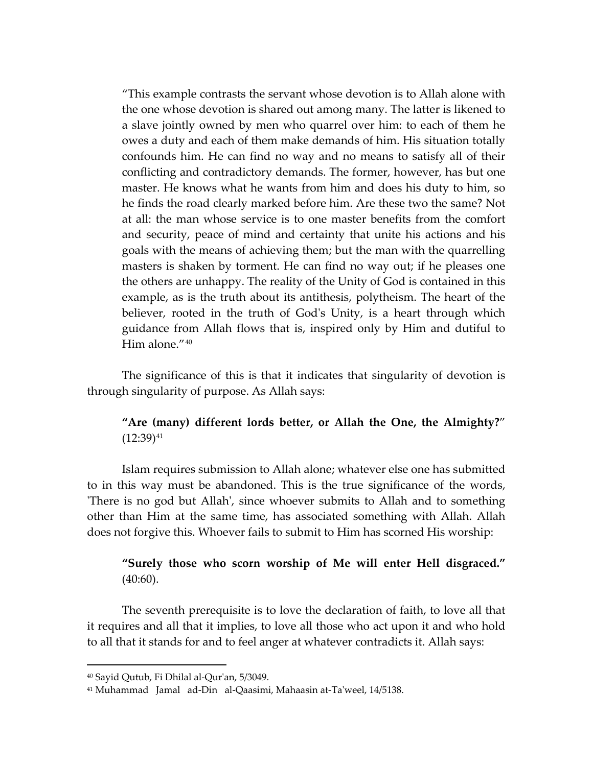> "This example contrasts the servant whose devotion is to Allah alone with the one whose devotion is shared out among many. The latter is likened to a slave jointly owned by men who quarrel over him: to each of them he owes a duty and each of them make demands of him. His situation totally confounds him. He can find no way and no means to satisfy all of their conflicting and contradictory demands. The former, however, has but one master. He knows what he wants from him and does his duty to him, so he finds the road clearly marked before him. Are these two the same? Not at all: the man whose service is to one master benefits from the comfort and security, peace of mind and certainty that unite his actions and his goals with the means of achieving them; but the man with the quarrelling masters is shaken by torment. He can find no way out; if he pleases one the others are unhappy. The reality of the Unity of God is contained in this example, as is the truth about its antithesis, polytheism. The heart of the believer, rooted in the truth of God's Unity, is a heart through which guidance from Allah flows that is, inspired only by Him and dutiful to Him alone."[40]

The significance of this is that it indicates that singularity of devotion is through singularity of purpose. As Allah says:

> **"Are (many) different lords better, or Allah the One, the Almighty?"** (12:39)[41]

Islam requires submission to Allah alone; whatever else one has submitted to in this way must be abandoned. This is the true significance of the words, 'There is no god but Allah', since whoever submits to Allah and to something other than Him at the same time, has associated something with Allah. Allah does not forgive this. Whoever fails to submit to Him has scorned His worship:

> **"Surely those who scorn worship of Me will enter Hell disgraced."** (40:60).

The seventh prerequisite is to love the declaration of faith, to love all that it requires and all that it implies, to love all those who act upon it and who hold to all that it stands for and to feel anger at whatever contradicts it. Allah says:

---

[40] Sayid Qutub, Fi Dhilal al-Qur'an, 5/3049.

[41] Muhammad Jamal ad-Din al-Qaasimi, Mahaasin at-Ta'weel, 14/5138.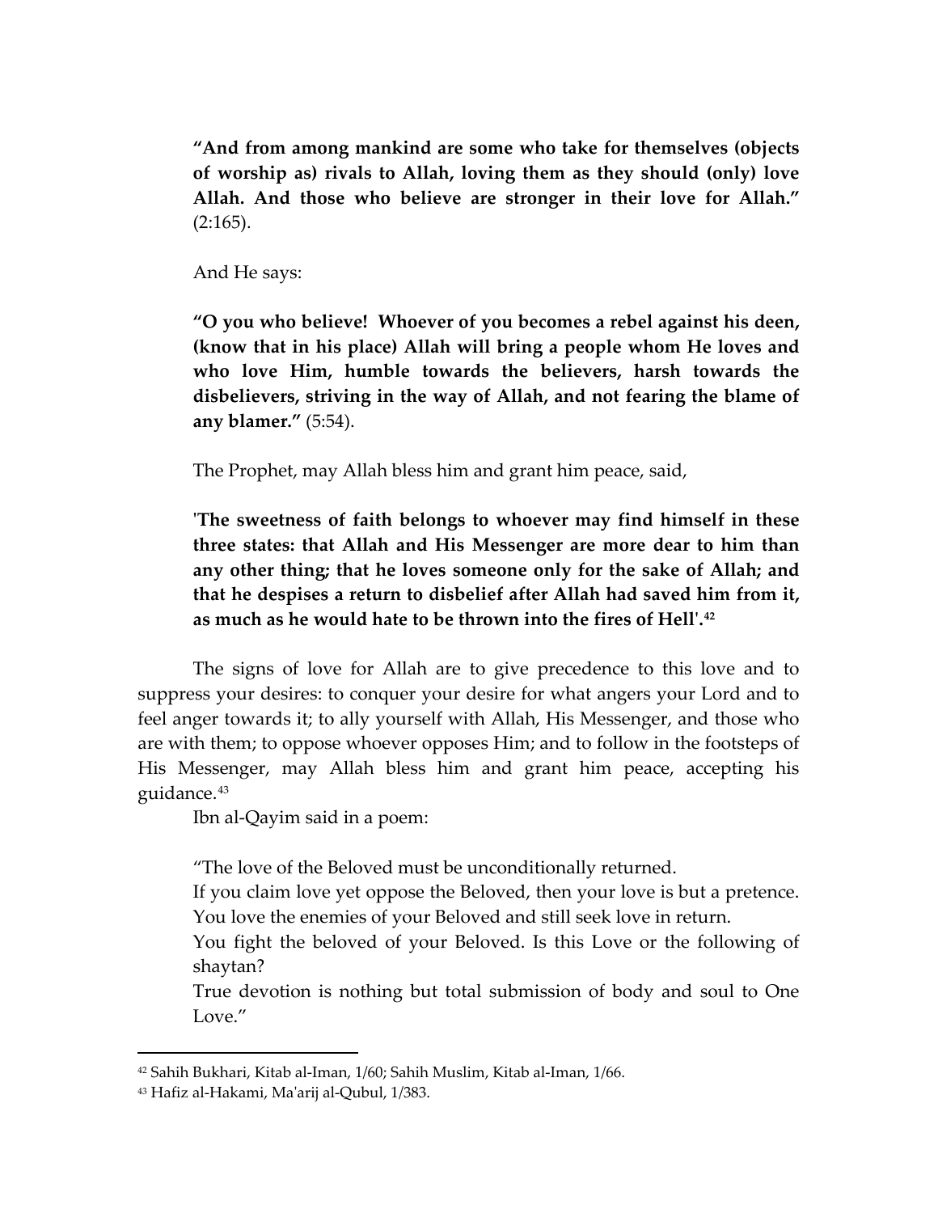**"And from among mankind are some who take for themselves (objects of worship as) rivals to Allah, loving them as they should (only) love Allah. And those who believe are stronger in their love for Allah."** (2:165).

And He says:

**"O you who believe! Whoever of you becomes a rebel against his deen, (know that in his place) Allah will bring a people whom He loves and who love Him, humble towards the believers, harsh towards the disbelievers, striving in the way of Allah, and not fearing the blame of any blamer."** (5:54).

The Prophet, may Allah bless him and grant him peace, said,

**'The sweetness of faith belongs to whoever may find himself in these three states: that Allah and His Messenger are more dear to him than any other thing; that he loves someone only for the sake of Allah; and that he despises a return to disbelief after Allah had saved him from it, as much as he would hate to be thrown into the fires of Hell'.**[42]

The signs of love for Allah are to give precedence to this love and to suppress your desires: to conquer your desire for what angers your Lord and to feel anger towards it; to ally yourself with Allah, His Messenger, and those who are with them; to oppose whoever opposes Him; and to follow in the footsteps of His Messenger, may Allah bless him and grant him peace, accepting his guidance.[43]

Ibn al-Qayim said in a poem:

"The love of the Beloved must be unconditionally returned.
If you claim love yet oppose the Beloved, then your love is but a pretence.
You love the enemies of your Beloved and still seek love in return.
You fight the beloved of your Beloved. Is this Love or the following of shaytan?
True devotion is nothing but total submission of body and soul to One Love."

---

[42] Sahih Bukhari, Kitab al-Iman, 1/60; Sahih Muslim, Kitab al-Iman, 1/66.

[43] Hafiz al-Hakami, Ma'arij al-Qubul, 1/383.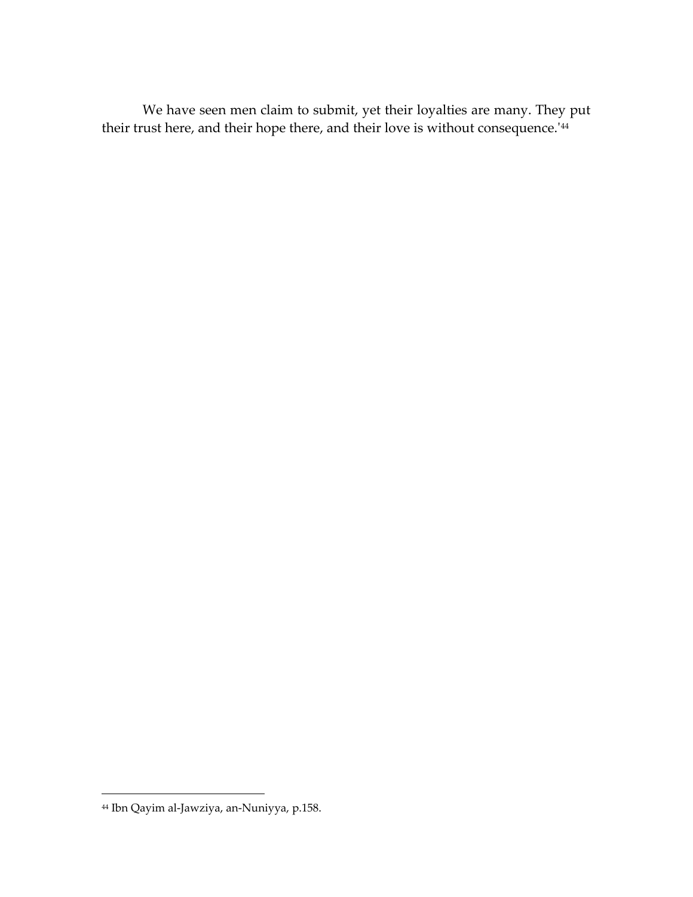We have seen men claim to submit, yet their loyalties are many. They put their trust here, and their hope there, and their love is without consequence.'[44]

---

[44] Ibn Qayim al-Jawziya, an-Nuniyya, p.158.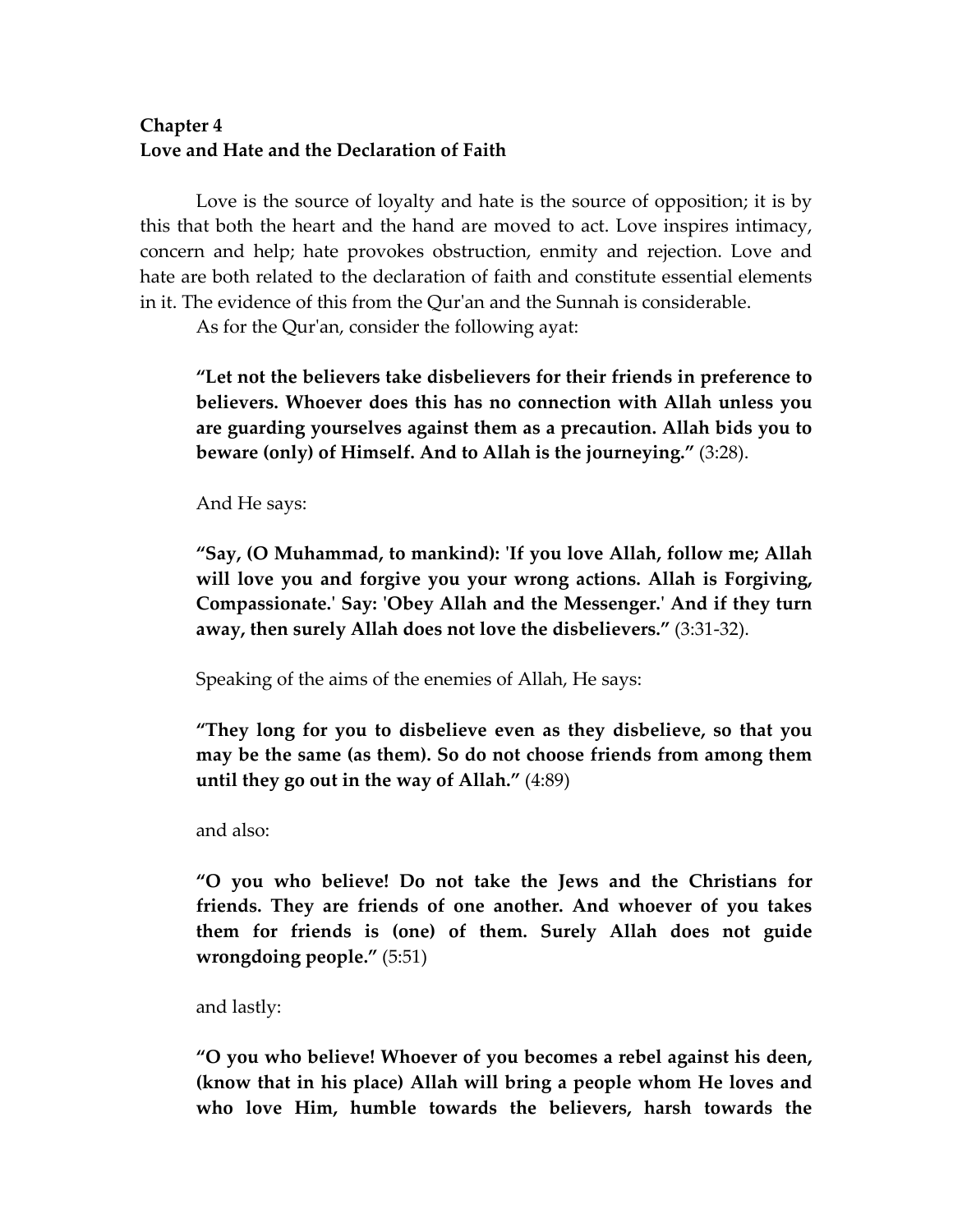**Chapter 4**
**Love and Hate and the Declaration of Faith**

Love is the source of loyalty and hate is the source of opposition; it is by this that both the heart and the hand are moved to act. Love inspires intimacy, concern and help; hate provokes obstruction, enmity and rejection. Love and hate are both related to the declaration of faith and constitute essential elements in it. The evidence of this from the Qur'an and the Sunnah is considerable.

As for the Qur'an, consider the following ayat:

> **"Let not the believers take disbelievers for their friends in preference to believers. Whoever does this has no connection with Allah unless you are guarding yourselves against them as a precaution. Allah bids you to beware (only) of Himself. And to Allah is the journeying."** (3:28).

And He says:

> **"Say, (O Muhammad, to mankind): 'If you love Allah, follow me; Allah will love you and forgive you your wrong actions. Allah is Forgiving, Compassionate.' Say: 'Obey Allah and the Messenger.' And if they turn away, then surely Allah does not love the disbelievers."** (3:31-32).

Speaking of the aims of the enemies of Allah, He says:

> **"They long for you to disbelieve even as they disbelieve, so that you may be the same (as them). So do not choose friends from among them until they go out in the way of Allah."** (4:89)

and also:

> **"O you who believe! Do not take the Jews and the Christians for friends. They are friends of one another. And whoever of you takes them for friends is (one) of them. Surely Allah does not guide wrongdoing people."** (5:51)

and lastly:

> **"O you who believe! Whoever of you becomes a rebel against his deen, (know that in his place) Allah will bring a people whom He loves and who love Him, humble towards the believers, harsh towards the**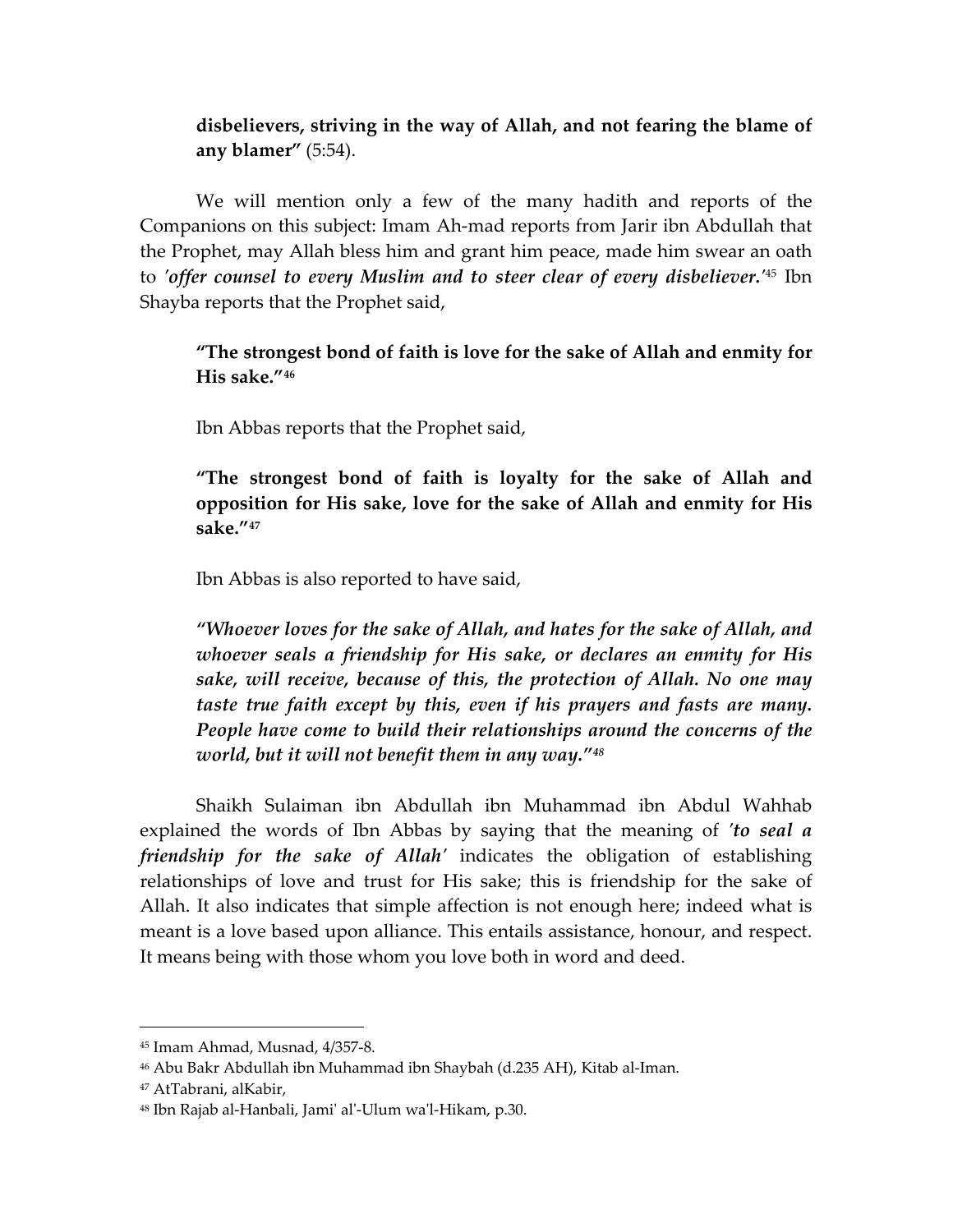> **disbelievers, striving in the way of Allah, and not fearing the blame of any blamer"** (5:54).

We will mention only a few of the many hadith and reports of the Companions on this subject: Imam Ah-mad reports from Jarir ibn Abdullah that the Prophet, may Allah bless him and grant him peace, made him swear an oath to *'offer counsel to every Muslim and to steer clear of every disbeliever.'*[45] Ibn Shayba reports that the Prophet said,

> **"The strongest bond of faith is love for the sake of Allah and enmity for His sake."**[46]

Ibn Abbas reports that the Prophet said,

> **"The strongest bond of faith is loyalty for the sake of Allah and opposition for His sake, love for the sake of Allah and enmity for His sake."**[47]

Ibn Abbas is also reported to have said,

> ***"Whoever loves for the sake of Allah, and hates for the sake of Allah, and whoever seals a friendship for His sake, or declares an enmity for His sake, will receive, because of this, the protection of Allah. No one may taste true faith except by this, even if his prayers and fasts are many. People have come to build their relationships around the concerns of the world, but it will not benefit them in any way."***[48]

Shaikh Sulaiman ibn Abdullah ibn Muhammad ibn Abdul Wahhab explained the words of Ibn Abbas by saying that the meaning of ***'to seal a friendship for the sake of Allah'*** indicates the obligation of establishing relationships of love and trust for His sake; this is friendship for the sake of Allah. It also indicates that simple affection is not enough here; indeed what is meant is a love based upon alliance. This entails assistance, honour, and respect. It means being with those whom you love both in word and deed.

---

[45] Imam Ahmad, Musnad, 4/357-8.

[46] Abu Bakr Abdullah ibn Muhammad ibn Shaybah (d.235 AH), Kitab al-Iman.

[47] AtTabrani, alKabir,

[48] Ibn Rajab al-Hanbali, Jami' al'-Ulum wa'l-Hikam, p.30.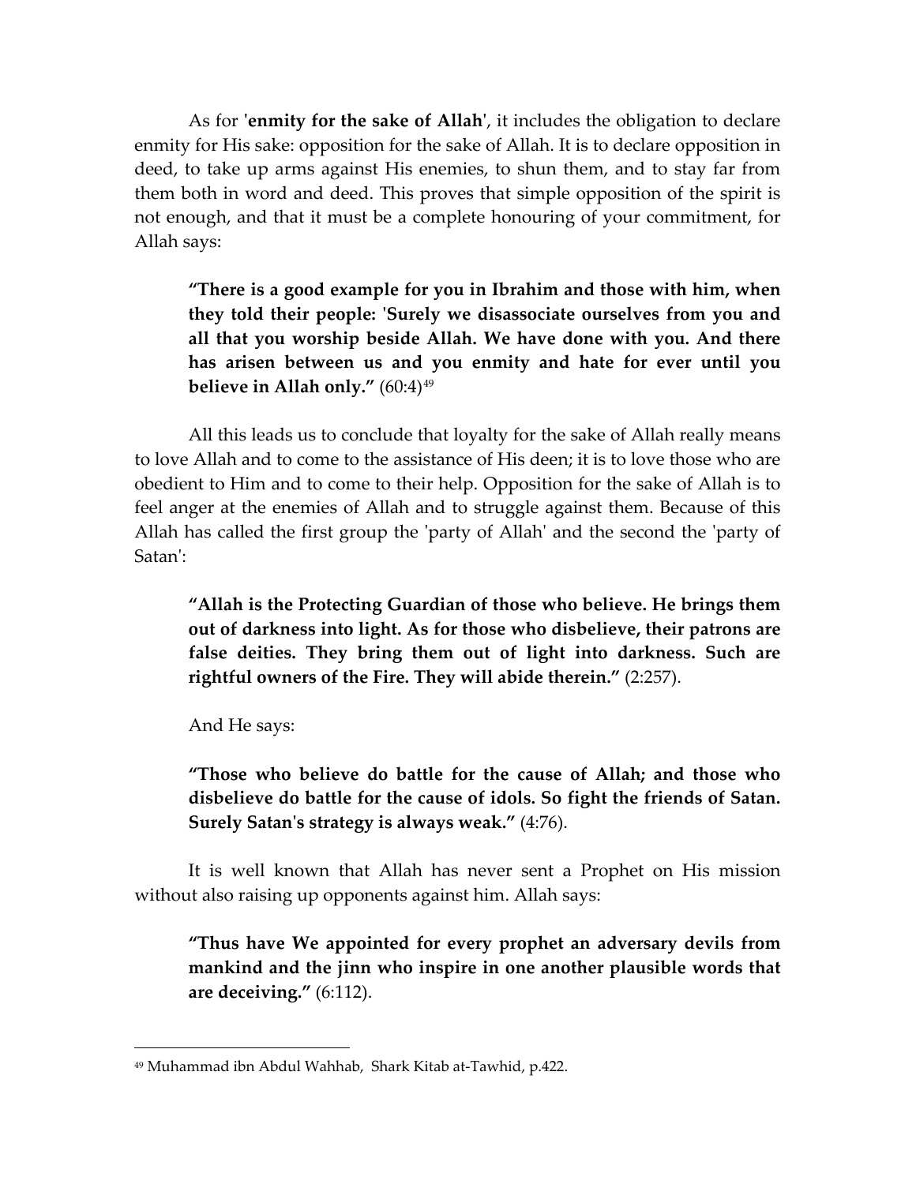As for **'enmity for the sake of Allah'**, it includes the obligation to declare enmity for His sake: opposition for the sake of Allah. It is to declare opposition in deed, to take up arms against His enemies, to shun them, and to stay far from them both in word and deed. This proves that simple opposition of the spirit is not enough, and that it must be a complete honouring of your commitment, for Allah says:

> **"There is a good example for you in Ibrahim and those with him, when they told their people: 'Surely we disassociate ourselves from you and all that you worship beside Allah. We have done with you. And there has arisen between us and you enmity and hate for ever until you believe in Allah only."** (60:4)[49]

All this leads us to conclude that loyalty for the sake of Allah really means to love Allah and to come to the assistance of His deen; it is to love those who are obedient to Him and to come to their help. Opposition for the sake of Allah is to feel anger at the enemies of Allah and to struggle against them. Because of this Allah has called the first group the 'party of Allah' and the second the 'party of Satan':

> **"Allah is the Protecting Guardian of those who believe. He brings them out of darkness into light. As for those who disbelieve, their patrons are false deities. They bring them out of light into darkness. Such are rightful owners of the Fire. They will abide therein."** (2:257).

And He says:

> **"Those who believe do battle for the cause of Allah; and those who disbelieve do battle for the cause of idols. So fight the friends of Satan. Surely Satan's strategy is always weak."** (4:76).

It is well known that Allah has never sent a Prophet on His mission without also raising up opponents against him. Allah says:

> **"Thus have We appointed for every prophet an adversary devils from mankind and the jinn who inspire in one another plausible words that are deceiving."** (6:112).

---

[49] Muhammad ibn Abdul Wahhab, Shark Kitab at-Tawhid, p.422.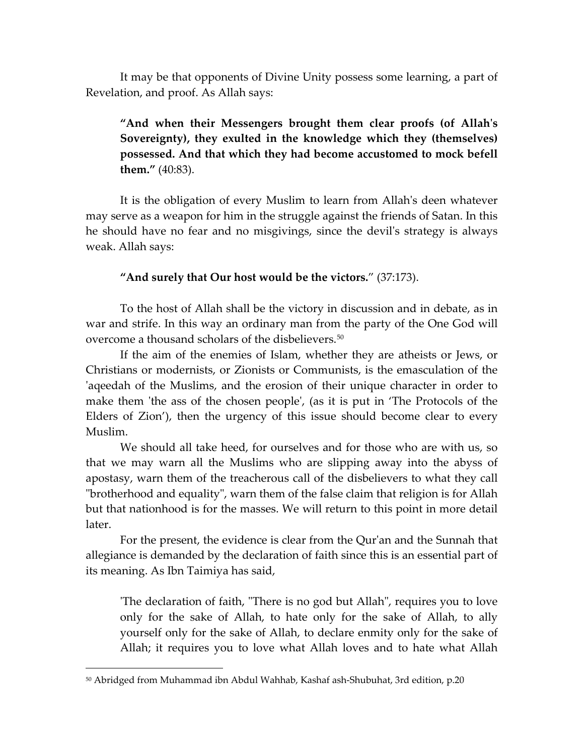It may be that opponents of Divine Unity possess some learning, a part of Revelation, and proof. As Allah says:

> **"And when their Messengers brought them clear proofs (of Allah's Sovereignty), they exulted in the knowledge which they (themselves) possessed. And that which they had become accustomed to mock befell them."** (40:83).

It is the obligation of every Muslim to learn from Allah's deen whatever may serve as a weapon for him in the struggle against the friends of Satan. In this he should have no fear and no misgivings, since the devil's strategy is always weak. Allah says:

> **"And surely that Our host would be the victors.**" (37:173).

To the host of Allah shall be the victory in discussion and in debate, as in war and strife. In this way an ordinary man from the party of the One God will overcome a thousand scholars of the disbelievers.[50]

If the aim of the enemies of Islam, whether they are atheists or Jews, or Christians or modernists, or Zionists or Communists, is the emasculation of the 'aqeedah of the Muslims, and the erosion of their unique character in order to make them 'the ass of the chosen people', (as it is put in 'The Protocols of the Elders of Zion'), then the urgency of this issue should become clear to every Muslim.

We should all take heed, for ourselves and for those who are with us, so that we may warn all the Muslims who are slipping away into the abyss of apostasy, warn them of the treacherous call of the disbelievers to what they call "brotherhood and equality", warn them of the false claim that religion is for Allah but that nationhood is for the masses. We will return to this point in more detail later.

For the present, the evidence is clear from the Qur'an and the Sunnah that allegiance is demanded by the declaration of faith since this is an essential part of its meaning. As Ibn Taimiya has said,

> 'The declaration of faith, "There is no god but Allah", requires you to love only for the sake of Allah, to hate only for the sake of Allah, to ally yourself only for the sake of Allah, to declare enmity only for the sake of Allah; it requires you to love what Allah loves and to hate what Allah

---

[50] Abridged from Muhammad ibn Abdul Wahhab, Kashaf ash-Shubuhat, 3rd edition, p.20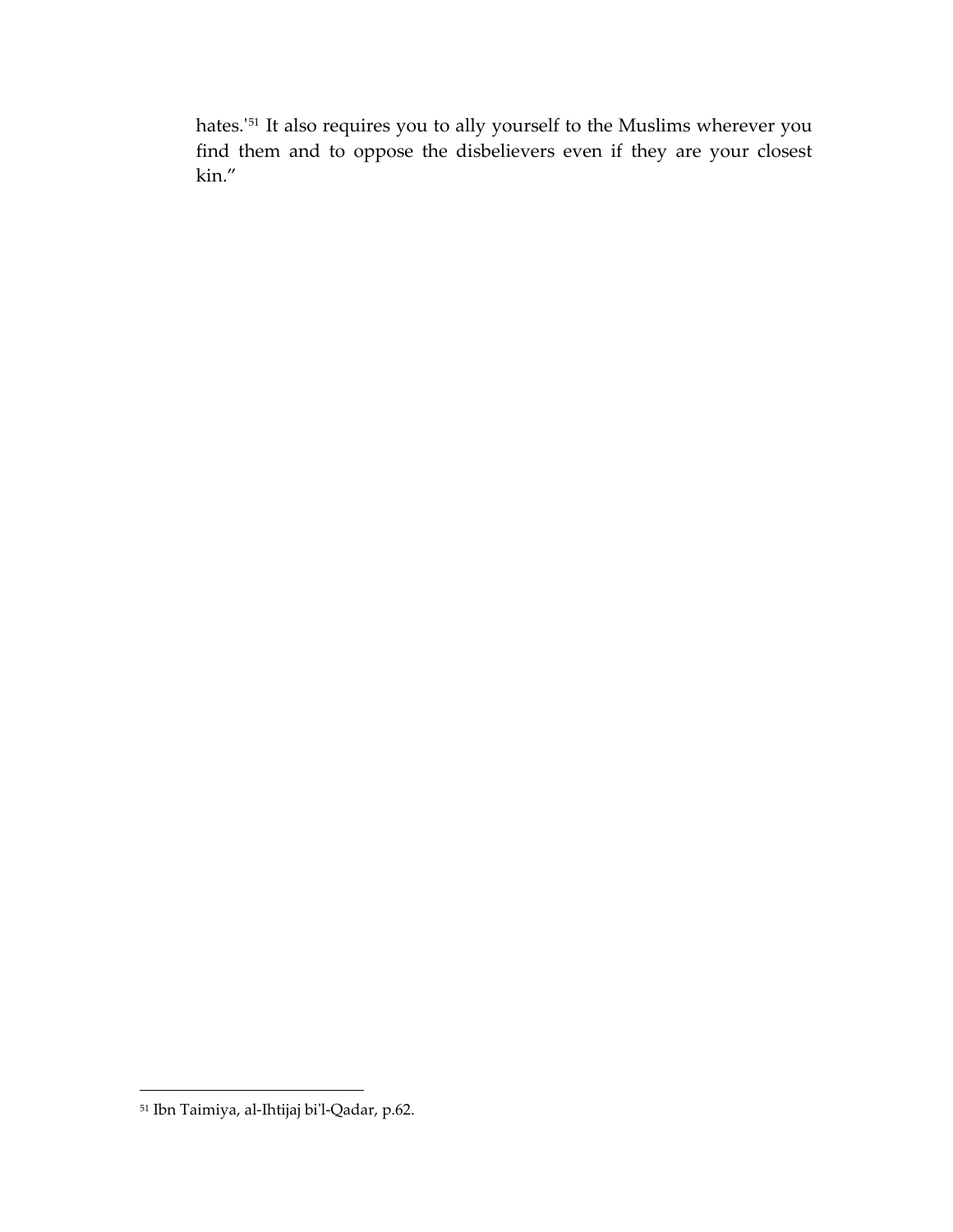hates.'[51] It also requires you to ally yourself to the Muslims wherever you find them and to oppose the disbelievers even if they are your closest kin."

[51] Ibn Taimiya, al-Ihtijaj bi'l-Qadar, p.62.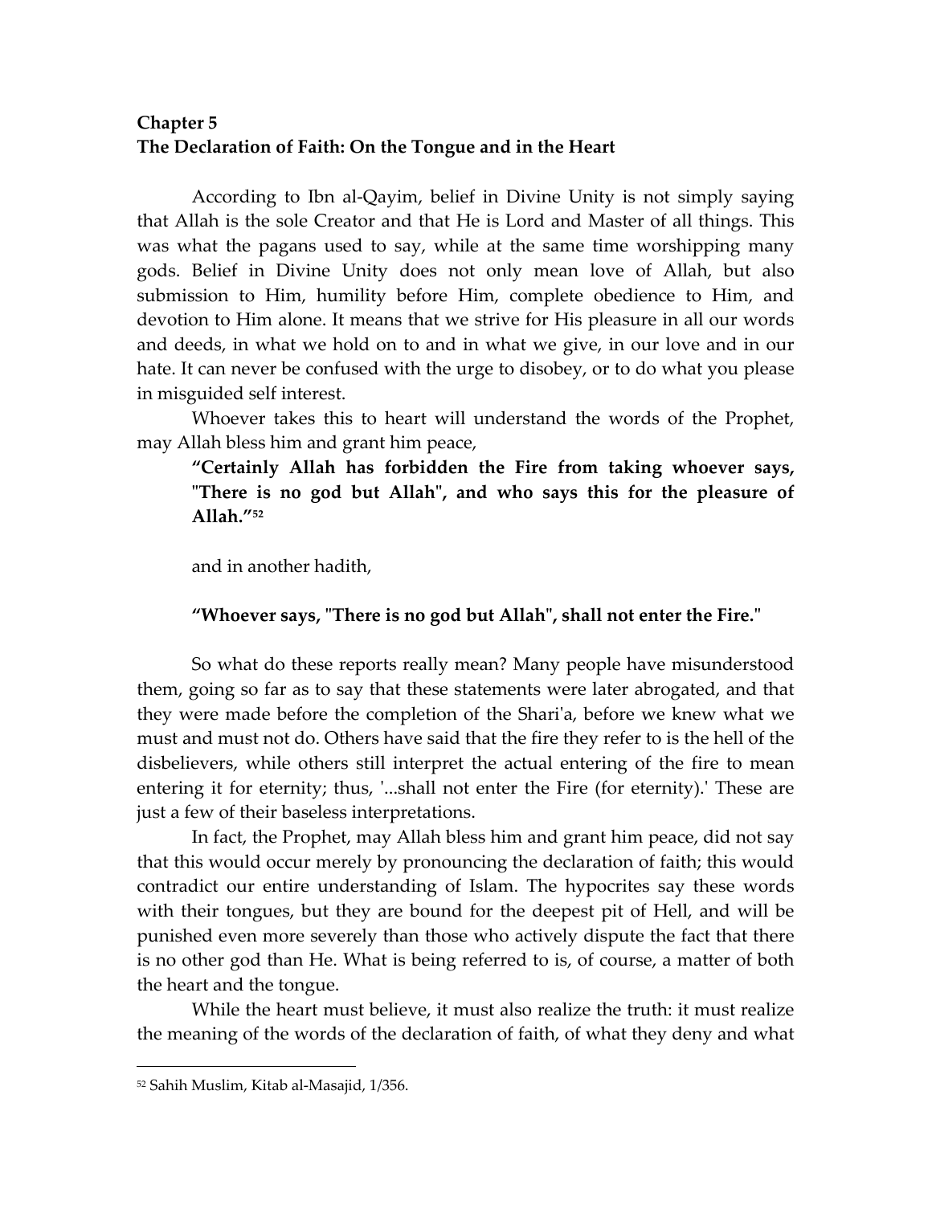## Chapter 5
## The Declaration of Faith: On the Tongue and in the Heart

According to Ibn al-Qayim, belief in Divine Unity is not simply saying that Allah is the sole Creator and that He is Lord and Master of all things. This was what the pagans used to say, while at the same time worshipping many gods. Belief in Divine Unity does not only mean love of Allah, but also submission to Him, humility before Him, complete obedience to Him, and devotion to Him alone. It means that we strive for His pleasure in all our words and deeds, in what we hold on to and in what we give, in our love and in our hate. It can never be confused with the urge to disobey, or to do what you please in misguided self interest.

Whoever takes this to heart will understand the words of the Prophet, may Allah bless him and grant him peace,

> **"Certainly Allah has forbidden the Fire from taking whoever says, "There is no god but Allah", and who says this for the pleasure of Allah."[52]**

and in another hadith,

> **"Whoever says, "There is no god but Allah", shall not enter the Fire."**

So what do these reports really mean? Many people have misunderstood them, going so far as to say that these statements were later abrogated, and that they were made before the completion of the Shari'a, before we knew what we must and must not do. Others have said that the fire they refer to is the hell of the disbelievers, while others still interpret the actual entering of the fire to mean entering it for eternity; thus, '...shall not enter the Fire (for eternity).' These are just a few of their baseless interpretations.

In fact, the Prophet, may Allah bless him and grant him peace, did not say that this would occur merely by pronouncing the declaration of faith; this would contradict our entire understanding of Islam. The hypocrites say these words with their tongues, but they are bound for the deepest pit of Hell, and will be punished even more severely than those who actively dispute the fact that there is no other god than He. What is being referred to is, of course, a matter of both the heart and the tongue.

While the heart must believe, it must also realize the truth: it must realize the meaning of the words of the declaration of faith, of what they deny and what

---

[52] Sahih Muslim, Kitab al-Masajid, 1/356.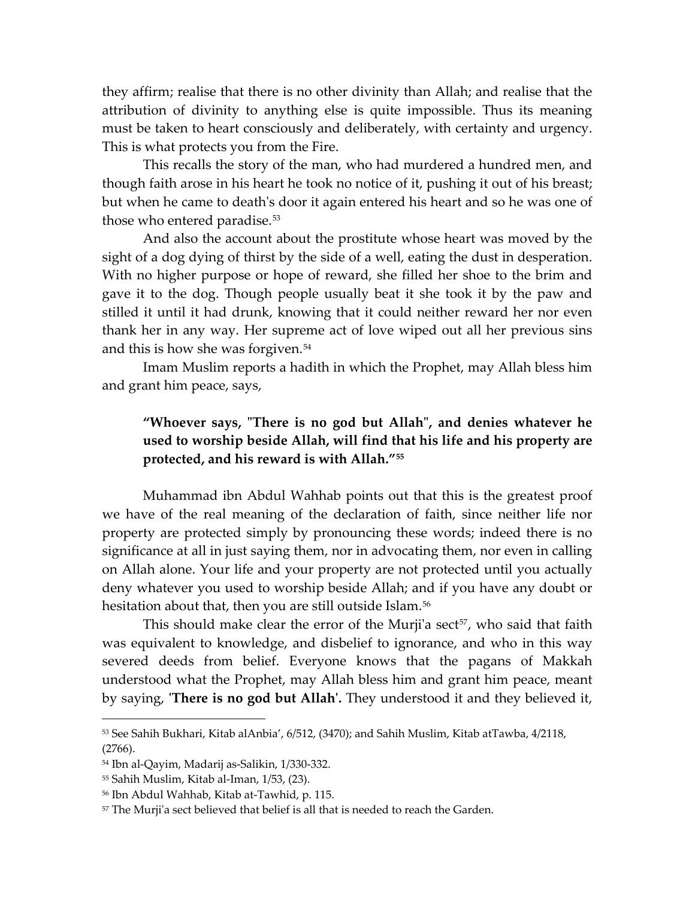they affirm; realise that there is no other divinity than Allah; and realise that the attribution of divinity to anything else is quite impossible. Thus its meaning must be taken to heart consciously and deliberately, with certainty and urgency. This is what protects you from the Fire.

This recalls the story of the man, who had murdered a hundred men, and though faith arose in his heart he took no notice of it, pushing it out of his breast; but when he came to death's door it again entered his heart and so he was one of those who entered paradise.[53]

And also the account about the prostitute whose heart was moved by the sight of a dog dying of thirst by the side of a well, eating the dust in desperation. With no higher purpose or hope of reward, she filled her shoe to the brim and gave it to the dog. Though people usually beat it she took it by the paw and stilled it until it had drunk, knowing that it could neither reward her nor even thank her in any way. Her supreme act of love wiped out all her previous sins and this is how she was forgiven.[54]

Imam Muslim reports a hadith in which the Prophet, may Allah bless him and grant him peace, says,

> **"Whoever says, "There is no god but Allah", and denies whatever he used to worship beside Allah, will find that his life and his property are protected, and his reward is with Allah."[55]**

Muhammad ibn Abdul Wahhab points out that this is the greatest proof we have of the real meaning of the declaration of faith, since neither life nor property are protected simply by pronouncing these words; indeed there is no significance at all in just saying them, nor in advocating them, nor even in calling on Allah alone. Your life and your property are not protected until you actually deny whatever you used to worship beside Allah; and if you have any doubt or hesitation about that, then you are still outside Islam.[56]

This should make clear the error of the Murji'a sect[57], who said that faith was equivalent to knowledge, and disbelief to ignorance, and who in this way severed deeds from belief. Everyone knows that the pagans of Makkah understood what the Prophet, may Allah bless him and grant him peace, meant by saying, '**There is no god but Allah**'. They understood it and they believed it,

---

[53] See Sahih Bukhari, Kitab alAnbia', 6/512, (3470); and Sahih Muslim, Kitab atTawba, 4/2118, (2766).

[54] Ibn al-Qayim, Madarij as-Salikin, 1/330-332.

[55] Sahih Muslim, Kitab al-Iman, 1/53, (23).

[56] Ibn Abdul Wahhab, Kitab at-Tawhid, p. 115.

[57] The Murji'a sect believed that belief is all that is needed to reach the Garden.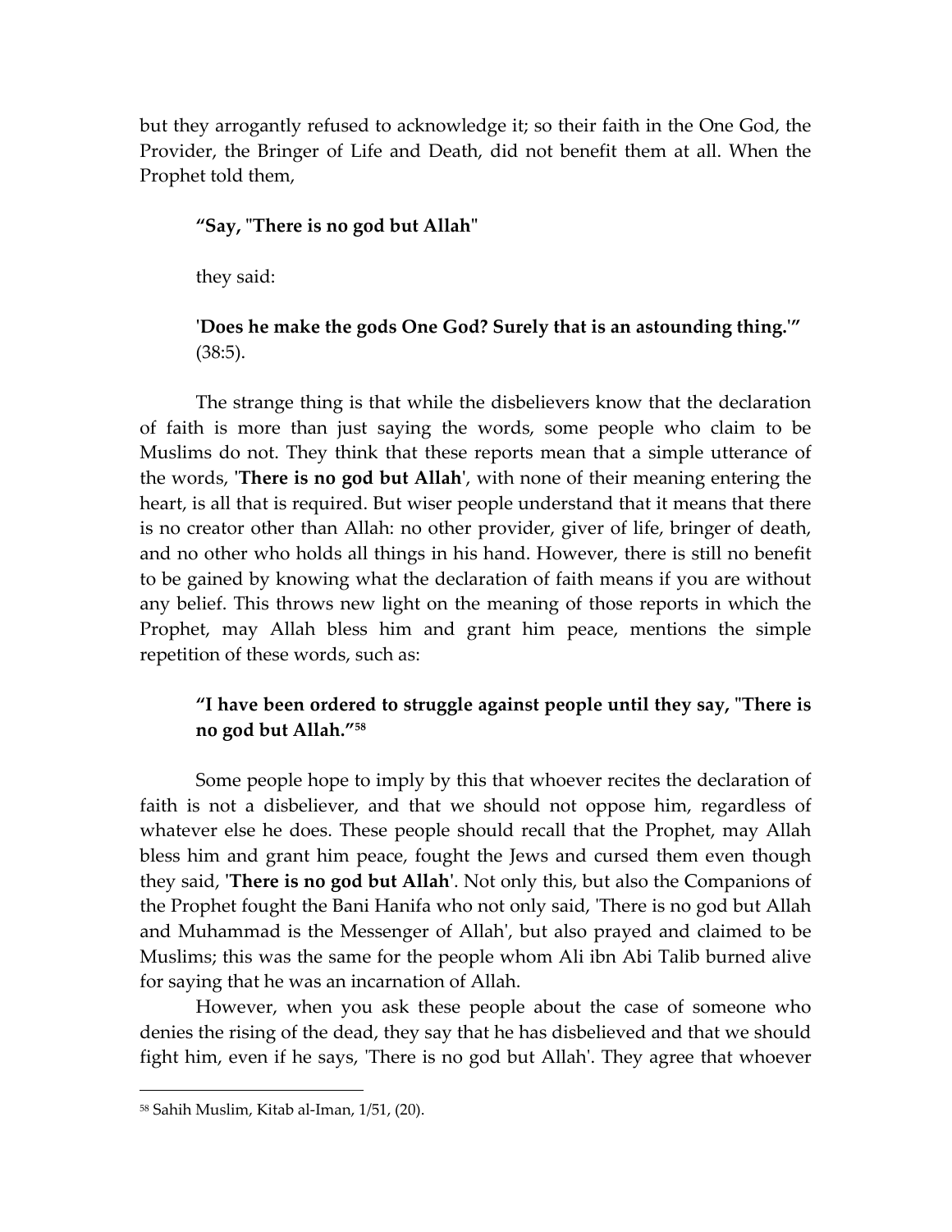but they arrogantly refused to acknowledge it; so their faith in the One God, the Provider, the Bringer of Life and Death, did not benefit them at all. When the Prophet told them,

> **“Say, "There is no god but Allah"**
>
> they said:
>
> **'Does he make the gods One God? Surely that is an astounding thing.'”** (38:5).

The strange thing is that while the disbelievers know that the declaration of faith is more than just saying the words, some people who claim to be Muslims do not. They think that these reports mean that a simple utterance of the words, '**There is no god but Allah**', with none of their meaning entering the heart, is all that is required. But wiser people understand that it means that there is no creator other than Allah: no other provider, giver of life, bringer of death, and no other who holds all things in his hand. However, there is still no benefit to be gained by knowing what the declaration of faith means if you are without any belief. This throws new light on the meaning of those reports in which the Prophet, may Allah bless him and grant him peace, mentions the simple repetition of these words, such as:

> **“I have been ordered to struggle against people until they say, "There is no god but Allah.”**[58]

Some people hope to imply by this that whoever recites the declaration of faith is not a disbeliever, and that we should not oppose him, regardless of whatever else he does. These people should recall that the Prophet, may Allah bless him and grant him peace, fought the Jews and cursed them even though they said, '**There is no god but Allah**'. Not only this, but also the Companions of the Prophet fought the Bani Hanifa who not only said, 'There is no god but Allah and Muhammad is the Messenger of Allah', but also prayed and claimed to be Muslims; this was the same for the people whom Ali ibn Abi Talib burned alive for saying that he was an incarnation of Allah.

However, when you ask these people about the case of someone who denies the rising of the dead, they say that he has disbelieved and that we should fight him, even if he says, 'There is no god but Allah'. They agree that whoever

---

[58] Sahih Muslim, Kitab al-Iman, 1/51, (20).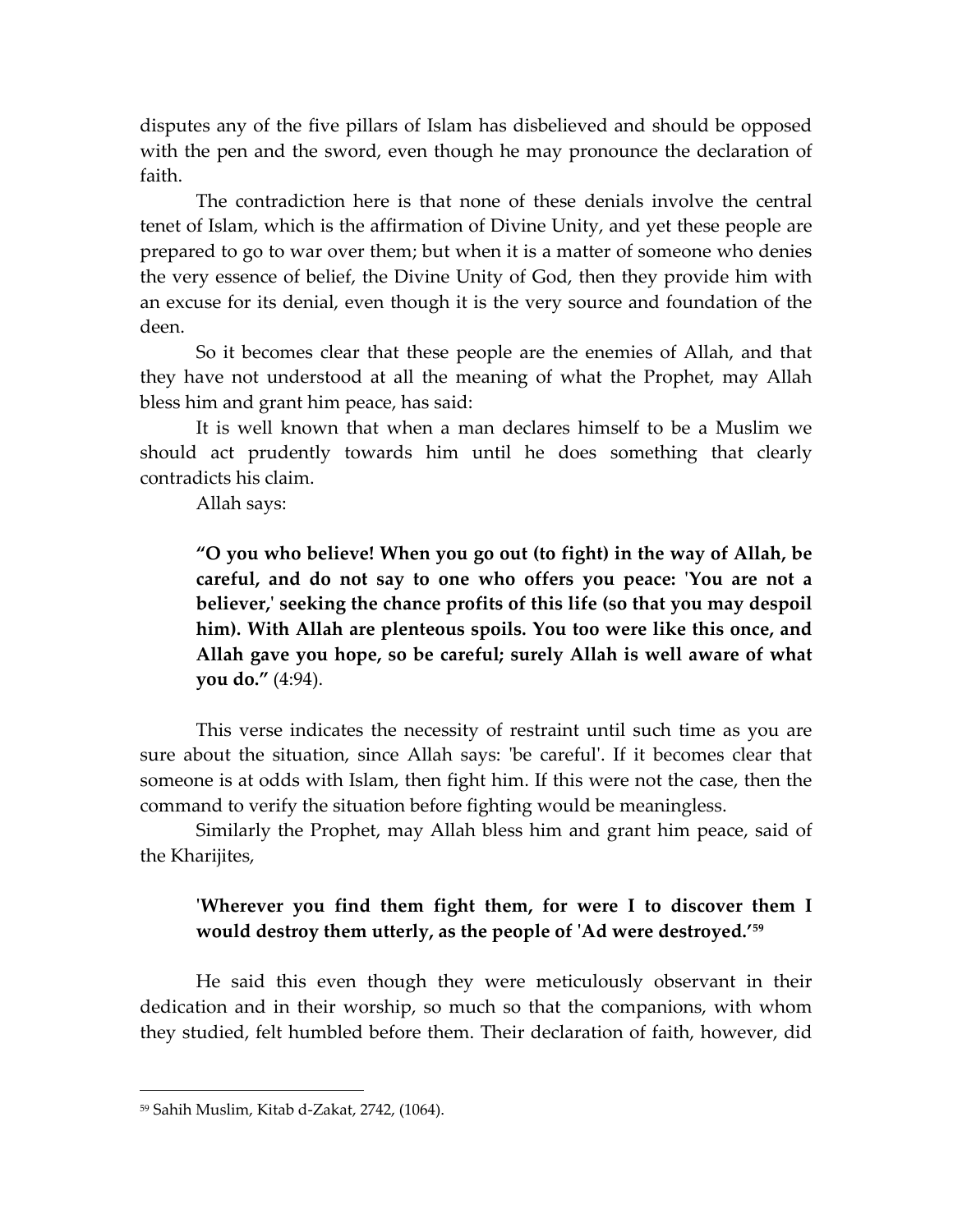disputes any of the five pillars of Islam has disbelieved and should be opposed with the pen and the sword, even though he may pronounce the declaration of faith.

The contradiction here is that none of these denials involve the central tenet of Islam, which is the affirmation of Divine Unity, and yet these people are prepared to go to war over them; but when it is a matter of someone who denies the very essence of belief, the Divine Unity of God, then they provide him with an excuse for its denial, even though it is the very source and foundation of the deen.

So it becomes clear that these people are the enemies of Allah, and that they have not understood at all the meaning of what the Prophet, may Allah bless him and grant him peace, has said:

It is well known that when a man declares himself to be a Muslim we should act prudently towards him until he does something that clearly contradicts his claim.

Allah says:

> **"O you who believe! When you go out (to fight) in the way of Allah, be careful, and do not say to one who offers you peace: 'You are not a believer,' seeking the chance profits of this life (so that you may despoil him). With Allah are plenteous spoils. You too were like this once, and Allah gave you hope, so be careful; surely Allah is well aware of what you do."** (4:94).

This verse indicates the necessity of restraint until such time as you are sure about the situation, since Allah says: 'be careful'. If it becomes clear that someone is at odds with Islam, then fight him. If this were not the case, then the command to verify the situation before fighting would be meaningless.

Similarly the Prophet, may Allah bless him and grant him peace, said of the Kharijites,

> **'Wherever you find them fight them, for were I to discover them I would destroy them utterly, as the people of 'Ad were destroyed.'**[59]

He said this even though they were meticulously observant in their dedication and in their worship, so much so that the companions, with whom they studied, felt humbled before them. Their declaration of faith, however, did

---

[59] Sahih Muslim, Kitab d-Zakat, 2742, (1064).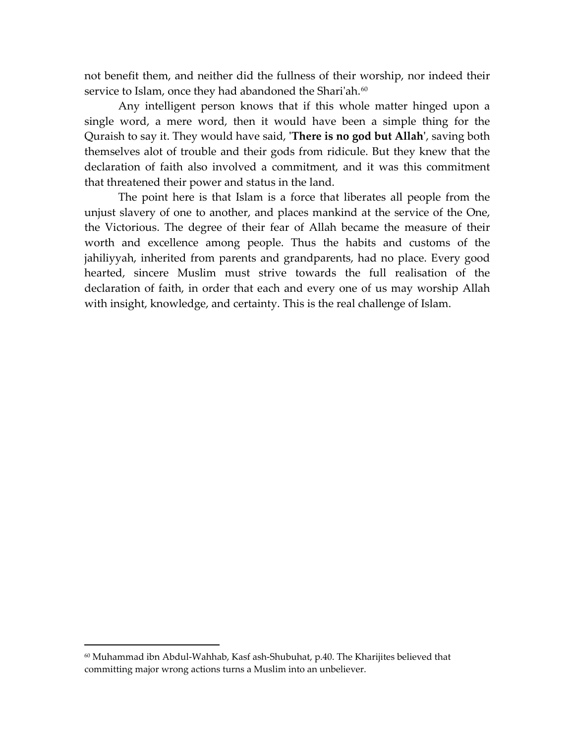not benefit them, and neither did the fullness of their worship, nor indeed their service to Islam, once they had abandoned the Shari'ah.[60]

Any intelligent person knows that if this whole matter hinged upon a single word, a mere word, then it would have been a simple thing for the Quraish to say it. They would have said, '**There is no god but Allah**', saving both themselves alot of trouble and their gods from ridicule. But they knew that the declaration of faith also involved a commitment, and it was this commitment that threatened their power and status in the land.

The point here is that Islam is a force that liberates all people from the unjust slavery of one to another, and places mankind at the service of the One, the Victorious. The degree of their fear of Allah became the measure of their worth and excellence among people. Thus the habits and customs of the jahiliyyah, inherited from parents and grandparents, had no place. Every good hearted, sincere Muslim must strive towards the full realisation of the declaration of faith, in order that each and every one of us may worship Allah with insight, knowledge, and certainty. This is the real challenge of Islam.

---

[60] Muhammad ibn Abdul-Wahhab, Kasf ash-Shubuhat, p.40. The Kharijites believed that committing major wrong actions turns a Muslim into an unbeliever.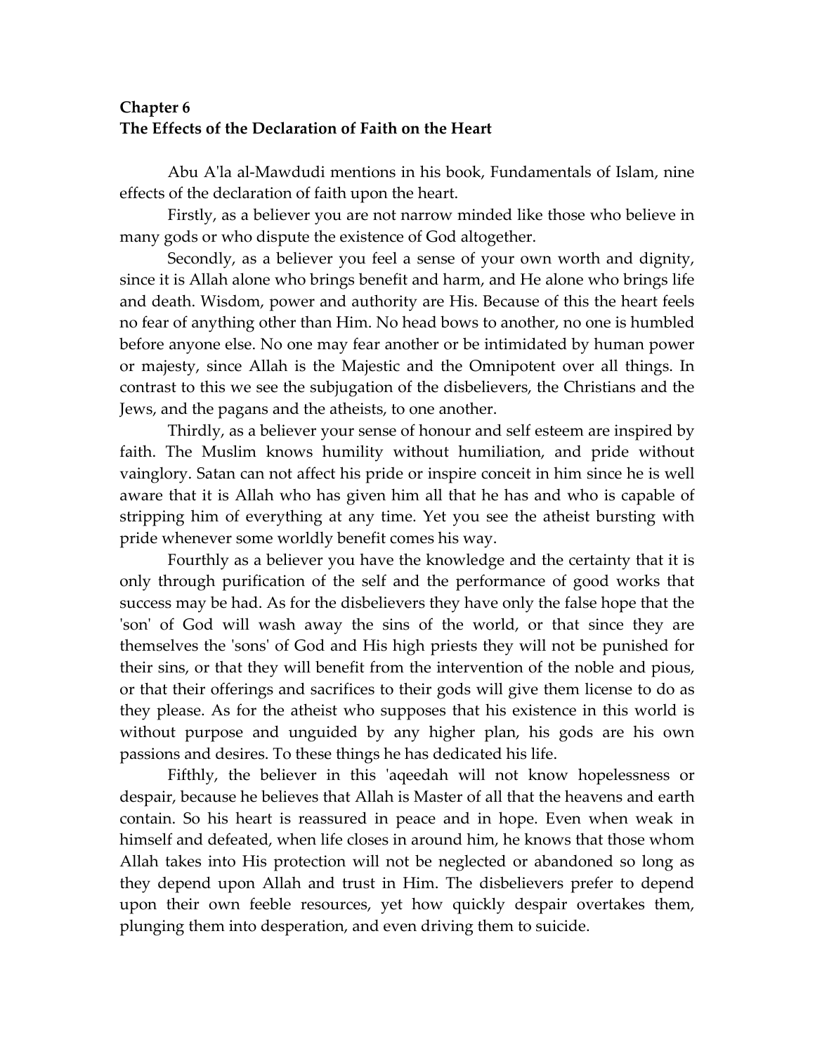## Chapter 6
## The Effects of the Declaration of Faith on the Heart

Abu A'la al-Mawdudi mentions in his book, Fundamentals of Islam, nine effects of the declaration of faith upon the heart.

Firstly, as a believer you are not narrow minded like those who believe in many gods or who dispute the existence of God altogether.

Secondly, as a believer you feel a sense of your own worth and dignity, since it is Allah alone who brings benefit and harm, and He alone who brings life and death. Wisdom, power and authority are His. Because of this the heart feels no fear of anything other than Him. No head bows to another, no one is humbled before anyone else. No one may fear another or be intimidated by human power or majesty, since Allah is the Majestic and the Omnipotent over all things. In contrast to this we see the subjugation of the disbelievers, the Christians and the Jews, and the pagans and the atheists, to one another.

Thirdly, as a believer your sense of honour and self esteem are inspired by faith. The Muslim knows humility without humiliation, and pride without vainglory. Satan can not affect his pride or inspire conceit in him since he is well aware that it is Allah who has given him all that he has and who is capable of stripping him of everything at any time. Yet you see the atheist bursting with pride whenever some worldly benefit comes his way.

Fourthly as a believer you have the knowledge and the certainty that it is only through purification of the self and the performance of good works that success may be had. As for the disbelievers they have only the false hope that the 'son' of God will wash away the sins of the world, or that since they are themselves the 'sons' of God and His high priests they will not be punished for their sins, or that they will benefit from the intervention of the noble and pious, or that their offerings and sacrifices to their gods will give them license to do as they please. As for the atheist who supposes that his existence in this world is without purpose and unguided by any higher plan, his gods are his own passions and desires. To these things he has dedicated his life.

Fifthly, the believer in this 'aqeedah will not know hopelessness or despair, because he believes that Allah is Master of all that the heavens and earth contain. So his heart is reassured in peace and in hope. Even when weak in himself and defeated, when life closes in around him, he knows that those whom Allah takes into His protection will not be neglected or abandoned so long as they depend upon Allah and trust in Him. The disbelievers prefer to depend upon their own feeble resources, yet how quickly despair overtakes them, plunging them into desperation, and even driving them to suicide.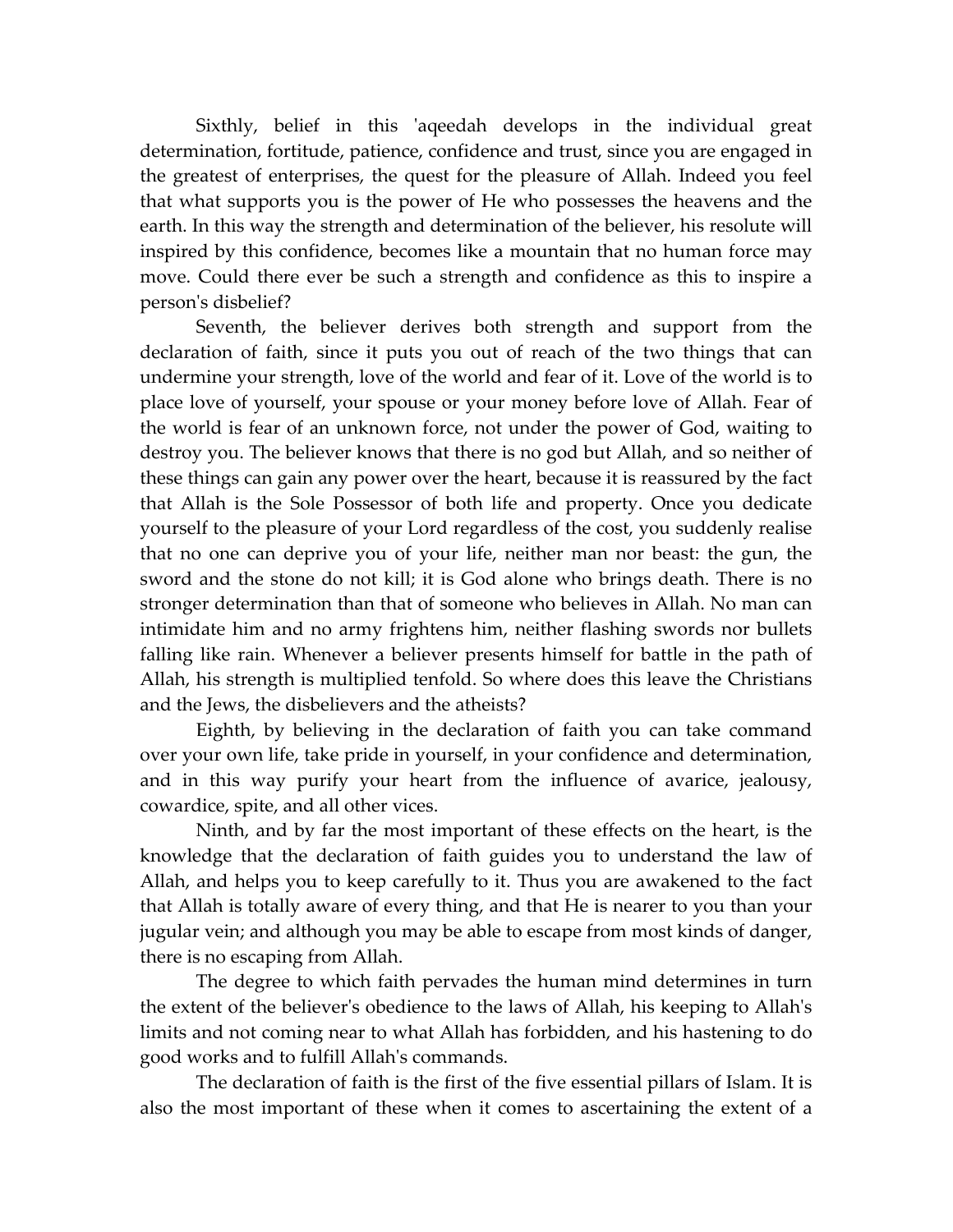Sixthly, belief in this 'aqeedah develops in the individual great determination, fortitude, patience, confidence and trust, since you are engaged in the greatest of enterprises, the quest for the pleasure of Allah. Indeed you feel that what supports you is the power of He who possesses the heavens and the earth. In this way the strength and determination of the believer, his resolute will inspired by this confidence, becomes like a mountain that no human force may move. Could there ever be such a strength and confidence as this to inspire a person's disbelief?

Seventh, the believer derives both strength and support from the declaration of faith, since it puts you out of reach of the two things that can undermine your strength, love of the world and fear of it. Love of the world is to place love of yourself, your spouse or your money before love of Allah. Fear of the world is fear of an unknown force, not under the power of God, waiting to destroy you. The believer knows that there is no god but Allah, and so neither of these things can gain any power over the heart, because it is reassured by the fact that Allah is the Sole Possessor of both life and property. Once you dedicate yourself to the pleasure of your Lord regardless of the cost, you suddenly realise that no one can deprive you of your life, neither man nor beast: the gun, the sword and the stone do not kill; it is God alone who brings death. There is no stronger determination than that of someone who believes in Allah. No man can intimidate him and no army frightens him, neither flashing swords nor bullets falling like rain. Whenever a believer presents himself for battle in the path of Allah, his strength is multiplied tenfold. So where does this leave the Christians and the Jews, the disbelievers and the atheists?

Eighth, by believing in the declaration of faith you can take command over your own life, take pride in yourself, in your confidence and determination, and in this way purify your heart from the influence of avarice, jealousy, cowardice, spite, and all other vices.

Ninth, and by far the most important of these effects on the heart, is the knowledge that the declaration of faith guides you to understand the law of Allah, and helps you to keep carefully to it. Thus you are awakened to the fact that Allah is totally aware of every thing, and that He is nearer to you than your jugular vein; and although you may be able to escape from most kinds of danger, there is no escaping from Allah.

The degree to which faith pervades the human mind determines in turn the extent of the believer's obedience to the laws of Allah, his keeping to Allah's limits and not coming near to what Allah has forbidden, and his hastening to do good works and to fulfill Allah's commands.

The declaration of faith is the first of the five essential pillars of Islam. It is also the most important of these when it comes to ascertaining the extent of a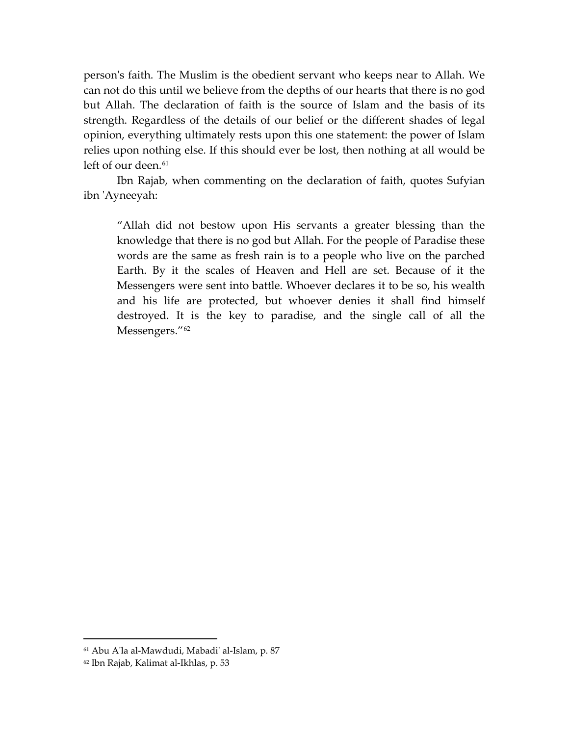person's faith. The Muslim is the obedient servant who keeps near to Allah. We can not do this until we believe from the depths of our hearts that there is no god but Allah. The declaration of faith is the source of Islam and the basis of its strength. Regardless of the details of our belief or the different shades of legal opinion, everything ultimately rests upon this one statement: the power of Islam relies upon nothing else. If this should ever be lost, then nothing at all would be left of our deen.[61]

Ibn Rajab, when commenting on the declaration of faith, quotes Sufyian ibn 'Ayneeyah:

> "Allah did not bestow upon His servants a greater blessing than the knowledge that there is no god but Allah. For the people of Paradise these words are the same as fresh rain is to a people who live on the parched Earth. By it the scales of Heaven and Hell are set. Because of it the Messengers were sent into battle. Whoever declares it to be so, his wealth and his life are protected, but whoever denies it shall find himself destroyed. It is the key to paradise, and the single call of all the Messengers."[62]

---

[61] Abu A'la al-Mawdudi, Mabadi' al-Islam, p. 87

[62] Ibn Rajab, Kalimat al-Ikhlas, p. 53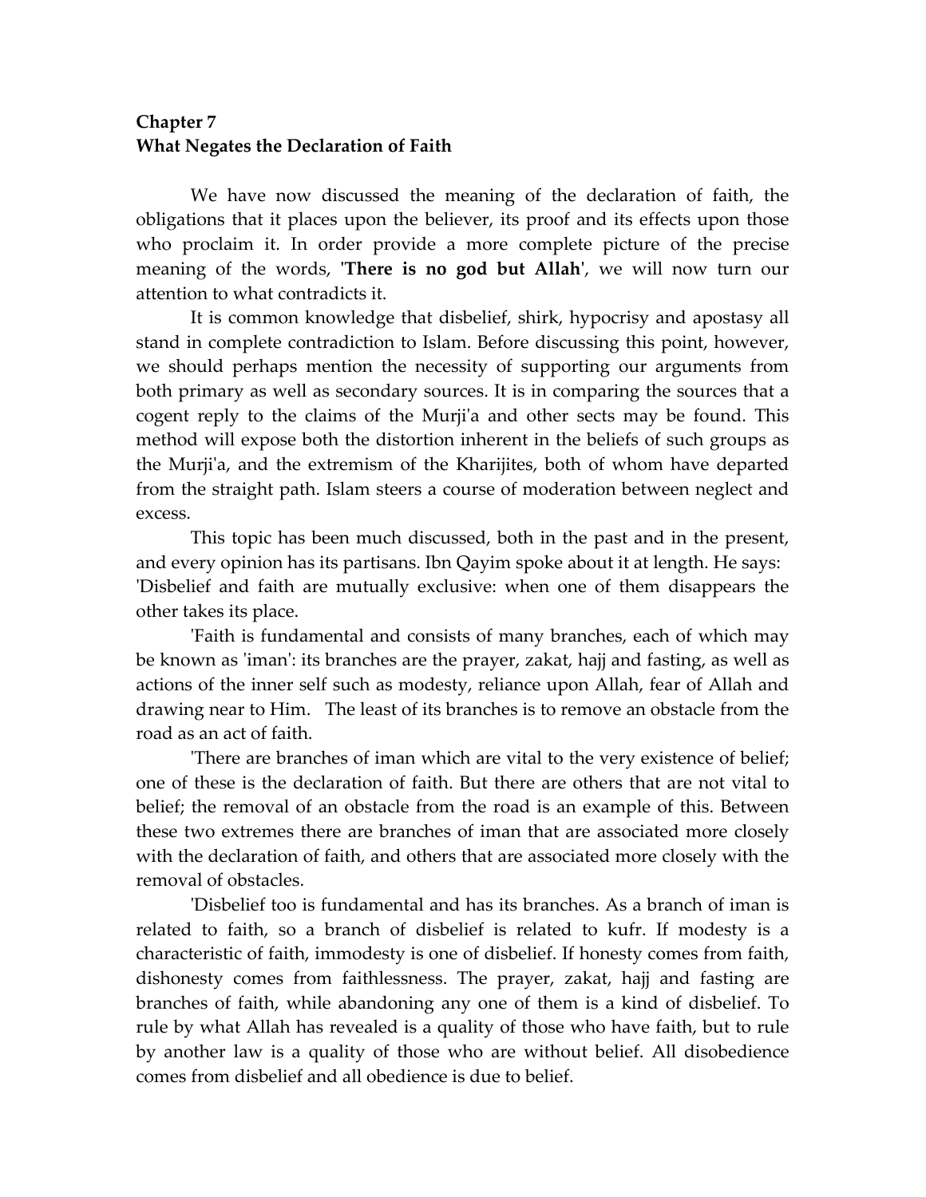## Chapter 7
## What Negates the Declaration of Faith

We have now discussed the meaning of the declaration of faith, the obligations that it places upon the believer, its proof and its effects upon those who proclaim it. In order provide a more complete picture of the precise meaning of the words, '**There is no god but Allah**', we will now turn our attention to what contradicts it.

It is common knowledge that disbelief, shirk, hypocrisy and apostasy all stand in complete contradiction to Islam. Before discussing this point, however, we should perhaps mention the necessity of supporting our arguments from both primary as well as secondary sources. It is in comparing the sources that a cogent reply to the claims of the Murji'a and other sects may be found. This method will expose both the distortion inherent in the beliefs of such groups as the Murji'a, and the extremism of the Kharijites, both of whom have departed from the straight path. Islam steers a course of moderation between neglect and excess.

This topic has been much discussed, both in the past and in the present, and every opinion has its partisans. Ibn Qayim spoke about it at length. He says: 'Disbelief and faith are mutually exclusive: when one of them disappears the other takes its place.

'Faith is fundamental and consists of many branches, each of which may be known as 'iman': its branches are the prayer, zakat, hajj and fasting, as well as actions of the inner self such as modesty, reliance upon Allah, fear of Allah and drawing near to Him. The least of its branches is to remove an obstacle from the road as an act of faith.

'There are branches of iman which are vital to the very existence of belief; one of these is the declaration of faith. But there are others that are not vital to belief; the removal of an obstacle from the road is an example of this. Between these two extremes there are branches of iman that are associated more closely with the declaration of faith, and others that are associated more closely with the removal of obstacles.

'Disbelief too is fundamental and has its branches. As a branch of iman is related to faith, so a branch of disbelief is related to kufr. If modesty is a characteristic of faith, immodesty is one of disbelief. If honesty comes from faith, dishonesty comes from faithlessness. The prayer, zakat, hajj and fasting are branches of faith, while abandoning any one of them is a kind of disbelief. To rule by what Allah has revealed is a quality of those who have faith, but to rule by another law is a quality of those who are without belief. All disobedience comes from disbelief and all obedience is due to belief.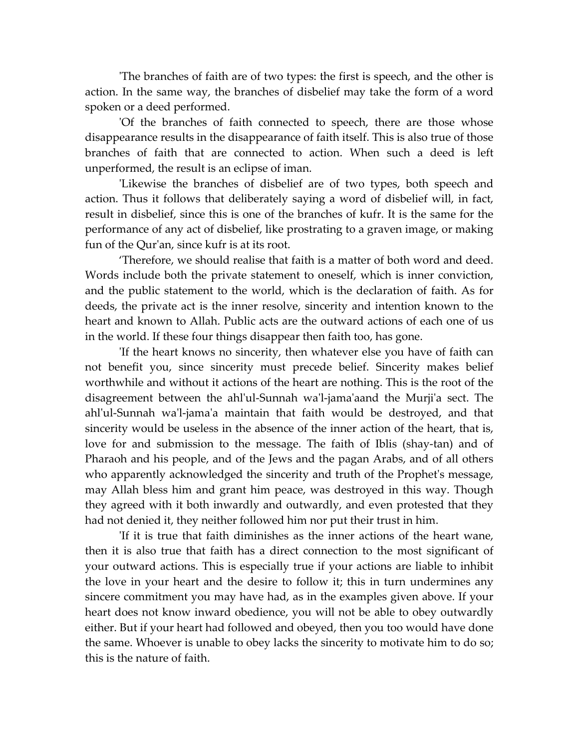'The branches of faith are of two types: the first is speech, and the other is action. In the same way, the branches of disbelief may take the form of a word spoken or a deed performed.

'Of the branches of faith connected to speech, there are those whose disappearance results in the disappearance of faith itself. This is also true of those branches of faith that are connected to action. When such a deed is left unperformed, the result is an eclipse of iman.

'Likewise the branches of disbelief are of two types, both speech and action. Thus it follows that deliberately saying a word of disbelief will, in fact, result in disbelief, since this is one of the branches of kufr. It is the same for the performance of any act of disbelief, like prostrating to a graven image, or making fun of the Qur'an, since kufr is at its root.

'Therefore, we should realise that faith is a matter of both word and deed. Words include both the private statement to oneself, which is inner conviction, and the public statement to the world, which is the declaration of faith. As for deeds, the private act is the inner resolve, sincerity and intention known to the heart and known to Allah. Public acts are the outward actions of each one of us in the world. If these four things disappear then faith too, has gone.

'If the heart knows no sincerity, then whatever else you have of faith can not benefit you, since sincerity must precede belief. Sincerity makes belief worthwhile and without it actions of the heart are nothing. This is the root of the disagreement between the ahl'ul-Sunnah wa'l-jama'aand the Murji'a sect. The ahl'ul-Sunnah wa'l-jama'a maintain that faith would be destroyed, and that sincerity would be useless in the absence of the inner action of the heart, that is, love for and submission to the message. The faith of Iblis (shay-tan) and of Pharaoh and his people, and of the Jews and the pagan Arabs, and of all others who apparently acknowledged the sincerity and truth of the Prophet's message, may Allah bless him and grant him peace, was destroyed in this way. Though they agreed with it both inwardly and outwardly, and even protested that they had not denied it, they neither followed him nor put their trust in him.

'If it is true that faith diminishes as the inner actions of the heart wane, then it is also true that faith has a direct connection to the most significant of your outward actions. This is especially true if your actions are liable to inhibit the love in your heart and the desire to follow it; this in turn undermines any sincere commitment you may have had, as in the examples given above. If your heart does not know inward obedience, you will not be able to obey outwardly either. But if your heart had followed and obeyed, then you too would have done the same. Whoever is unable to obey lacks the sincerity to motivate him to do so; this is the nature of faith.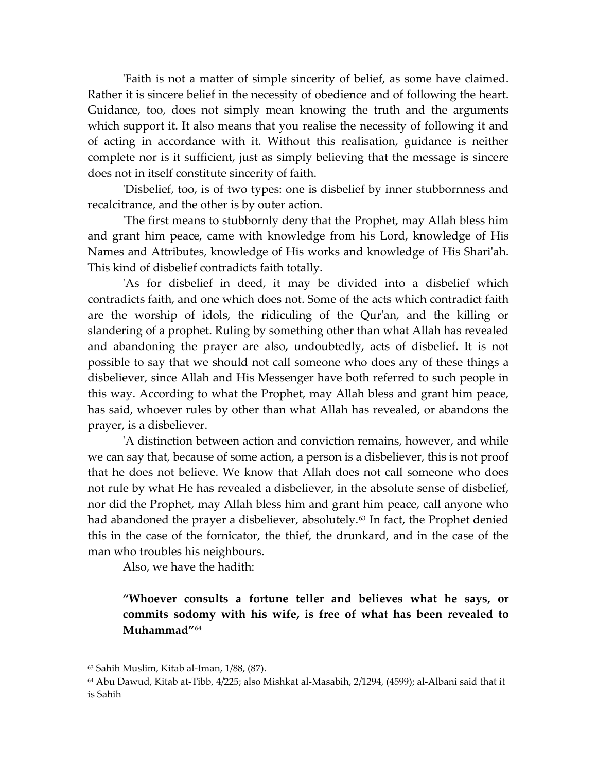'Faith is not a matter of simple sincerity of belief, as some have claimed. Rather it is sincere belief in the necessity of obedience and of following the heart. Guidance, too, does not simply mean knowing the truth and the arguments which support it. It also means that you realise the necessity of following it and of acting in accordance with it. Without this realisation, guidance is neither complete nor is it sufficient, just as simply believing that the message is sincere does not in itself constitute sincerity of faith.

'Disbelief, too, is of two types: one is disbelief by inner stubbornness and recalcitrance, and the other is by outer action.

'The first means to stubbornly deny that the Prophet, may Allah bless him and grant him peace, came with knowledge from his Lord, knowledge of His Names and Attributes, knowledge of His works and knowledge of His Shari'ah. This kind of disbelief contradicts faith totally.

'As for disbelief in deed, it may be divided into a disbelief which contradicts faith, and one which does not. Some of the acts which contradict faith are the worship of idols, the ridiculing of the Qur'an, and the killing or slandering of a prophet. Ruling by something other than what Allah has revealed and abandoning the prayer are also, undoubtedly, acts of disbelief. It is not possible to say that we should not call someone who does any of these things a disbeliever, since Allah and His Messenger have both referred to such people in this way. According to what the Prophet, may Allah bless and grant him peace, has said, whoever rules by other than what Allah has revealed, or abandons the prayer, is a disbeliever.

'A distinction between action and conviction remains, however, and while we can say that, because of some action, a person is a disbeliever, this is not proof that he does not believe. We know that Allah does not call someone who does not rule by what He has revealed a disbeliever, in the absolute sense of disbelief, nor did the Prophet, may Allah bless him and grant him peace, call anyone who had abandoned the prayer a disbeliever, absolutely.[63] In fact, the Prophet denied this in the case of the fornicator, the thief, the drunkard, and in the case of the man who troubles his neighbours.

Also, we have the hadith:

> **"Whoever consults a fortune teller and believes what he says, or commits sodomy with his wife, is free of what has been revealed to Muhammad"**[64]

---

[63] Sahih Muslim, Kitab al-Iman, 1/88, (87).

[64] Abu Dawud, Kitab at-Tibb, 4/225; also Mishkat al-Masabih, 2/1294, (4599); al-Albani said that it is Sahih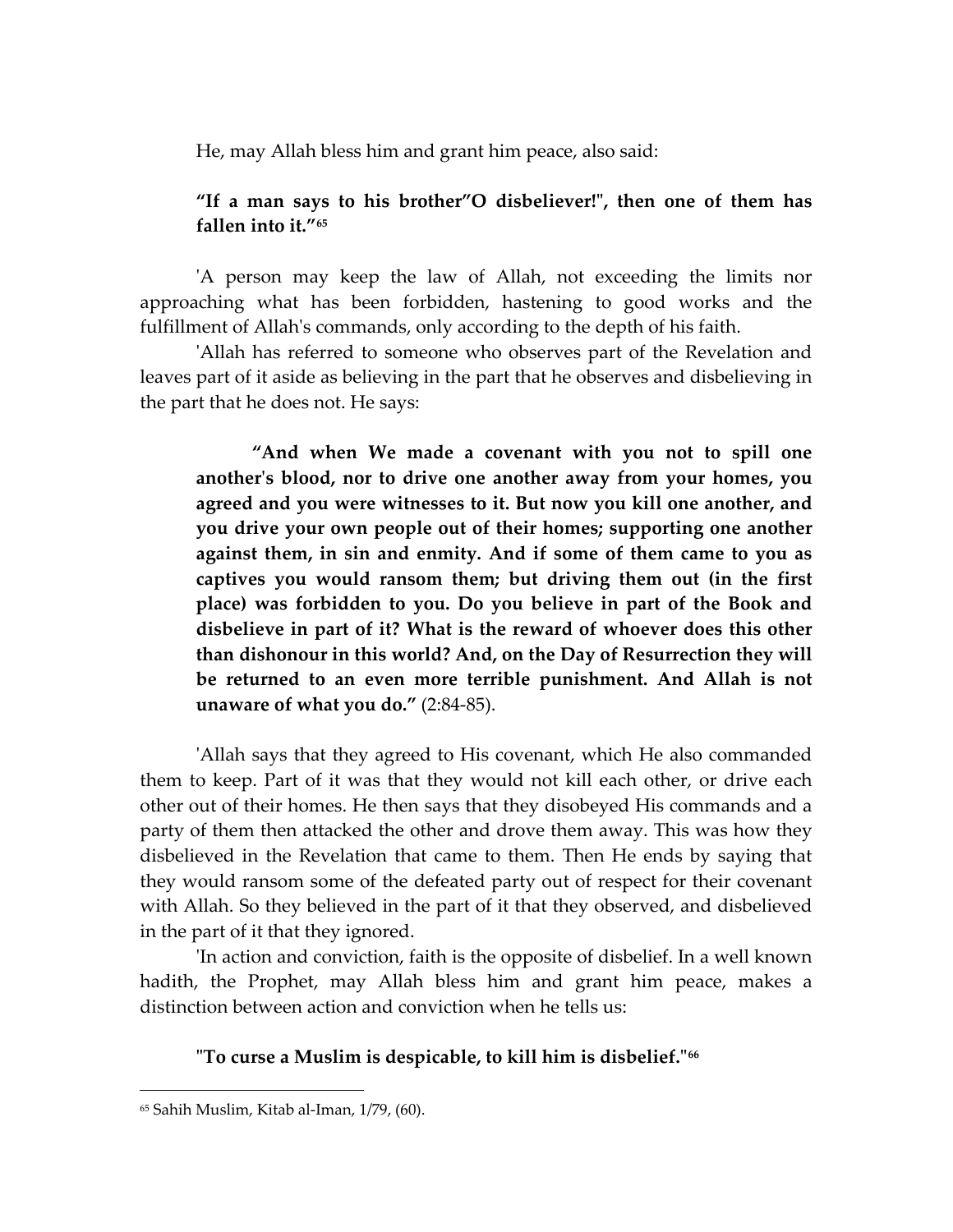He, may Allah bless him and grant him peace, also said:

> **"If a man says to his brother"O disbeliever!", then one of them has fallen into it."**[65]

'A person may keep the law of Allah, not exceeding the limits nor approaching what has been forbidden, hastening to good works and the fulfillment of Allah's commands, only according to the depth of his faith.

'Allah has referred to someone who observes part of the Revelation and leaves part of it aside as believing in the part that he observes and disbelieving in the part that he does not. He says:

> **"And when We made a covenant with you not to spill one another's blood, nor to drive one another away from your homes, you agreed and you were witnesses to it. But now you kill one another, and you drive your own people out of their homes; supporting one another against them, in sin and enmity. And if some of them came to you as captives you would ransom them; but driving them out (in the first place) was forbidden to you. Do you believe in part of the Book and disbelieve in part of it? What is the reward of whoever does this other than dishonour in this world? And, on the Day of Resurrection they will be returned to an even more terrible punishment. And Allah is not unaware of what you do."** (2:84-85).

'Allah says that they agreed to His covenant, which He also commanded them to keep. Part of it was that they would not kill each other, or drive each other out of their homes. He then says that they disobeyed His commands and a party of them then attacked the other and drove them away. This was how they disbelieved in the Revelation that came to them. Then He ends by saying that they would ransom some of the defeated party out of respect for their covenant with Allah. So they believed in the part of it that they observed, and disbelieved in the part of it that they ignored.

'In action and conviction, faith is the opposite of disbelief. In a well known hadith, the Prophet, may Allah bless him and grant him peace, makes a distinction between action and conviction when he tells us:

> **"To curse a Muslim is despicable, to kill him is disbelief."**[66]

---

[65] Sahih Muslim, Kitab al-Iman, 1/79, (60).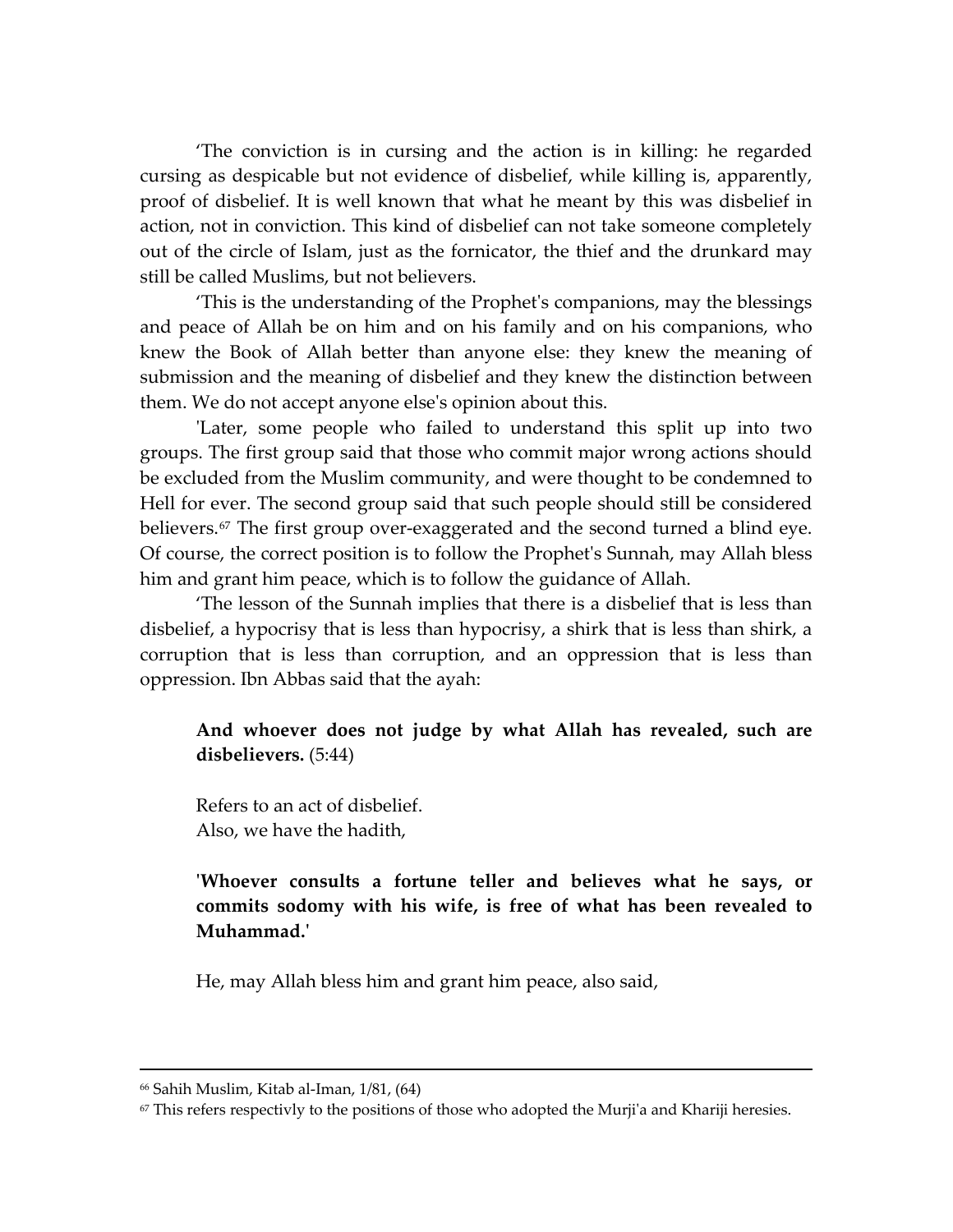‘The conviction is in cursing and the action is in killing: he regarded cursing as despicable but not evidence of disbelief, while killing is, apparently, proof of disbelief. It is well known that what he meant by this was disbelief in action, not in conviction. This kind of disbelief can not take someone completely out of the circle of Islam, just as the fornicator, the thief and the drunkard may still be called Muslims, but not believers.

‘This is the understanding of the Prophet's companions, may the blessings and peace of Allah be on him and on his family and on his companions, who knew the Book of Allah better than anyone else: they knew the meaning of submission and the meaning of disbelief and they knew the distinction between them. We do not accept anyone else's opinion about this.

'Later, some people who failed to understand this split up into two groups. The first group said that those who commit major wrong actions should be excluded from the Muslim community, and were thought to be condemned to Hell for ever. The second group said that such people should still be considered believers.[67] The first group over-exaggerated and the second turned a blind eye. Of course, the correct position is to follow the Prophet's Sunnah, may Allah bless him and grant him peace, which is to follow the guidance of Allah.

‘The lesson of the Sunnah implies that there is a disbelief that is less than disbelief, a hypocrisy that is less than hypocrisy, a shirk that is less than shirk, a corruption that is less than corruption, and an oppression that is less than oppression. Ibn Abbas said that the ayah:

> **And whoever does not judge by what Allah has revealed, such are disbelievers.** (5:44)
>
> Refers to an act of disbelief.
> Also, we have the hadith,
>
> '**Whoever consults a fortune teller and believes what he says, or commits sodomy with his wife, is free of what has been revealed to Muhammad.**'
>
> He, may Allah bless him and grant him peace, also said,

---

[66] Sahih Muslim, Kitab al-Iman, 1/81, (64)

[67] This refers respectivly to the positions of those who adopted the Murji'a and Khariji heresies.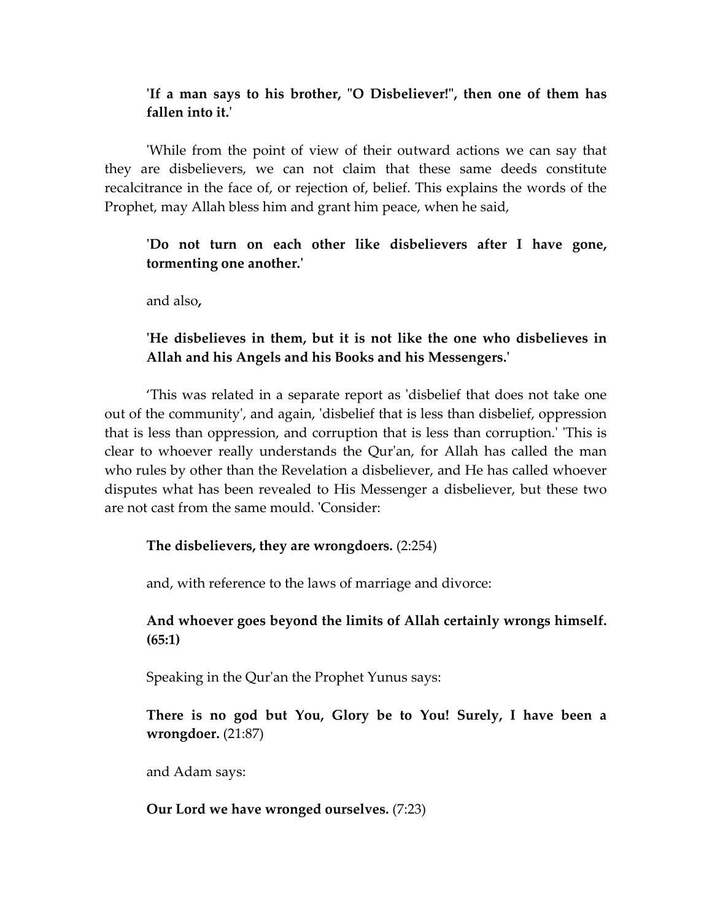**'If a man says to his brother, "O Disbeliever!", then one of them has fallen into it.'**

'While from the point of view of their outward actions we can say that they are disbelievers, we can not claim that these same deeds constitute recalcitrance in the face of, or rejection of, belief. This explains the words of the Prophet, may Allah bless him and grant him peace, when he said,

**'Do not turn on each other like disbelievers after I have gone, tormenting one another.'**

and also**,**

**'He disbelieves in them, but it is not like the one who disbelieves in Allah and his Angels and his Books and his Messengers.'**

‘This was related in a separate report as 'disbelief that does not take one out of the community', and again, 'disbelief that is less than disbelief, oppression that is less than oppression, and corruption that is less than corruption.' 'This is clear to whoever really understands the Qur'an, for Allah has called the man who rules by other than the Revelation a disbeliever, and He has called whoever disputes what has been revealed to His Messenger a disbeliever, but these two are not cast from the same mould. 'Consider:

**The disbelievers, they are wrongdoers.** (2:254)

and, with reference to the laws of marriage and divorce:

**And whoever goes beyond the limits of Allah certainly wrongs himself. (65:1)**

Speaking in the Qur'an the Prophet Yunus says:

**There is no god but You, Glory be to You! Surely, I have been a wrongdoer.** (21:87)

and Adam says:

**Our Lord we have wronged ourselves.** (7:23)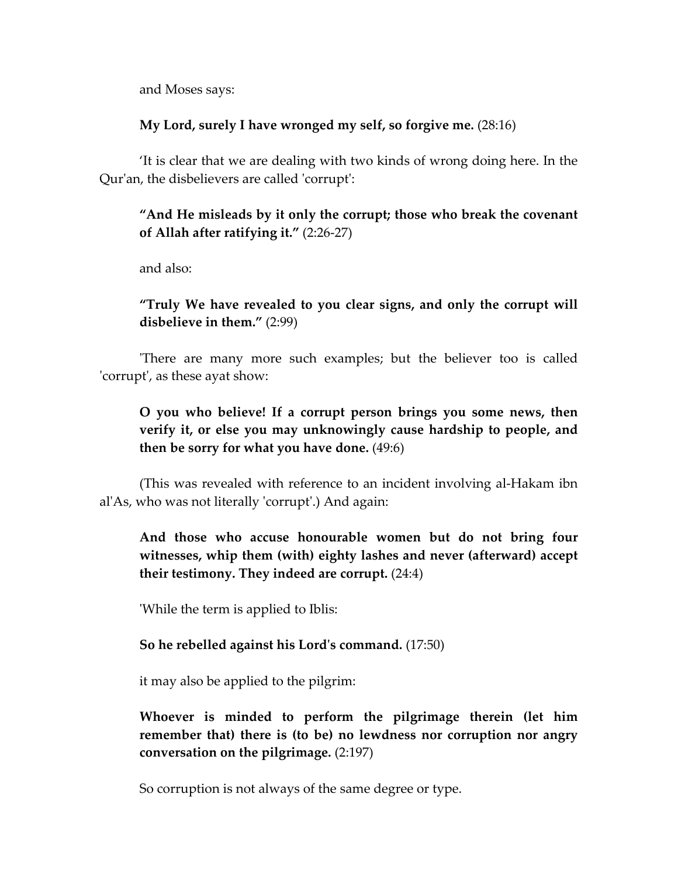and Moses says:

**My Lord, surely I have wronged my self, so forgive me.** (28:16)

‘It is clear that we are dealing with two kinds of wrong doing here. In the Qur'an, the disbelievers are called 'corrupt':

**“And He misleads by it only the corrupt; those who break the covenant of Allah after ratifying it.”** (2:26-27)

and also:

**“Truly We have revealed to you clear signs, and only the corrupt will disbelieve in them.”** (2:99)

'There are many more such examples; but the believer too is called 'corrupt', as these ayat show:

**O you who believe! If a corrupt person brings you some news, then verify it, or else you may unknowingly cause hardship to people, and then be sorry for what you have done.** (49:6)

(This was revealed with reference to an incident involving al-Hakam ibn al'As, who was not literally 'corrupt'.) And again:

**And those who accuse honourable women but do not bring four witnesses, whip them (with) eighty lashes and never (afterward) accept their testimony. They indeed are corrupt.** (24:4)

'While the term is applied to Iblis:

**So he rebelled against his Lord's command.** (17:50)

it may also be applied to the pilgrim:

**Whoever is minded to perform the pilgrimage therein (let him remember that) there is (to be) no lewdness nor corruption nor angry conversation on the pilgrimage.** (2:197)

So corruption is not always of the same degree or type.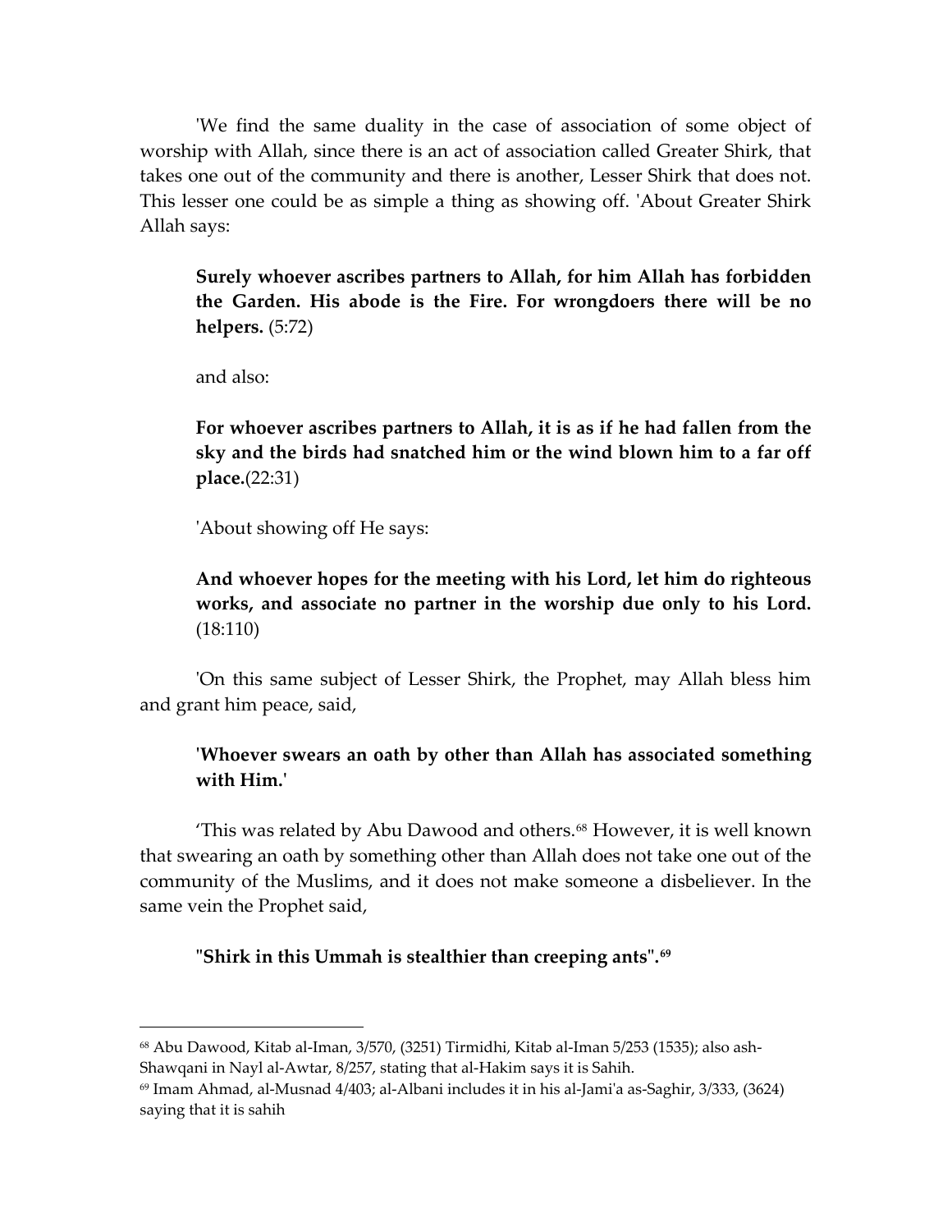'We find the same duality in the case of association of some object of worship with Allah, since there is an act of association called Greater Shirk, that takes one out of the community and there is another, Lesser Shirk that does not. This lesser one could be as simple a thing as showing off. 'About Greater Shirk Allah says:

> **Surely whoever ascribes partners to Allah, for him Allah has forbidden the Garden. His abode is the Fire. For wrongdoers there will be no helpers.** (5:72)
>
> and also:
>
> **For whoever ascribes partners to Allah, it is as if he had fallen from the sky and the birds had snatched him or the wind blown him to a far off place.**(22:31)
>
> 'About showing off He says:
>
> **And whoever hopes for the meeting with his Lord, let him do righteous works, and associate no partner in the worship due only to his Lord.** (18:110)

'On this same subject of Lesser Shirk, the Prophet, may Allah bless him and grant him peace, said,

> **'Whoever swears an oath by other than Allah has associated something with Him.'**

'This was related by Abu Dawood and others.[68] However, it is well known that swearing an oath by something other than Allah does not take one out of the community of the Muslims, and it does not make someone a disbeliever. In the same vein the Prophet said,

> **"Shirk in this Ummah is stealthier than creeping ants".[69]**

---

[68] Abu Dawood, Kitab al-Iman, 3/570, (3251) Tirmidhi, Kitab al-Iman 5/253 (1535); also ash-Shawqani in Nayl al-Awtar, 8/257, stating that al-Hakim says it is Sahih.

[69] Imam Ahmad, al-Musnad 4/403; al-Albani includes it in his al-Jami'a as-Saghir, 3/333, (3624) saying that it is sahih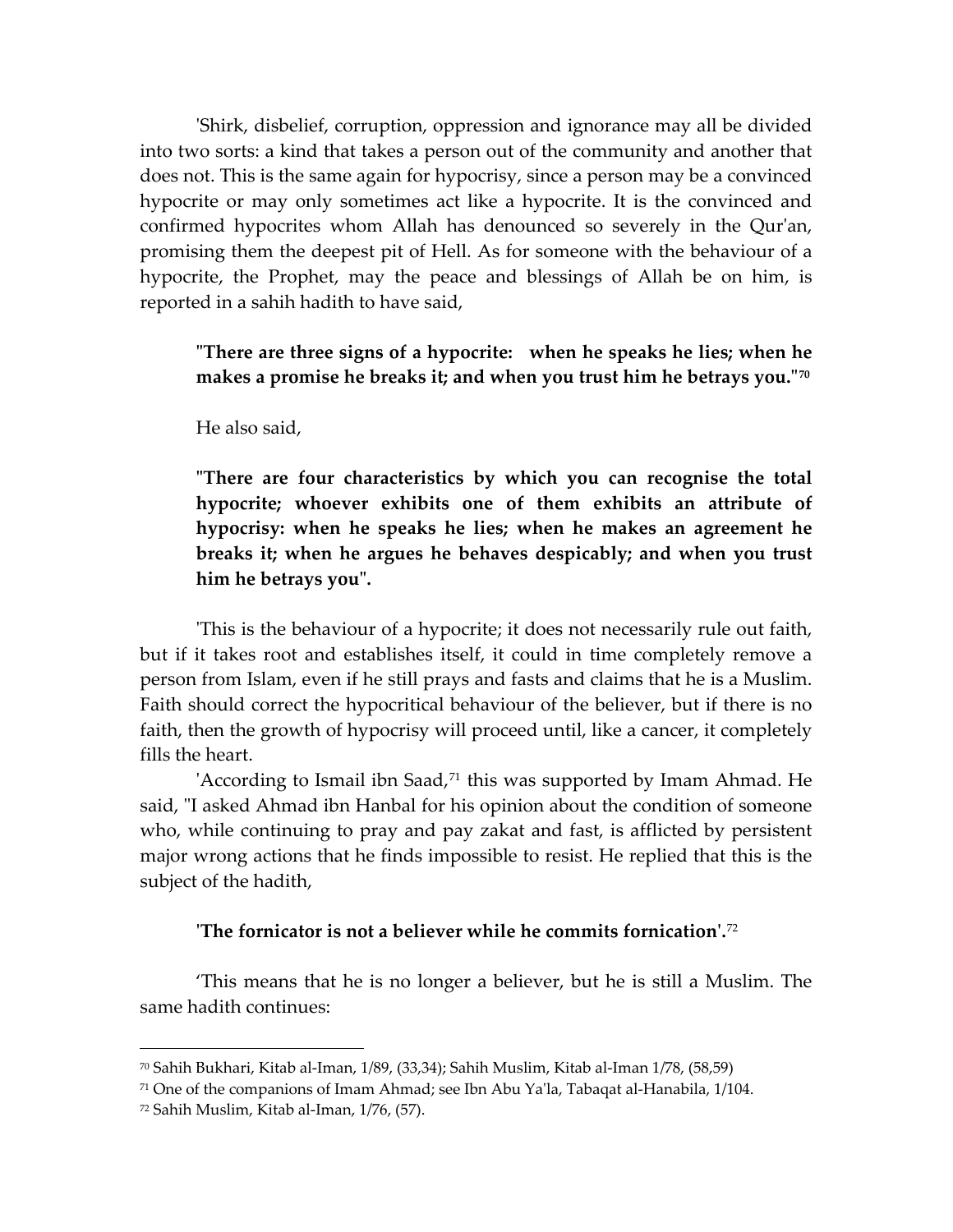'Shirk, disbelief, corruption, oppression and ignorance may all be divided into two sorts: a kind that takes a person out of the community and another that does not. This is the same again for hypocrisy, since a person may be a convinced hypocrite or may only sometimes act like a hypocrite. It is the convinced and confirmed hypocrites whom Allah has denounced so severely in the Qur'an, promising them the deepest pit of Hell. As for someone with the behaviour of a hypocrite, the Prophet, may the peace and blessings of Allah be on him, is reported in a sahih hadith to have said,

> **"There are three signs of a hypocrite: when he speaks he lies; when he makes a promise he breaks it; and when you trust him he betrays you."[70]**

He also said,

> **"There are four characteristics by which you can recognise the total hypocrite; whoever exhibits one of them exhibits an attribute of hypocrisy: when he speaks he lies; when he makes an agreement he breaks it; when he argues he behaves despicably; and when you trust him he betrays you".**

'This is the behaviour of a hypocrite; it does not necessarily rule out faith, but if it takes root and establishes itself, it could in time completely remove a person from Islam, even if he still prays and fasts and claims that he is a Muslim. Faith should correct the hypocritical behaviour of the believer, but if there is no faith, then the growth of hypocrisy will proceed until, like a cancer, it completely fills the heart.

'According to Ismail ibn Saad,[71] this was supported by Imam Ahmad. He said, "I asked Ahmad ibn Hanbal for his opinion about the condition of someone who, while continuing to pray and pay zakat and fast, is afflicted by persistent major wrong actions that he finds impossible to resist. He replied that this is the subject of the hadith,

> **'The fornicator is not a believer while he commits fornication'.**[72]

'This means that he is no longer a believer, but he is still a Muslim. The same hadith continues:

---

[70] Sahih Bukhari, Kitab al-Iman, 1/89, (33,34); Sahih Muslim, Kitab al-Iman 1/78, (58,59)

[71] One of the companions of Imam Ahmad; see Ibn Abu Ya'la, Tabaqat al-Hanabila, 1/104.

[72] Sahih Muslim, Kitab al-Iman, 1/76, (57).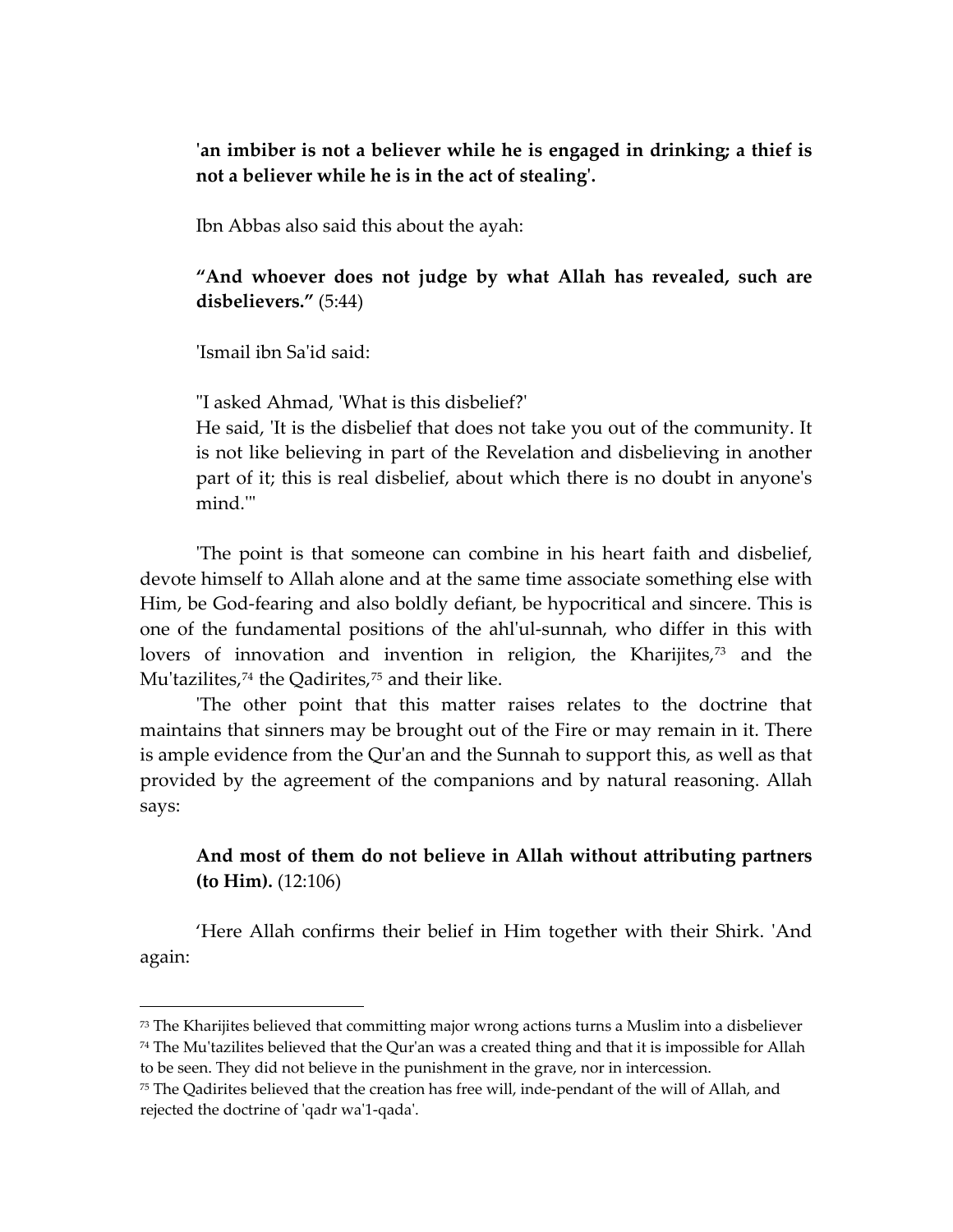**'an imbiber is not a believer while he is engaged in drinking; a thief is not a believer while he is in the act of stealing'.**

Ibn Abbas also said this about the ayah:

**"And whoever does not judge by what Allah has revealed, such are disbelievers."** (5:44)

'Ismail ibn Sa'id said:

"I asked Ahmad, 'What is this disbelief?'
He said, 'It is the disbelief that does not take you out of the community. It is not like believing in part of the Revelation and disbelieving in another part of it; this is real disbelief, about which there is no doubt in anyone's mind.'"

'The point is that someone can combine in his heart faith and disbelief, devote himself to Allah alone and at the same time associate something else with Him, be God-fearing and also boldly defiant, be hypocritical and sincere. This is one of the fundamental positions of the ahl'ul-sunnah, who differ in this with lovers of innovation and invention in religion, the Kharijites,[73] and the Mu'tazilites,[74] the Qadirites,[75] and their like.

'The other point that this matter raises relates to the doctrine that maintains that sinners may be brought out of the Fire or may remain in it. There is ample evidence from the Qur'an and the Sunnah to support this, as well as that provided by the agreement of the companions and by natural reasoning. Allah says:

**And most of them do not believe in Allah without attributing partners (to Him).** (12:106)

'Here Allah confirms their belief in Him together with their Shirk. 'And again:

---

[73] The Kharijites believed that committing major wrong actions turns a Muslim into a disbeliever

[74] The Mu'tazilites believed that the Qur'an was a created thing and that it is impossible for Allah to be seen. They did not believe in the punishment in the grave, nor in intercession.

[75] The Qadirites believed that the creation has free will, inde-pendant of the will of Allah, and rejected the doctrine of 'qadr wa'1-qada'.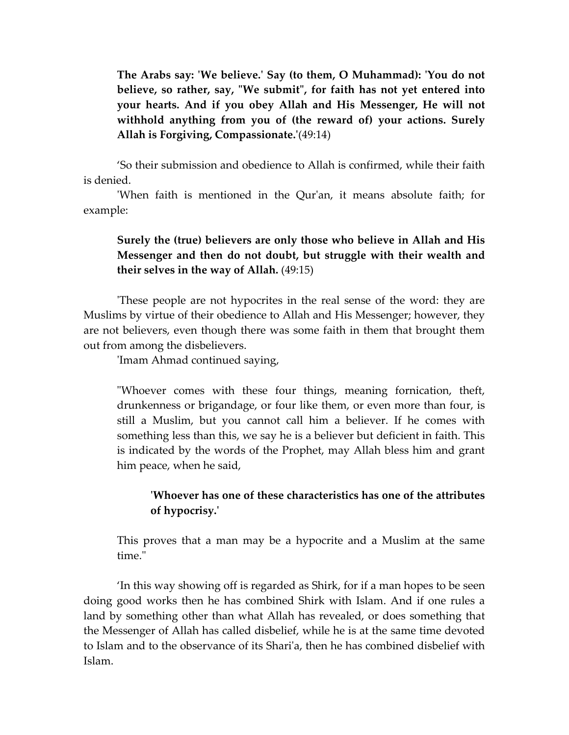> **The Arabs say: 'We believe.' Say (to them, O Muhammad): 'You do not believe, so rather, say, "We submit", for faith has not yet entered into your hearts. And if you obey Allah and His Messenger, He will not withhold anything from you of (the reward of) your actions. Surely Allah is Forgiving, Compassionate.'**(49:14)

'So their submission and obedience to Allah is confirmed, while their faith is denied.

'When faith is mentioned in the Qur'an, it means absolute faith; for example:

> **Surely the (true) believers are only those who believe in Allah and His Messenger and then do not doubt, but struggle with their wealth and their selves in the way of Allah.** (49:15)

'These people are not hypocrites in the real sense of the word: they are Muslims by virtue of their obedience to Allah and His Messenger; however, they are not believers, even though there was some faith in them that brought them out from among the disbelievers.

'Imam Ahmad continued saying,

> "Whoever comes with these four things, meaning fornication, theft, drunkenness or brigandage, or four like them, or even more than four, is still a Muslim, but you cannot call him a believer. If he comes with something less than this, we say he is a believer but deficient in faith. This is indicated by the words of the Prophet, may Allah bless him and grant him peace, when he said,
>
> > **'Whoever has one of these characteristics has one of the attributes of hypocrisy.'**
>
> This proves that a man may be a hypocrite and a Muslim at the same time."

'In this way showing off is regarded as Shirk, for if a man hopes to be seen doing good works then he has combined Shirk with Islam. And if one rules a land by something other than what Allah has revealed, or does something that the Messenger of Allah has called disbelief, while he is at the same time devoted to Islam and to the observance of its Shari'a, then he has combined disbelief with Islam.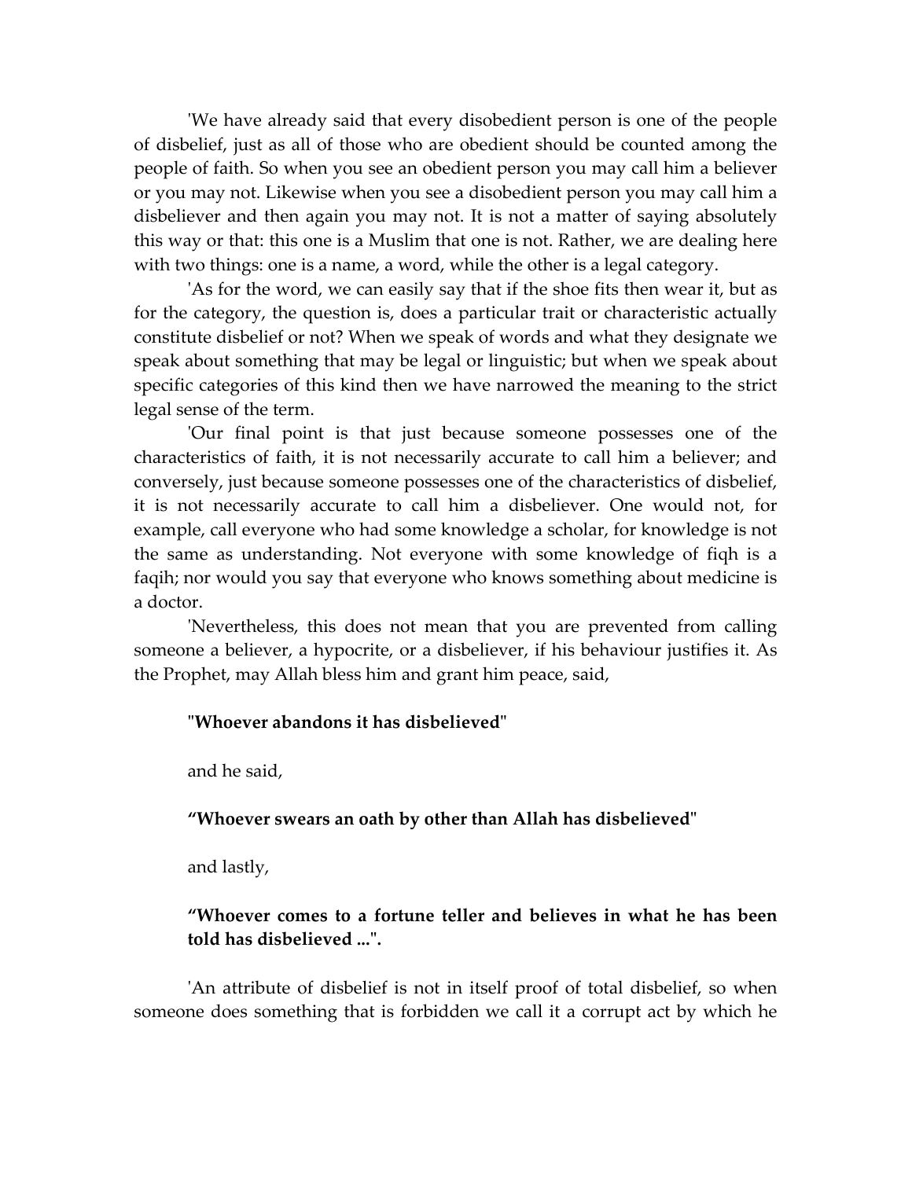'We have already said that every disobedient person is one of the people of disbelief, just as all of those who are obedient should be counted among the people of faith. So when you see an obedient person you may call him a believer or you may not. Likewise when you see a disobedient person you may call him a disbeliever and then again you may not. It is not a matter of saying absolutely this way or that: this one is a Muslim that one is not. Rather, we are dealing here with two things: one is a name, a word, while the other is a legal category.

'As for the word, we can easily say that if the shoe fits then wear it, but as for the category, the question is, does a particular trait or characteristic actually constitute disbelief or not? When we speak of words and what they designate we speak about something that may be legal or linguistic; but when we speak about specific categories of this kind then we have narrowed the meaning to the strict legal sense of the term.

'Our final point is that just because someone possesses one of the characteristics of faith, it is not necessarily accurate to call him a believer; and conversely, just because someone possesses one of the characteristics of disbelief, it is not necessarily accurate to call him a disbeliever. One would not, for example, call everyone who had some knowledge a scholar, for knowledge is not the same as understanding. Not everyone with some knowledge of fiqh is a faqih; nor would you say that everyone who knows something about medicine is a doctor.

'Nevertheless, this does not mean that you are prevented from calling someone a believer, a hypocrite, or a disbeliever, if his behaviour justifies it. As the Prophet, may Allah bless him and grant him peace, said,

> **"Whoever abandons it has disbelieved"**

and he said,

> **"Whoever swears an oath by other than Allah has disbelieved"**

and lastly,

> **"Whoever comes to a fortune teller and believes in what he has been told has disbelieved ...".**

'An attribute of disbelief is not in itself proof of total disbelief, so when someone does something that is forbidden we call it a corrupt act by which he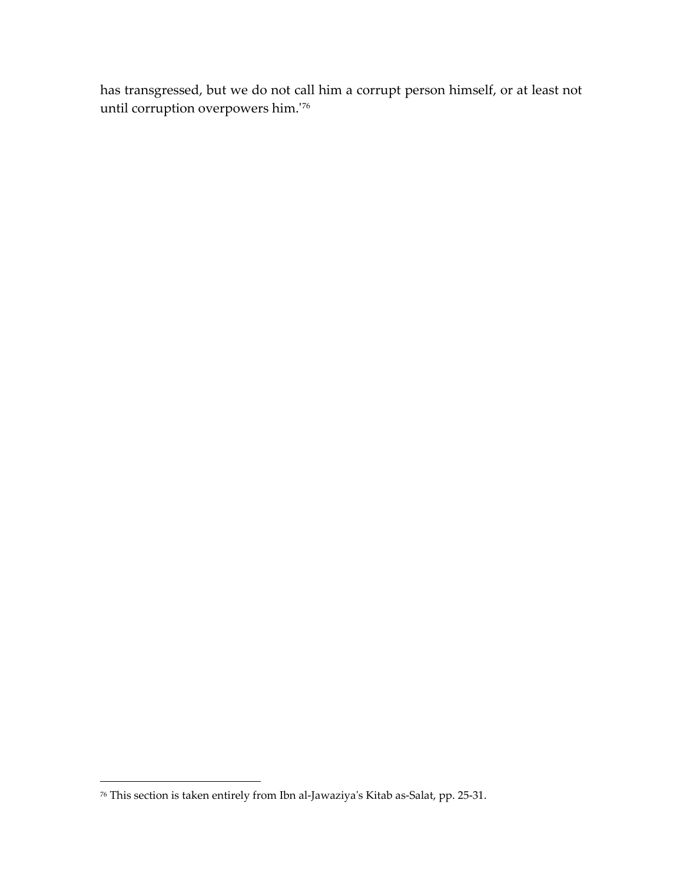has transgressed, but we do not call him a corrupt person himself, or at least not until corruption overpowers him.'[76]

[76] This section is taken entirely from Ibn al-Jawaziya's Kitab as-Salat, pp. 25-31.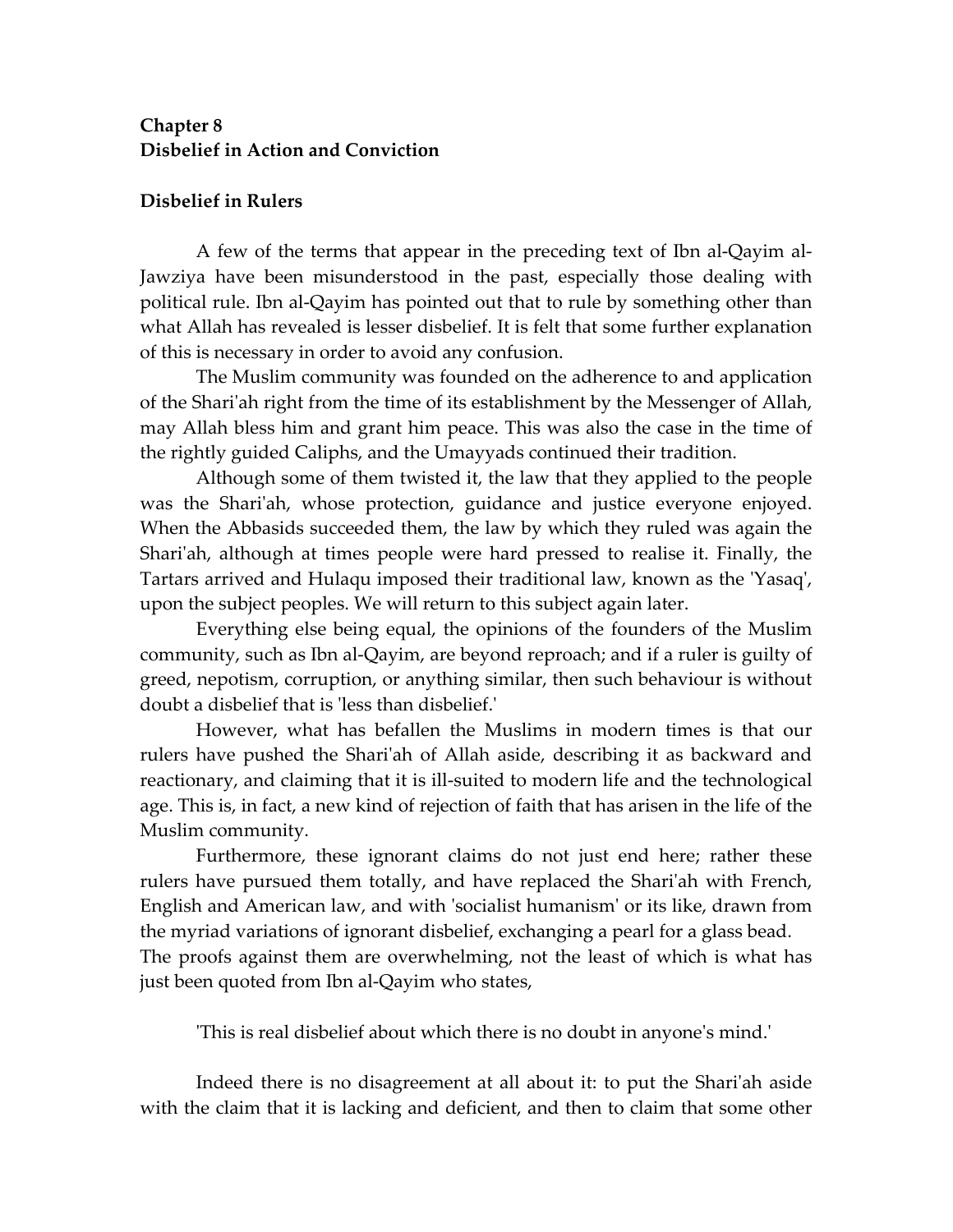**Chapter 8**
**Disbelief in Action and Conviction**

**Disbelief in Rulers**

A few of the terms that appear in the preceding text of Ibn al-Qayim al-Jawziya have been misunderstood in the past, especially those dealing with political rule. Ibn al-Qayim has pointed out that to rule by something other than what Allah has revealed is lesser disbelief. It is felt that some further explanation of this is necessary in order to avoid any confusion.

The Muslim community was founded on the adherence to and application of the Shari'ah right from the time of its establishment by the Messenger of Allah, may Allah bless him and grant him peace. This was also the case in the time of the rightly guided Caliphs, and the Umayyads continued their tradition.

Although some of them twisted it, the law that they applied to the people was the Shari'ah, whose protection, guidance and justice everyone enjoyed. When the Abbasids succeeded them, the law by which they ruled was again the Shari'ah, although at times people were hard pressed to realise it. Finally, the Tartars arrived and Hulaqu imposed their traditional law, known as the 'Yasaq', upon the subject peoples. We will return to this subject again later.

Everything else being equal, the opinions of the founders of the Muslim community, such as Ibn al-Qayim, are beyond reproach; and if a ruler is guilty of greed, nepotism, corruption, or anything similar, then such behaviour is without doubt a disbelief that is 'less than disbelief.'

However, what has befallen the Muslims in modern times is that our rulers have pushed the Shari'ah of Allah aside, describing it as backward and reactionary, and claiming that it is ill-suited to modern life and the technological age. This is, in fact, a new kind of rejection of faith that has arisen in the life of the Muslim community.

Furthermore, these ignorant claims do not just end here; rather these rulers have pursued them totally, and have replaced the Shari'ah with French, English and American law, and with 'socialist humanism' or its like, drawn from the myriad variations of ignorant disbelief, exchanging a pearl for a glass bead. The proofs against them are overwhelming, not the least of which is what has just been quoted from Ibn al-Qayim who states,

'This is real disbelief about which there is no doubt in anyone's mind.'

Indeed there is no disagreement at all about it: to put the Shari'ah aside with the claim that it is lacking and deficient, and then to claim that some other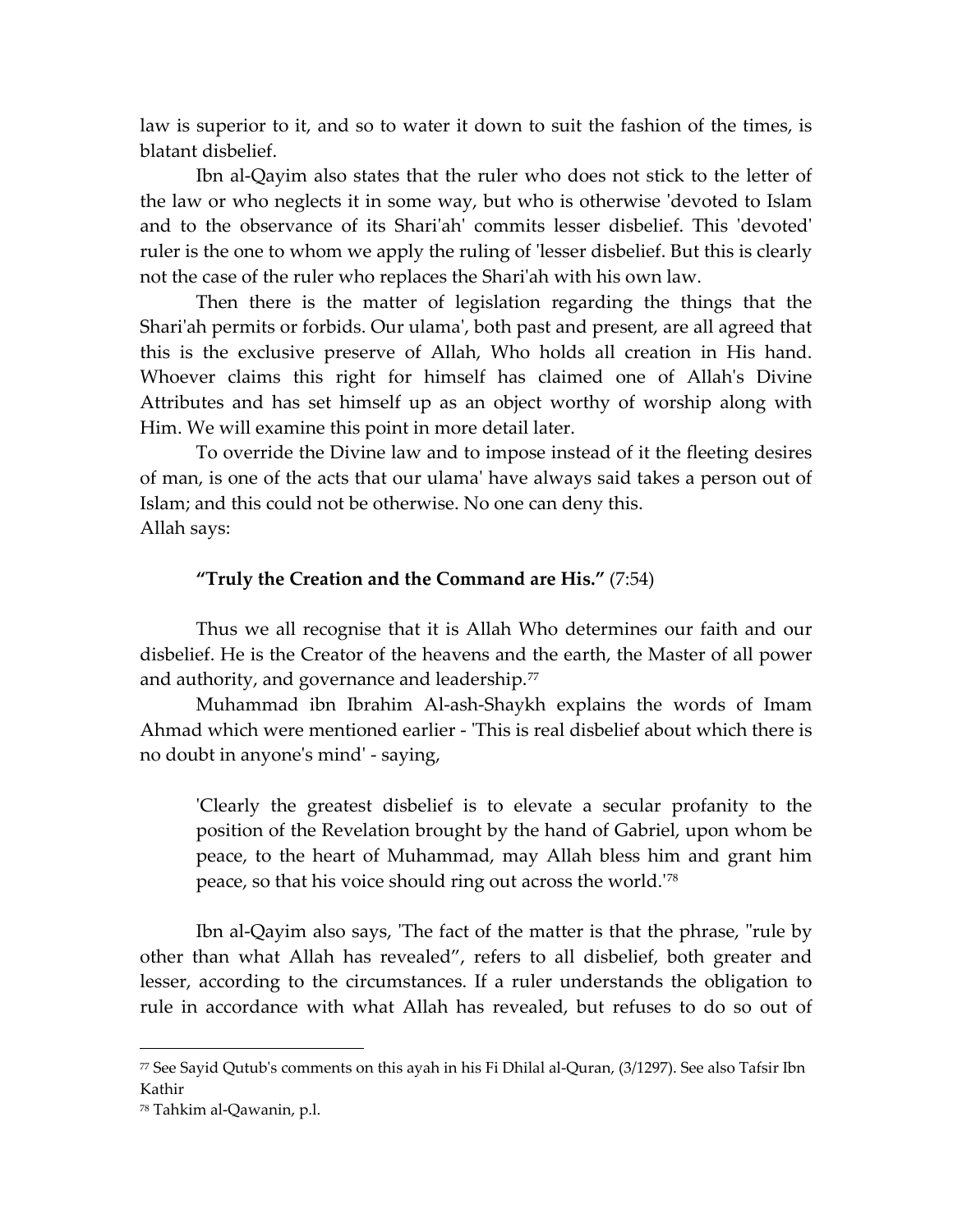law is superior to it, and so to water it down to suit the fashion of the times, is blatant disbelief.

Ibn al-Qayim also states that the ruler who does not stick to the letter of the law or who neglects it in some way, but who is otherwise 'devoted to Islam and to the observance of its Shari'ah' commits lesser disbelief. This 'devoted' ruler is the one to whom we apply the ruling of 'lesser disbelief. But this is clearly not the case of the ruler who replaces the Shari'ah with his own law.

Then there is the matter of legislation regarding the things that the Shari'ah permits or forbids. Our ulama', both past and present, are all agreed that this is the exclusive preserve of Allah, Who holds all creation in His hand. Whoever claims this right for himself has claimed one of Allah's Divine Attributes and has set himself up as an object worthy of worship along with Him. We will examine this point in more detail later.

To override the Divine law and to impose instead of it the fleeting desires of man, is one of the acts that our ulama' have always said takes a person out of Islam; and this could not be otherwise. No one can deny this.
Allah says:

> **"Truly the Creation and the Command are His."** (7:54)

Thus we all recognise that it is Allah Who determines our faith and our disbelief. He is the Creator of the heavens and the earth, the Master of all power and authority, and governance and leadership.[77]

Muhammad ibn Ibrahim Al-ash-Shaykh explains the words of Imam Ahmad which were mentioned earlier - 'This is real disbelief about which there is no doubt in anyone's mind' - saying,

> 'Clearly the greatest disbelief is to elevate a secular profanity to the position of the Revelation brought by the hand of Gabriel, upon whom be peace, to the heart of Muhammad, may Allah bless him and grant him peace, so that his voice should ring out across the world.'[78]

Ibn al-Qayim also says, 'The fact of the matter is that the phrase, "rule by other than what Allah has revealed", refers to all disbelief, both greater and lesser, according to the circumstances. If a ruler understands the obligation to rule in accordance with what Allah has revealed, but refuses to do so out of

---

[77] See Sayid Qutub's comments on this ayah in his Fi Dhilal al-Quran, (3/1297). See also Tafsir Ibn Kathir

[78] Tahkim al-Qawanin, p.l.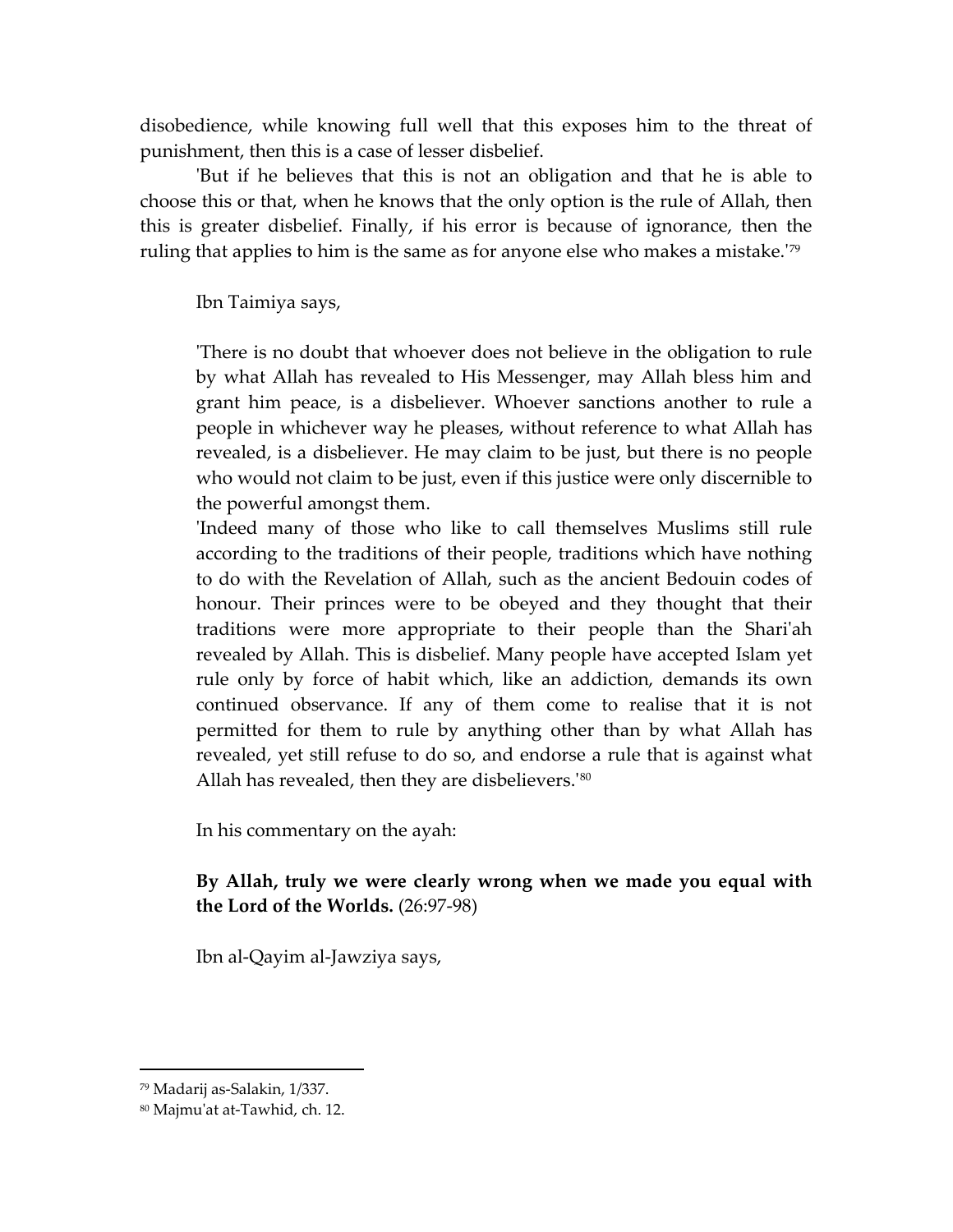disobedience, while knowing full well that this exposes him to the threat of punishment, then this is a case of lesser disbelief.

'But if he believes that this is not an obligation and that he is able to choose this or that, when he knows that the only option is the rule of Allah, then this is greater disbelief. Finally, if his error is because of ignorance, then the ruling that applies to him is the same as for anyone else who makes a mistake.'[79]

Ibn Taimiya says,

> 'There is no doubt that whoever does not believe in the obligation to rule by what Allah has revealed to His Messenger, may Allah bless him and grant him peace, is a disbeliever. Whoever sanctions another to rule a people in whichever way he pleases, without reference to what Allah has revealed, is a disbeliever. He may claim to be just, but there is no people who would not claim to be just, even if this justice were only discernible to the powerful amongst them.
>
> 'Indeed many of those who like to call themselves Muslims still rule according to the traditions of their people, traditions which have nothing to do with the Revelation of Allah, such as the ancient Bedouin codes of honour. Their princes were to be obeyed and they thought that their traditions were more appropriate to their people than the Shari'ah revealed by Allah. This is disbelief. Many people have accepted Islam yet rule only by force of habit which, like an addiction, demands its own continued observance. If any of them come to realise that it is not permitted for them to rule by anything other than by what Allah has revealed, yet still refuse to do so, and endorse a rule that is against what Allah has revealed, then they are disbelievers.'[80]

In his commentary on the ayah:

> **By Allah, truly we were clearly wrong when we made you equal with the Lord of the Worlds.** (26:97-98)

Ibn al-Qayim al-Jawziya says,

---

[79] Madarij as-Salakin, 1/337.

[80] Majmu'at at-Tawhid, ch. 12.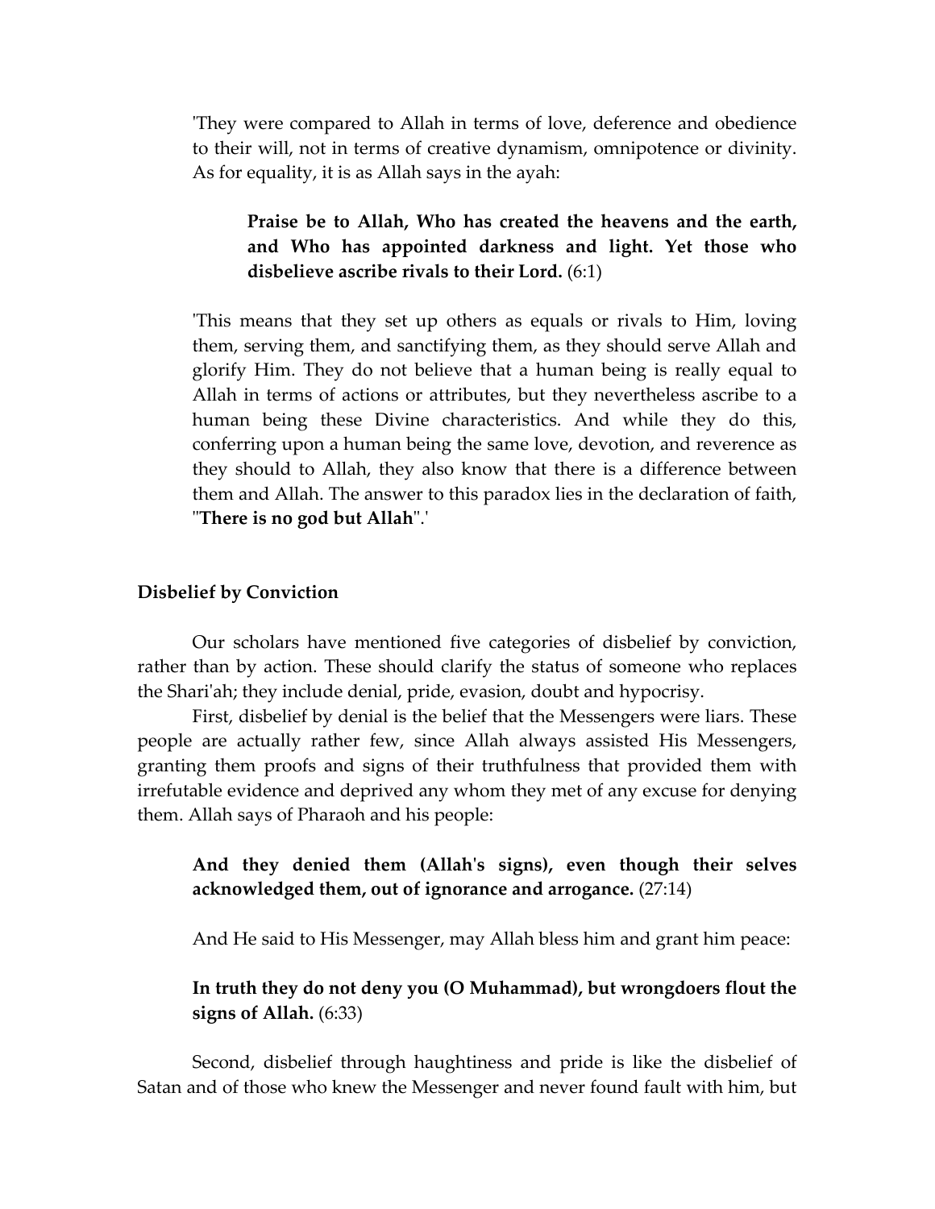'They were compared to Allah in terms of love, deference and obedience to their will, not in terms of creative dynamism, omnipotence or divinity. As for equality, it is as Allah says in the ayah:

> **Praise be to Allah, Who has created the heavens and the earth, and Who has appointed darkness and light. Yet those who disbelieve ascribe rivals to their Lord.** (6:1)

'This means that they set up others as equals or rivals to Him, loving them, serving them, and sanctifying them, as they should serve Allah and glorify Him. They do not believe that a human being is really equal to Allah in terms of actions or attributes, but they nevertheless ascribe to a human being these Divine characteristics. And while they do this, conferring upon a human being the same love, devotion, and reverence as they should to Allah, they also know that there is a difference between them and Allah. The answer to this paradox lies in the declaration of faith, "**There is no god but Allah**".'

### Disbelief by Conviction

Our scholars have mentioned five categories of disbelief by conviction, rather than by action. These should clarify the status of someone who replaces the Shari'ah; they include denial, pride, evasion, doubt and hypocrisy.

First, disbelief by denial is the belief that the Messengers were liars. These people are actually rather few, since Allah always assisted His Messengers, granting them proofs and signs of their truthfulness that provided them with irrefutable evidence and deprived any whom they met of any excuse for denying them. Allah says of Pharaoh and his people:

> **And they denied them (Allah's signs), even though their selves acknowledged them, out of ignorance and arrogance.** (27:14)

And He said to His Messenger, may Allah bless him and grant him peace:

> **In truth they do not deny you (O Muhammad), but wrongdoers flout the signs of Allah.** (6:33)

Second, disbelief through haughtiness and pride is like the disbelief of Satan and of those who knew the Messenger and never found fault with him, but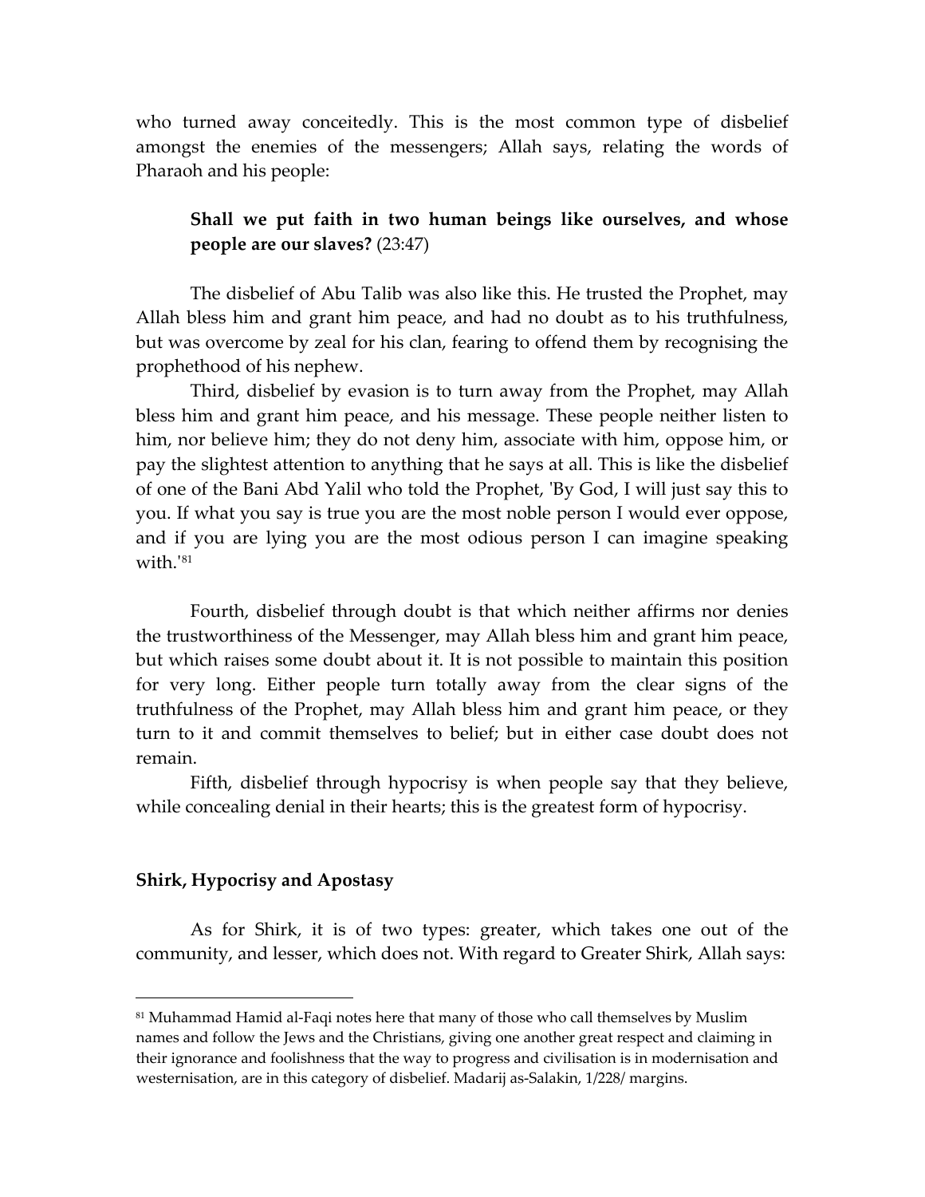who turned away conceitedly. This is the most common type of disbelief amongst the enemies of the messengers; Allah says, relating the words of Pharaoh and his people:

> **Shall we put faith in two human beings like ourselves, and whose people are our slaves?** (23:47)

The disbelief of Abu Talib was also like this. He trusted the Prophet, may Allah bless him and grant him peace, and had no doubt as to his truthfulness, but was overcome by zeal for his clan, fearing to offend them by recognising the prophethood of his nephew.

Third, disbelief by evasion is to turn away from the Prophet, may Allah bless him and grant him peace, and his message. These people neither listen to him, nor believe him; they do not deny him, associate with him, oppose him, or pay the slightest attention to anything that he says at all. This is like the disbelief of one of the Bani Abd Yalil who told the Prophet, 'By God, I will just say this to you. If what you say is true you are the most noble person I would ever oppose, and if you are lying you are the most odious person I can imagine speaking with.'[81]

Fourth, disbelief through doubt is that which neither affirms nor denies the trustworthiness of the Messenger, may Allah bless him and grant him peace, but which raises some doubt about it. It is not possible to maintain this position for very long. Either people turn totally away from the clear signs of the truthfulness of the Prophet, may Allah bless him and grant him peace, or they turn to it and commit themselves to belief; but in either case doubt does not remain.

Fifth, disbelief through hypocrisy is when people say that they believe, while concealing denial in their hearts; this is the greatest form of hypocrisy.

**Shirk, Hypocrisy and Apostasy**

As for Shirk, it is of two types: greater, which takes one out of the community, and lesser, which does not. With regard to Greater Shirk, Allah says:

---

[81] Muhammad Hamid al-Faqi notes here that many of those who call themselves by Muslim names and follow the Jews and the Christians, giving one another great respect and claiming in their ignorance and foolishness that the way to progress and civilisation is in modernisation and westernisation, are in this category of disbelief. Madarij as-Salakin, 1/228/ margins.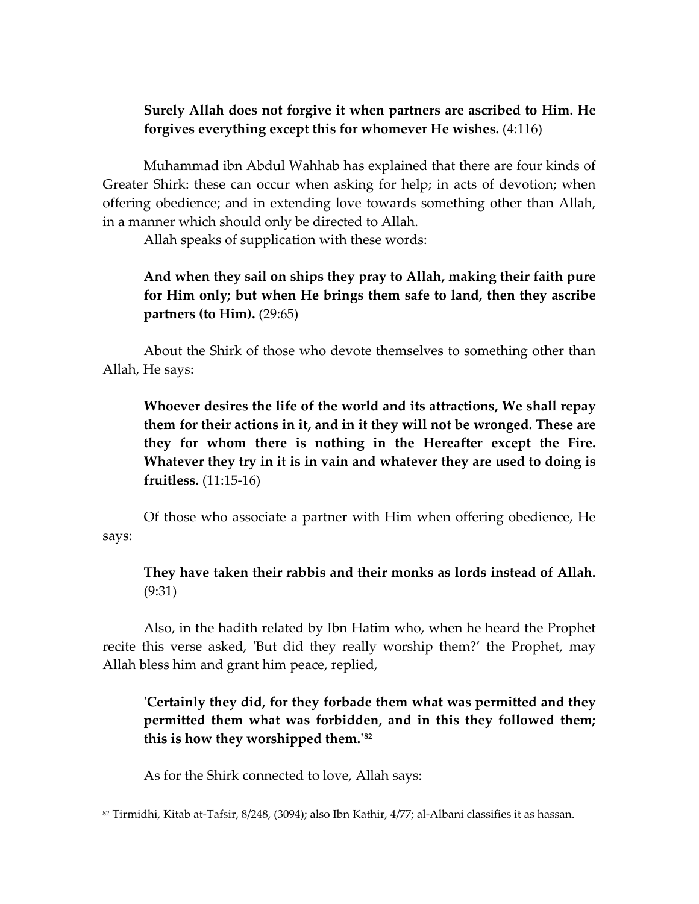> **Surely Allah does not forgive it when partners are ascribed to Him. He forgives everything except this for whomever He wishes.** (4:116)

Muhammad ibn Abdul Wahhab has explained that there are four kinds of Greater Shirk: these can occur when asking for help; in acts of devotion; when offering obedience; and in extending love towards something other than Allah, in a manner which should only be directed to Allah.

Allah speaks of supplication with these words:

> **And when they sail on ships they pray to Allah, making their faith pure for Him only; but when He brings them safe to land, then they ascribe partners (to Him).** (29:65)

About the Shirk of those who devote themselves to something other than Allah, He says:

> **Whoever desires the life of the world and its attractions, We shall repay them for their actions in it, and in it they will not be wronged. These are they for whom there is nothing in the Hereafter except the Fire. Whatever they try in it is in vain and whatever they are used to doing is fruitless.** (11:15-16)

Of those who associate a partner with Him when offering obedience, He says:

> **They have taken their rabbis and their monks as lords instead of Allah.** (9:31)

Also, in the hadith related by Ibn Hatim who, when he heard the Prophet recite this verse asked, 'But did they really worship them?' the Prophet, may Allah bless him and grant him peace, replied,

> **'Certainly they did, for they forbade them what was permitted and they permitted them what was forbidden, and in this they followed them; this is how they worshipped them.'**[82]

As for the Shirk connected to love, Allah says:

---

[82] Tirmidhi, Kitab at-Tafsir, 8/248, (3094); also Ibn Kathir, 4/77; al-Albani classifies it as hassan.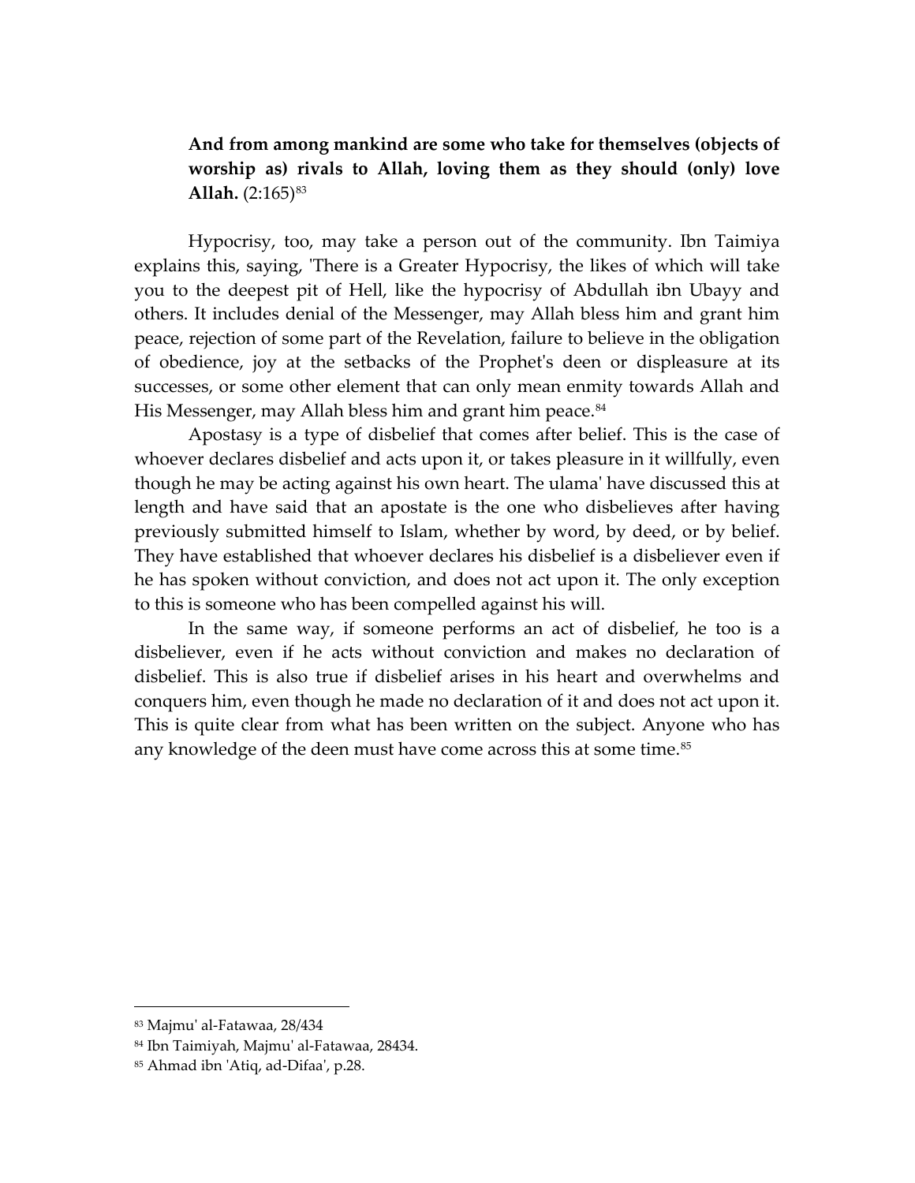**And from among mankind are some who take for themselves (objects of worship as) rivals to Allah, loving them as they should (only) love Allah.** (2:165)[83]

Hypocrisy, too, may take a person out of the community. Ibn Taimiya explains this, saying, 'There is a Greater Hypocrisy, the likes of which will take you to the deepest pit of Hell, like the hypocrisy of Abdullah ibn Ubayy and others. It includes denial of the Messenger, may Allah bless him and grant him peace, rejection of some part of the Revelation, failure to believe in the obligation of obedience, joy at the setbacks of the Prophet's deen or displeasure at its successes, or some other element that can only mean enmity towards Allah and His Messenger, may Allah bless him and grant him peace.[84]

Apostasy is a type of disbelief that comes after belief. This is the case of whoever declares disbelief and acts upon it, or takes pleasure in it willfully, even though he may be acting against his own heart. The ulama' have discussed this at length and have said that an apostate is the one who disbelieves after having previously submitted himself to Islam, whether by word, by deed, or by belief. They have established that whoever declares his disbelief is a disbeliever even if he has spoken without conviction, and does not act upon it. The only exception to this is someone who has been compelled against his will.

In the same way, if someone performs an act of disbelief, he too is a disbeliever, even if he acts without conviction and makes no declaration of disbelief. This is also true if disbelief arises in his heart and overwhelms and conquers him, even though he made no declaration of it and does not act upon it. This is quite clear from what has been written on the subject. Anyone who has any knowledge of the deen must have come across this at some time.[85]

---

[83] Majmu' al-Fatawaa, 28/434

[84] Ibn Taimiyah, Majmu' al-Fatawaa, 28434.

[85] Ahmad ibn 'Atiq, ad-Difaa', p.28.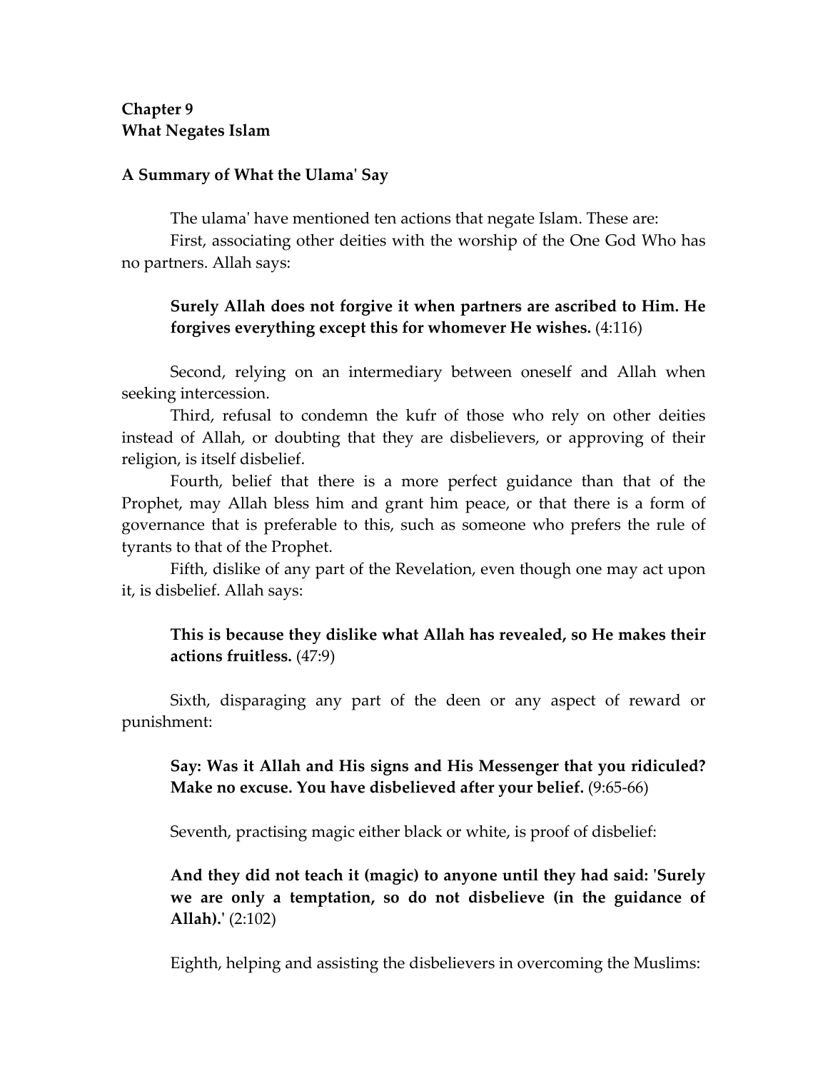## Chapter 9
## What Negates Islam

### A Summary of What the Ulama' Say

The ulama' have mentioned ten actions that negate Islam. These are:

First, associating other deities with the worship of the One God Who has no partners. Allah says:

> **Surely Allah does not forgive it when partners are ascribed to Him. He forgives everything except this for whomever He wishes.** (4:116)

Second, relying on an intermediary between oneself and Allah when seeking intercession.

Third, refusal to condemn the kufr of those who rely on other deities instead of Allah, or doubting that they are disbelievers, or approving of their religion, is itself disbelief.

Fourth, belief that there is a more perfect guidance than that of the Prophet, may Allah bless him and grant him peace, or that there is a form of governance that is preferable to this, such as someone who prefers the rule of tyrants to that of the Prophet.

Fifth, dislike of any part of the Revelation, even though one may act upon it, is disbelief. Allah says:

> **This is because they dislike what Allah has revealed, so He makes their actions fruitless.** (47:9)

Sixth, disparaging any part of the deen or any aspect of reward or punishment:

> **Say: Was it Allah and His signs and His Messenger that you ridiculed? Make no excuse. You have disbelieved after your belief.** (9:65-66)

Seventh, practising magic either black or white, is proof of disbelief:

> **And they did not teach it (magic) to anyone until they had said: 'Surely we are only a temptation, so do not disbelieve (in the guidance of Allah).'** (2:102)

Eighth, helping and assisting the disbelievers in overcoming the Muslims: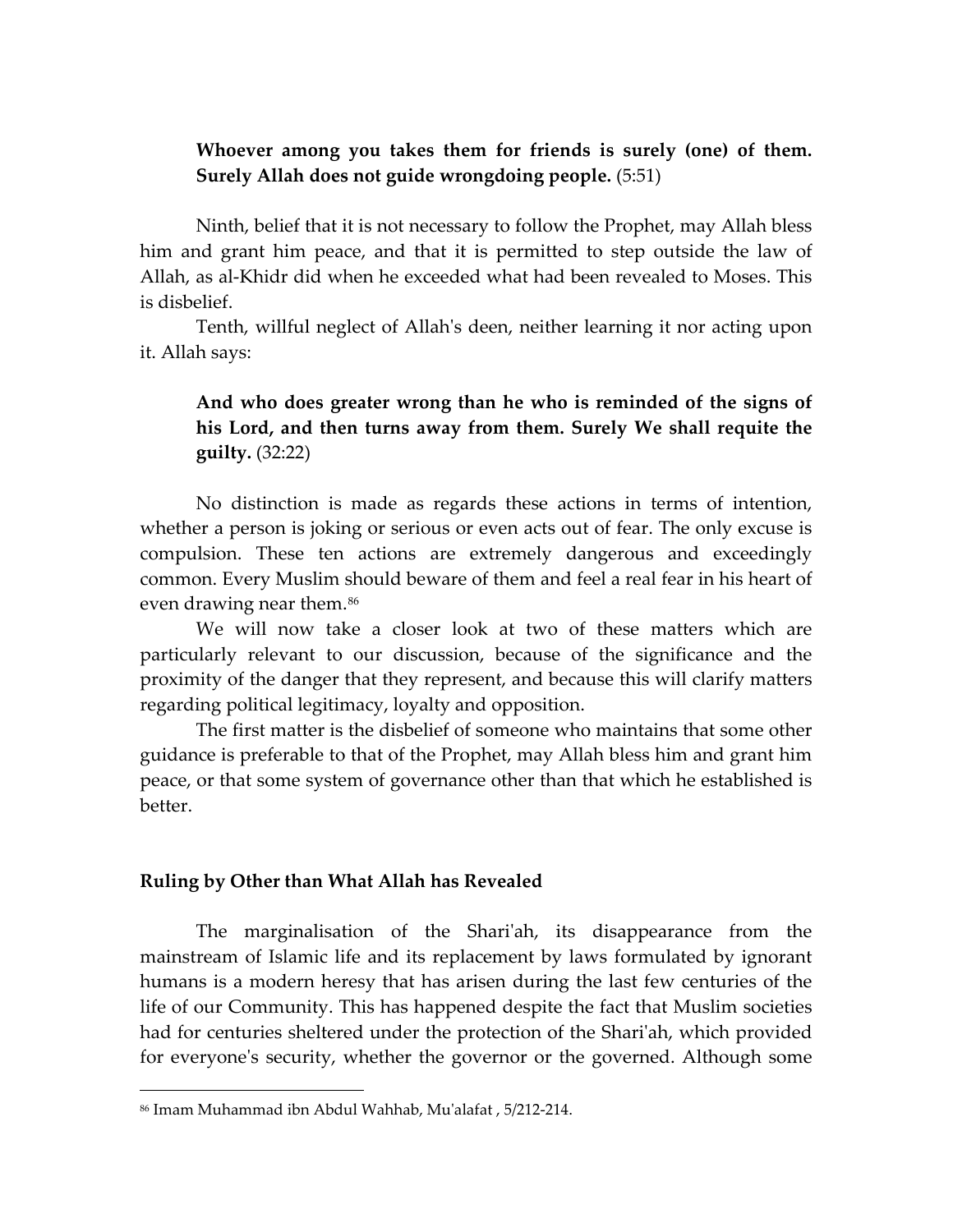> **Whoever among you takes them for friends is surely (one) of them. Surely Allah does not guide wrongdoing people.** (5:51)

Ninth, belief that it is not necessary to follow the Prophet, may Allah bless him and grant him peace, and that it is permitted to step outside the law of Allah, as al-Khidr did when he exceeded what had been revealed to Moses. This is disbelief.

Tenth, willful neglect of Allah's deen, neither learning it nor acting upon it. Allah says:

> **And who does greater wrong than he who is reminded of the signs of his Lord, and then turns away from them. Surely We shall requite the guilty.** (32:22)

No distinction is made as regards these actions in terms of intention, whether a person is joking or serious or even acts out of fear. The only excuse is compulsion. These ten actions are extremely dangerous and exceedingly common. Every Muslim should beware of them and feel a real fear in his heart of even drawing near them.[86]

We will now take a closer look at two of these matters which are particularly relevant to our discussion, because of the significance and the proximity of the danger that they represent, and because this will clarify matters regarding political legitimacy, loyalty and opposition.

The first matter is the disbelief of someone who maintains that some other guidance is preferable to that of the Prophet, may Allah bless him and grant him peace, or that some system of governance other than that which he established is better.

### Ruling by Other than What Allah has Revealed

The marginalisation of the Shari'ah, its disappearance from the mainstream of Islamic life and its replacement by laws formulated by ignorant humans is a modern heresy that has arisen during the last few centuries of the life of our Community. This has happened despite the fact that Muslim societies had for centuries sheltered under the protection of the Shari'ah, which provided for everyone's security, whether the governor or the governed. Although some

---

[86] Imam Muhammad ibn Abdul Wahhab, Mu'alafat , 5/212-214.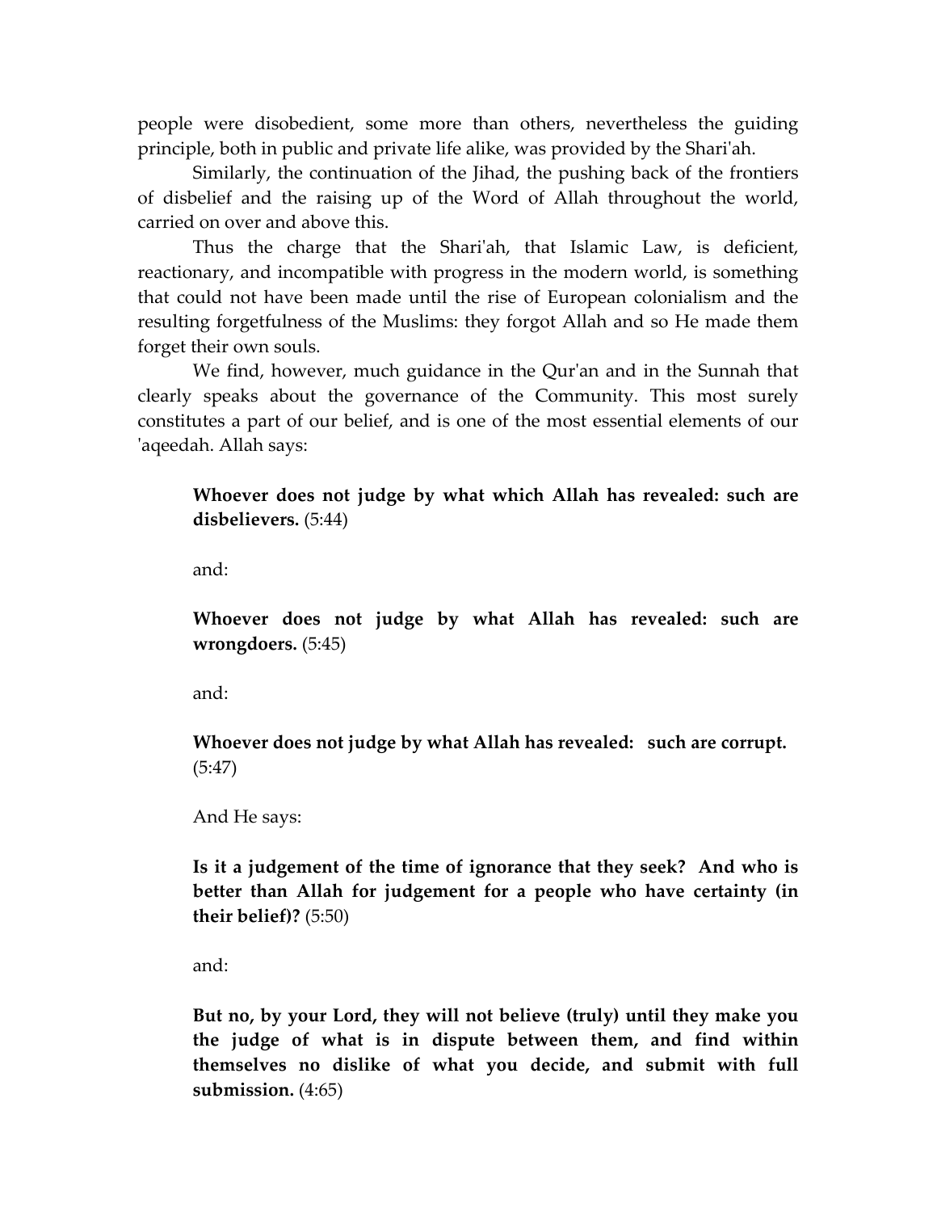people were disobedient, some more than others, nevertheless the guiding principle, both in public and private life alike, was provided by the Shari'ah.

Similarly, the continuation of the Jihad, the pushing back of the frontiers of disbelief and the raising up of the Word of Allah throughout the world, carried on over and above this.

Thus the charge that the Shari'ah, that Islamic Law, is deficient, reactionary, and incompatible with progress in the modern world, is something that could not have been made until the rise of European colonialism and the resulting forgetfulness of the Muslims: they forgot Allah and so He made them forget their own souls.

We find, however, much guidance in the Qur'an and in the Sunnah that clearly speaks about the governance of the Community. This most surely constitutes a part of our belief, and is one of the most essential elements of our 'aqeedah. Allah says:

> **Whoever does not judge by what which Allah has revealed: such are disbelievers.** (5:44)

> and:

> **Whoever does not judge by what Allah has revealed: such are wrongdoers.** (5:45)

> and:

> **Whoever does not judge by what Allah has revealed: such are corrupt.** (5:47)

> And He says:

> **Is it a judgement of the time of ignorance that they seek? And who is better than Allah for judgement for a people who have certainty (in their belief)?** (5:50)

> and:

> **But no, by your Lord, they will not believe (truly) until they make you the judge of what is in dispute between them, and find within themselves no dislike of what you decide, and submit with full submission.** (4:65)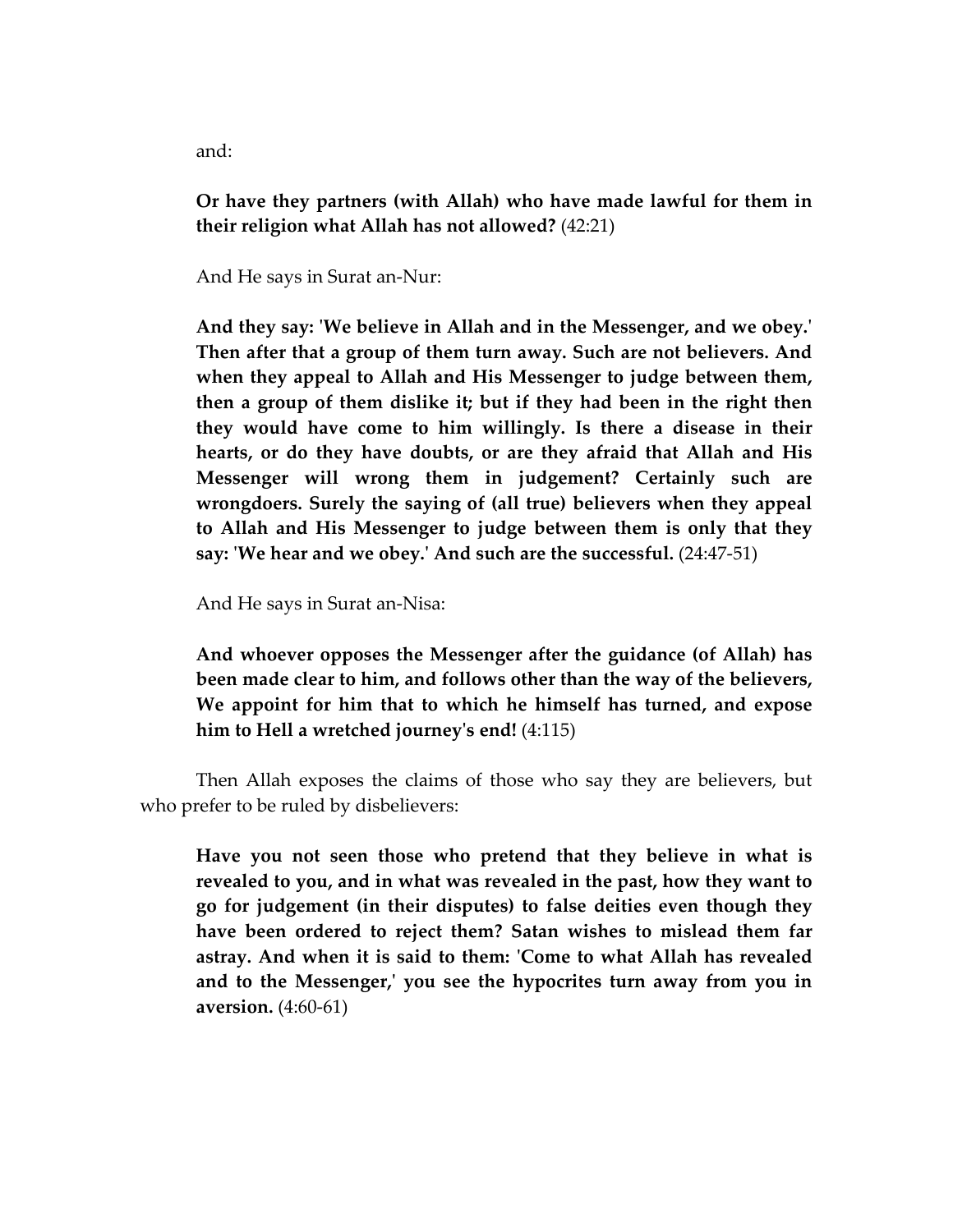and:

> **Or have they partners (with Allah) who have made lawful for them in their religion what Allah has not allowed?** (42:21)

And He says in Surat an-Nur:

> **And they say: 'We believe in Allah and in the Messenger, and we obey.' Then after that a group of them turn away. Such are not believers. And when they appeal to Allah and His Messenger to judge between them, then a group of them dislike it; but if they had been in the right then they would have come to him willingly. Is there a disease in their hearts, or do they have doubts, or are they afraid that Allah and His Messenger will wrong them in judgement? Certainly such are wrongdoers. Surely the saying of (all true) believers when they appeal to Allah and His Messenger to judge between them is only that they say: 'We hear and we obey.' And such are the successful.** (24:47-51)

And He says in Surat an-Nisa:

> **And whoever opposes the Messenger after the guidance (of Allah) has been made clear to him, and follows other than the way of the believers, We appoint for him that to which he himself has turned, and expose him to Hell a wretched journey's end!** (4:115)

Then Allah exposes the claims of those who say they are believers, but who prefer to be ruled by disbelievers:

> **Have you not seen those who pretend that they believe in what is revealed to you, and in what was revealed in the past, how they want to go for judgement (in their disputes) to false deities even though they have been ordered to reject them? Satan wishes to mislead them far astray. And when it is said to them: 'Come to what Allah has revealed and to the Messenger,' you see the hypocrites turn away from you in aversion.** (4:60-61)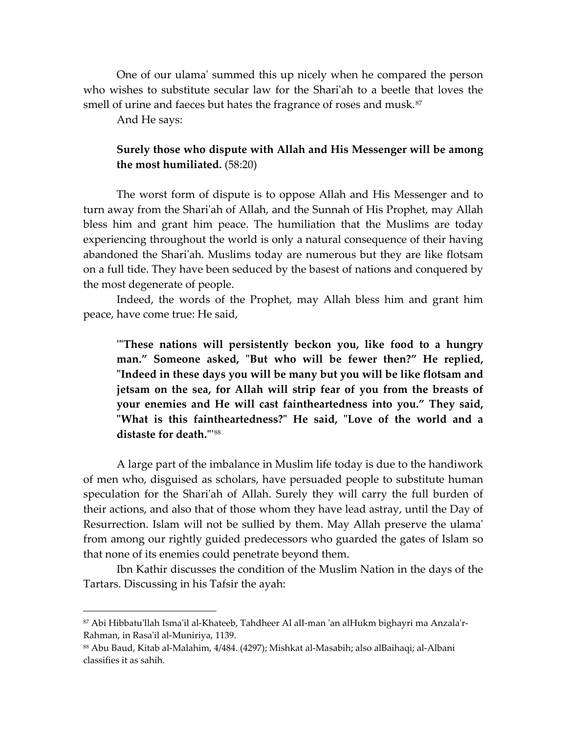One of our ulama' summed this up nicely when he compared the person who wishes to substitute secular law for the Shari'ah to a beetle that loves the smell of urine and faeces but hates the fragrance of roses and musk.[87]

And He says:

> **Surely those who dispute with Allah and His Messenger will be among the most humiliated.** (58:20)

The worst form of dispute is to oppose Allah and His Messenger and to turn away from the Shari'ah of Allah, and the Sunnah of His Prophet, may Allah bless him and grant him peace. The humiliation that the Muslims are today experiencing throughout the world is only a natural consequence of their having abandoned the Shari'ah. Muslims today are numerous but they are like flotsam on a full tide. They have been seduced by the basest of nations and conquered by the most degenerate of people.

Indeed, the words of the Prophet, may Allah bless him and grant him peace, have come true: He said,

> **'"These nations will persistently beckon you, like food to a hungry man." Someone asked, "But who will be fewer then?" He replied, "Indeed in these days you will be many but you will be like flotsam and jetsam on the sea, for Allah will strip fear of you from the breasts of your enemies and He will cast faintheartedness into you." They said, "What is this faintheartedness?" He said, "Love of the world and a distaste for death."'**[88]

A large part of the imbalance in Muslim life today is due to the handiwork of men who, disguised as scholars, have persuaded people to substitute human speculation for the Shari'ah of Allah. Surely they will carry the full burden of their actions, and also that of those whom they have lead astray, until the Day of Resurrection. Islam will not be sullied by them. May Allah preserve the ulama' from among our rightly guided predecessors who guarded the gates of Islam so that none of its enemies could penetrate beyond them.

Ibn Kathir discusses the condition of the Muslim Nation in the days of the Tartars. Discussing in his Tafsir the ayah:

---

[87] Abi Hibbatu'llah Isma'il al-Khateeb, Tahdheer Al alI-man 'an alHukm bighayri ma Anzala'r-Rahman, in Rasa'il al-Muniriya, 1139.

[88] Abu Baud, Kitab al-Malahim, 4/484. (4297); Mishkat al-Masabih; also alBaihaqi; al-Albani classifies it as sahih.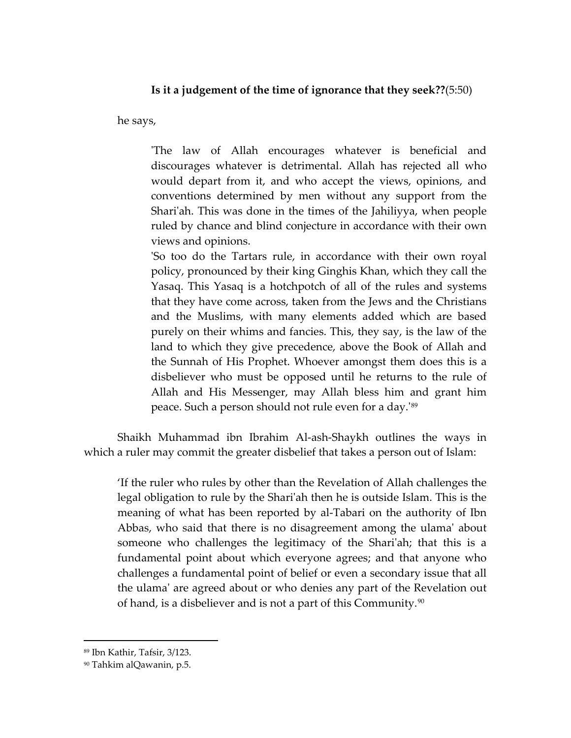**Is it a judgement of the time of ignorance that they seek??**(5:50)

he says,

> 'The law of Allah encourages whatever is beneficial and discourages whatever is detrimental. Allah has rejected all who would depart from it, and who accept the views, opinions, and conventions determined by men without any support from the Shari'ah. This was done in the times of the Jahiliyya, when people ruled by chance and blind conjecture in accordance with their own views and opinions.
>
> 'So too do the Tartars rule, in accordance with their own royal policy, pronounced by their king Ginghis Khan, which they call the Yasaq. This Yasaq is a hotchpotch of all of the rules and systems that they have come across, taken from the Jews and the Christians and the Muslims, with many elements added which are based purely on their whims and fancies. This, they say, is the law of the land to which they give precedence, above the Book of Allah and the Sunnah of His Prophet. Whoever amongst them does this is a disbeliever who must be opposed until he returns to the rule of Allah and His Messenger, may Allah bless him and grant him peace. Such a person should not rule even for a day.'[89]

Shaikh Muhammad ibn Ibrahim Al-ash-Shaykh outlines the ways in which a ruler may commit the greater disbelief that takes a person out of Islam:

> 'If the ruler who rules by other than the Revelation of Allah challenges the legal obligation to rule by the Shari'ah then he is outside Islam. This is the meaning of what has been reported by al-Tabari on the authority of Ibn Abbas, who said that there is no disagreement among the ulama' about someone who challenges the legitimacy of the Shari'ah; that this is a fundamental point about which everyone agrees; and that anyone who challenges a fundamental point of belief or even a secondary issue that all the ulama' are agreed about or who denies any part of the Revelation out of hand, is a disbeliever and is not a part of this Community.[90]

---

[89] Ibn Kathir, Tafsir, 3/123.

[90] Tahkim alQawanin, p.5.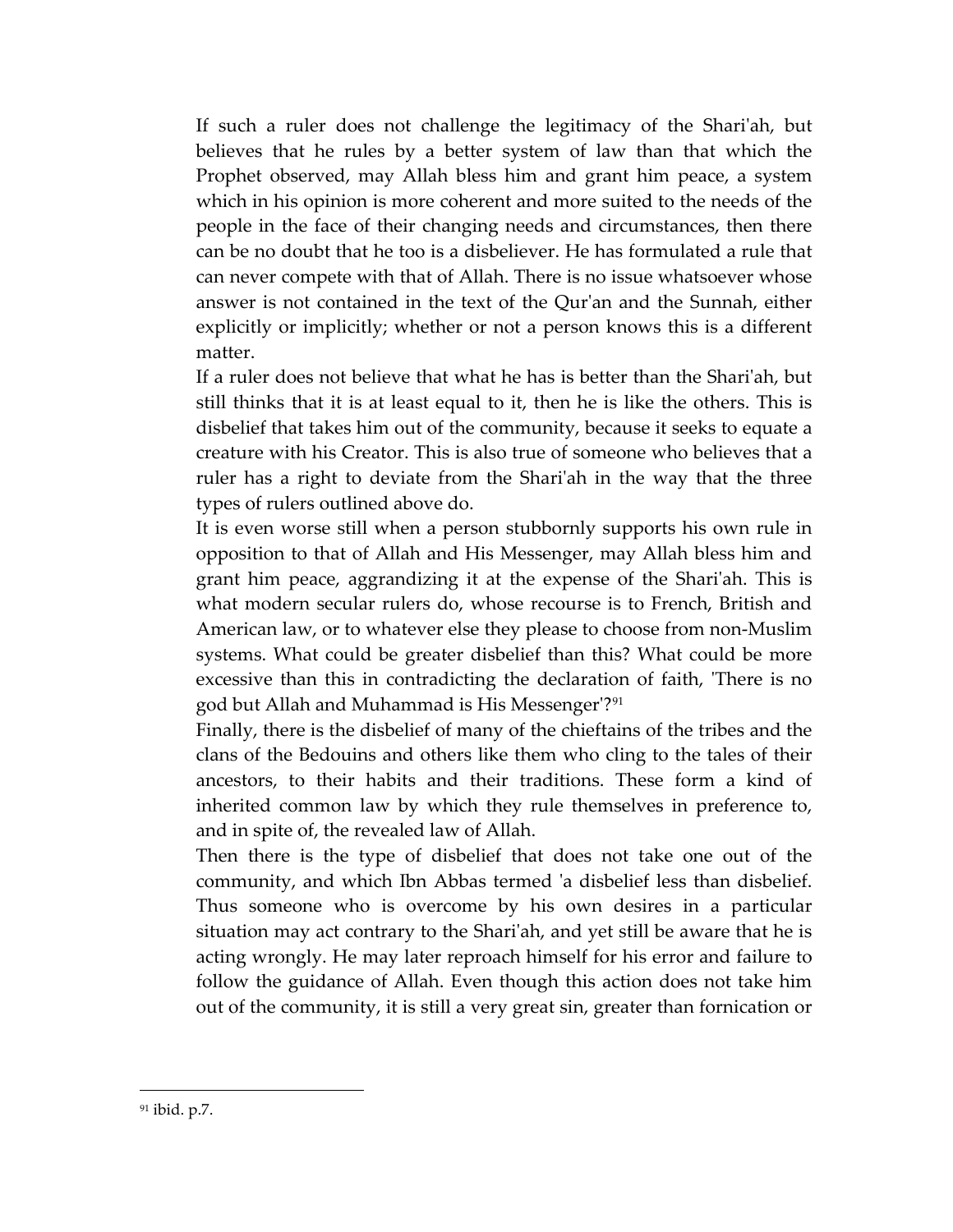If such a ruler does not challenge the legitimacy of the Shari'ah, but believes that he rules by a better system of law than that which the Prophet observed, may Allah bless him and grant him peace, a system which in his opinion is more coherent and more suited to the needs of the people in the face of their changing needs and circumstances, then there can be no doubt that he too is a disbeliever. He has formulated a rule that can never compete with that of Allah. There is no issue whatsoever whose answer is not contained in the text of the Qur'an and the Sunnah, either explicitly or implicitly; whether or not a person knows this is a different matter.

If a ruler does not believe that what he has is better than the Shari'ah, but still thinks that it is at least equal to it, then he is like the others. This is disbelief that takes him out of the community, because it seeks to equate a creature with his Creator. This is also true of someone who believes that a ruler has a right to deviate from the Shari'ah in the way that the three types of rulers outlined above do.

It is even worse still when a person stubbornly supports his own rule in opposition to that of Allah and His Messenger, may Allah bless him and grant him peace, aggrandizing it at the expense of the Shari'ah. This is what modern secular rulers do, whose recourse is to French, British and American law, or to whatever else they please to choose from non-Muslim systems. What could be greater disbelief than this? What could be more excessive than this in contradicting the declaration of faith, 'There is no god but Allah and Muhammad is His Messenger'?[91]

Finally, there is the disbelief of many of the chieftains of the tribes and the clans of the Bedouins and others like them who cling to the tales of their ancestors, to their habits and their traditions. These form a kind of inherited common law by which they rule themselves in preference to, and in spite of, the revealed law of Allah.

Then there is the type of disbelief that does not take one out of the community, and which Ibn Abbas termed 'a disbelief less than disbelief. Thus someone who is overcome by his own desires in a particular situation may act contrary to the Shari'ah, and yet still be aware that he is acting wrongly. He may later reproach himself for his error and failure to follow the guidance of Allah. Even though this action does not take him out of the community, it is still a very great sin, greater than fornication or

---

[91] ibid. p.7.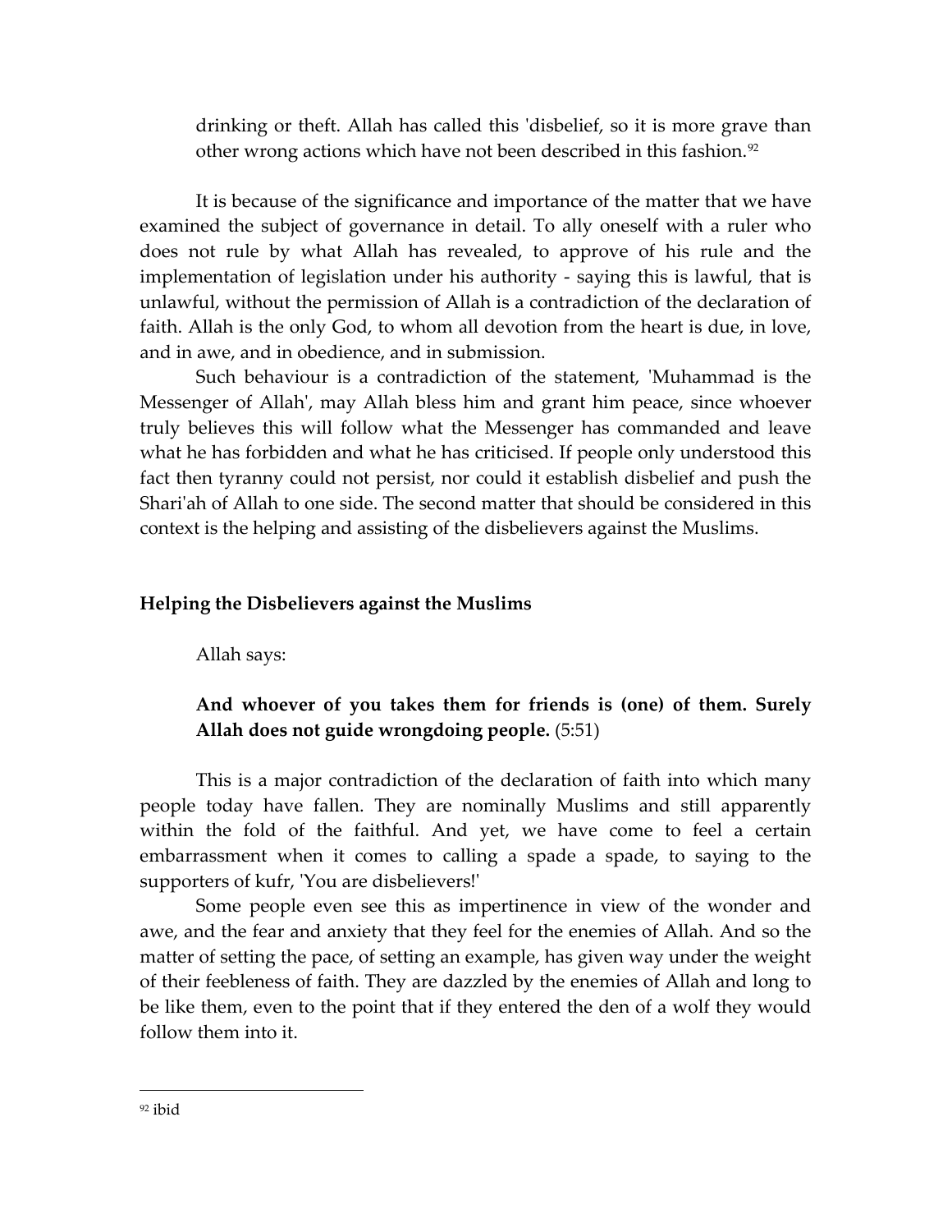drinking or theft. Allah has called this 'disbelief, so it is more grave than other wrong actions which have not been described in this fashion.[92]

It is because of the significance and importance of the matter that we have examined the subject of governance in detail. To ally oneself with a ruler who does not rule by what Allah has revealed, to approve of his rule and the implementation of legislation under his authority - saying this is lawful, that is unlawful, without the permission of Allah is a contradiction of the declaration of faith. Allah is the only God, to whom all devotion from the heart is due, in love, and in awe, and in obedience, and in submission.

Such behaviour is a contradiction of the statement, 'Muhammad is the Messenger of Allah', may Allah bless him and grant him peace, since whoever truly believes this will follow what the Messenger has commanded and leave what he has forbidden and what he has criticised. If people only understood this fact then tyranny could not persist, nor could it establish disbelief and push the Shari'ah of Allah to one side. The second matter that should be considered in this context is the helping and assisting of the disbelievers against the Muslims.

### Helping the Disbelievers against the Muslims

Allah says:

> **And whoever of you takes them for friends is (one) of them. Surely Allah does not guide wrongdoing people.** (5:51)

This is a major contradiction of the declaration of faith into which many people today have fallen. They are nominally Muslims and still apparently within the fold of the faithful. And yet, we have come to feel a certain embarrassment when it comes to calling a spade a spade, to saying to the supporters of kufr, 'You are disbelievers!'

Some people even see this as impertinence in view of the wonder and awe, and the fear and anxiety that they feel for the enemies of Allah. And so the matter of setting the pace, of setting an example, has given way under the weight of their feebleness of faith. They are dazzled by the enemies of Allah and long to be like them, even to the point that if they entered the den of a wolf they would follow them into it.

---

[92] ibid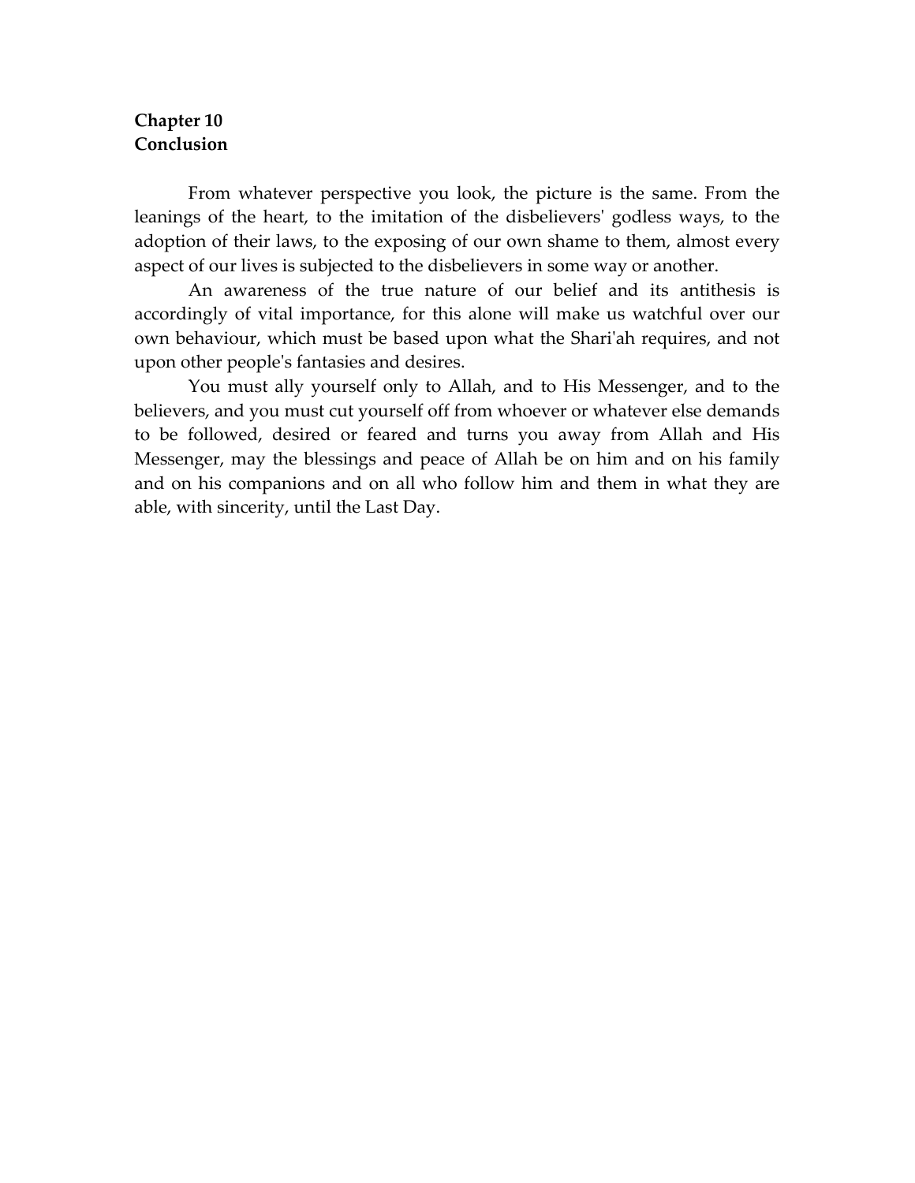## Chapter 10
## Conclusion

From whatever perspective you look, the picture is the same. From the leanings of the heart, to the imitation of the disbelievers' godless ways, to the adoption of their laws, to the exposing of our own shame to them, almost every aspect of our lives is subjected to the disbelievers in some way or another.

An awareness of the true nature of our belief and its antithesis is accordingly of vital importance, for this alone will make us watchful over our own behaviour, which must be based upon what the Shari'ah requires, and not upon other people's fantasies and desires.

You must ally yourself only to Allah, and to His Messenger, and to the believers, and you must cut yourself off from whoever or whatever else demands to be followed, desired or feared and turns you away from Allah and His Messenger, may the blessings and peace of Allah be on him and on his family and on his companions and on all who follow him and them in what they are able, with sincerity, until the Last Day.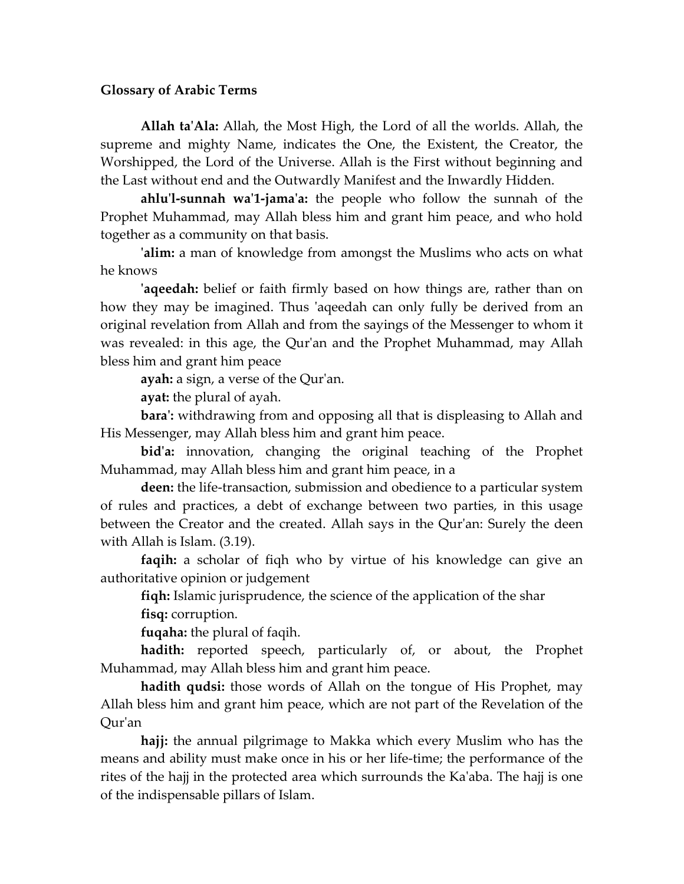**Glossary of Arabic Terms**

**Allah ta'Ala:** Allah, the Most High, the Lord of all the worlds. Allah, the supreme and mighty Name, indicates the One, the Existent, the Creator, the Worshipped, the Lord of the Universe. Allah is the First without beginning and the Last without end and the Outwardly Manifest and the Inwardly Hidden.

**ahlu'l-sunnah wa'1-jama'a:** the people who follow the sunnah of the Prophet Muhammad, may Allah bless him and grant him peace, and who hold together as a community on that basis.

**'alim:** a man of knowledge from amongst the Muslims who acts on what he knows

**'aqeedah:** belief or faith firmly based on how things are, rather than on how they may be imagined. Thus 'aqeedah can only fully be derived from an original revelation from Allah and from the sayings of the Messenger to whom it was revealed: in this age, the Qur'an and the Prophet Muhammad, may Allah bless him and grant him peace

**ayah:** a sign, a verse of the Qur'an.

**ayat:** the plural of ayah.

**bara':** withdrawing from and opposing all that is displeasing to Allah and His Messenger, may Allah bless him and grant him peace.

**bid'a:** innovation, changing the original teaching of the Prophet Muhammad, may Allah bless him and grant him peace, in a

**deen:** the life-transaction, submission and obedience to a particular system of rules and practices, a debt of exchange between two parties, in this usage between the Creator and the created. Allah says in the Qur'an: Surely the deen with Allah is Islam. (3.19).

**faqih:** a scholar of fiqh who by virtue of his knowledge can give an authoritative opinion or judgement

**fiqh:** Islamic jurisprudence, the science of the application of the shar

**fisq:** corruption.

**fuqaha:** the plural of faqih.

**hadith:** reported speech, particularly of, or about, the Prophet Muhammad, may Allah bless him and grant him peace.

**hadith qudsi:** those words of Allah on the tongue of His Prophet, may Allah bless him and grant him peace, which are not part of the Revelation of the Qur'an

**hajj:** the annual pilgrimage to Makka which every Muslim who has the means and ability must make once in his or her life-time; the performance of the rites of the hajj in the protected area which surrounds the Ka'aba. The hajj is one of the indispensable pillars of Islam.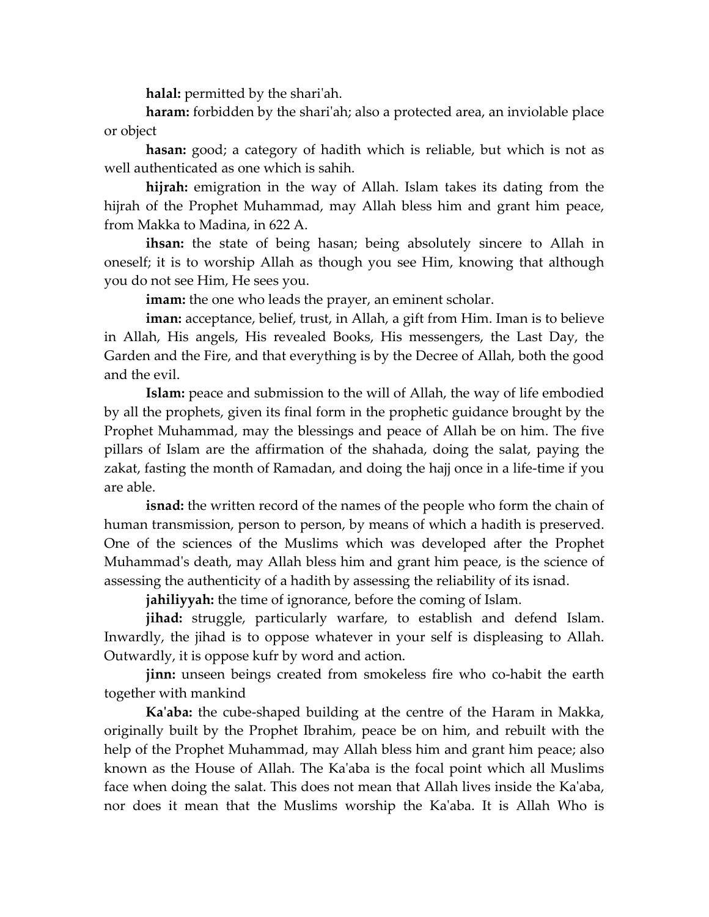**halal:** permitted by the shari'ah.

**haram:** forbidden by the shari'ah; also a protected area, an inviolable place or object

**hasan:** good; a category of hadith which is reliable, but which is not as well authenticated as one which is sahih.

**hijrah:** emigration in the way of Allah. Islam takes its dating from the hijrah of the Prophet Muhammad, may Allah bless him and grant him peace, from Makka to Madina, in 622 A.

**ihsan:** the state of being hasan; being absolutely sincere to Allah in oneself; it is to worship Allah as though you see Him, knowing that although you do not see Him, He sees you.

**imam:** the one who leads the prayer, an eminent scholar.

**iman:** acceptance, belief, trust, in Allah, a gift from Him. Iman is to believe in Allah, His angels, His revealed Books, His messengers, the Last Day, the Garden and the Fire, and that everything is by the Decree of Allah, both the good and the evil.

**Islam:** peace and submission to the will of Allah, the way of life embodied by all the prophets, given its final form in the prophetic guidance brought by the Prophet Muhammad, may the blessings and peace of Allah be on him. The five pillars of Islam are the affirmation of the shahada, doing the salat, paying the zakat, fasting the month of Ramadan, and doing the hajj once in a life-time if you are able.

**isnad:** the written record of the names of the people who form the chain of human transmission, person to person, by means of which a hadith is preserved. One of the sciences of the Muslims which was developed after the Prophet Muhammad's death, may Allah bless him and grant him peace, is the science of assessing the authenticity of a hadith by assessing the reliability of its isnad.

**jahiliyyah:** the time of ignorance, before the coming of Islam.

**jihad:** struggle, particularly warfare, to establish and defend Islam. Inwardly, the jihad is to oppose whatever in your self is displeasing to Allah. Outwardly, it is oppose kufr by word and action.

**jinn:** unseen beings created from smokeless fire who co-habit the earth together with mankind

**Ka'aba:** the cube-shaped building at the centre of the Haram in Makka, originally built by the Prophet Ibrahim, peace be on him, and rebuilt with the help of the Prophet Muhammad, may Allah bless him and grant him peace; also known as the House of Allah. The Ka'aba is the focal point which all Muslims face when doing the salat. This does not mean that Allah lives inside the Ka'aba, nor does it mean that the Muslims worship the Ka'aba. It is Allah Who is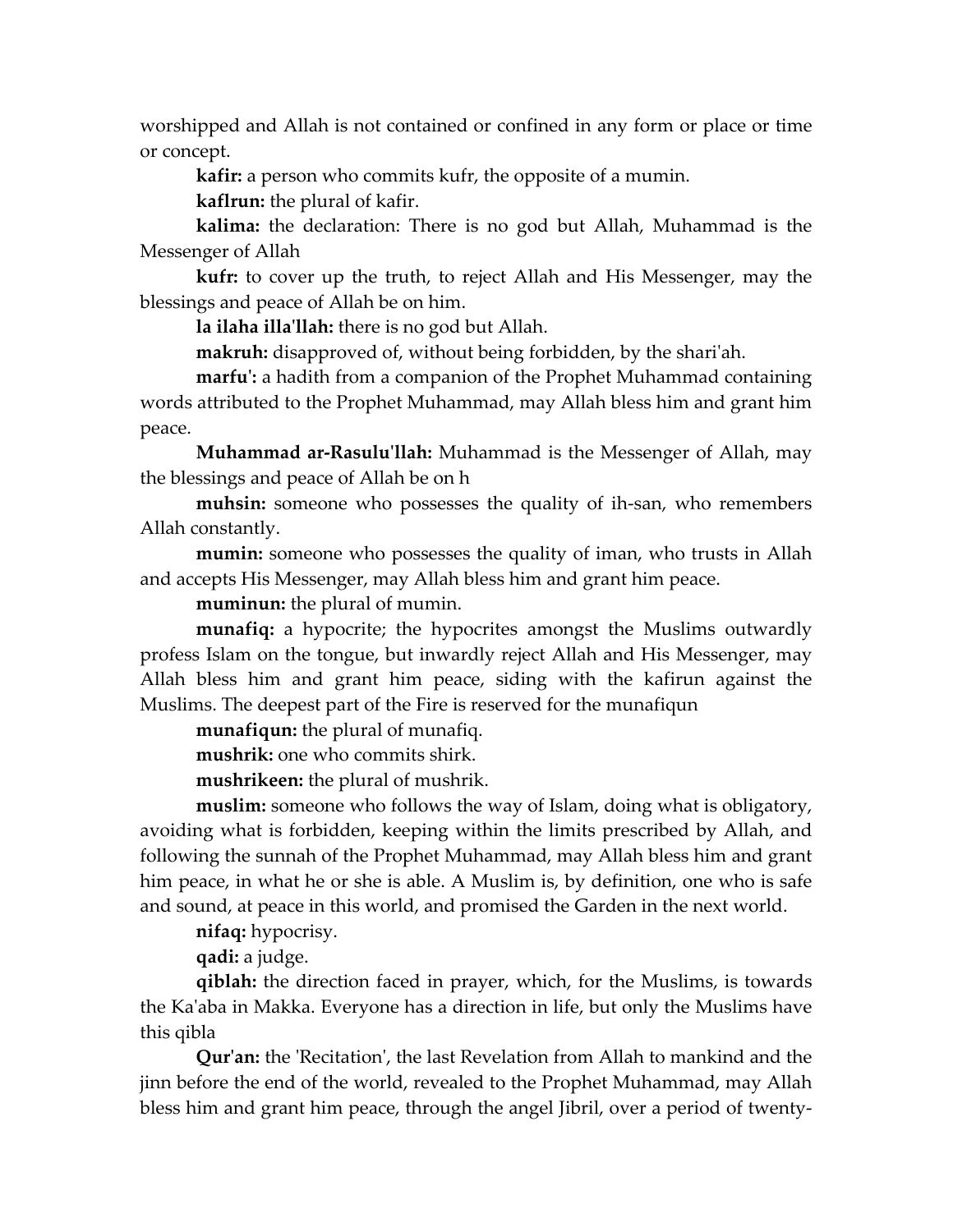worshipped and Allah is not contained or confined in any form or place or time or concept.

**kafir:** a person who commits kufr, the opposite of a mumin.

**kaflrun:** the plural of kafir.

**kalima:** the declaration: There is no god but Allah, Muhammad is the Messenger of Allah

**kufr:** to cover up the truth, to reject Allah and His Messenger, may the blessings and peace of Allah be on him.

**la ilaha illa'llah:** there is no god but Allah.

**makruh:** disapproved of, without being forbidden, by the shari'ah.

**marfu':** a hadith from a companion of the Prophet Muhammad containing words attributed to the Prophet Muhammad, may Allah bless him and grant him peace.

**Muhammad ar-Rasulu'llah:** Muhammad is the Messenger of Allah, may the blessings and peace of Allah be on h

**muhsin:** someone who possesses the quality of ih-san, who remembers Allah constantly.

**mumin:** someone who possesses the quality of iman, who trusts in Allah and accepts His Messenger, may Allah bless him and grant him peace.

**muminun:** the plural of mumin.

**munafiq:** a hypocrite; the hypocrites amongst the Muslims outwardly profess Islam on the tongue, but inwardly reject Allah and His Messenger, may Allah bless him and grant him peace, siding with the kafirun against the Muslims. The deepest part of the Fire is reserved for the munafiqun

**munafiqun:** the plural of munafiq.

**mushrik:** one who commits shirk.

**mushrikeen:** the plural of mushrik.

**muslim:** someone who follows the way of Islam, doing what is obligatory, avoiding what is forbidden, keeping within the limits prescribed by Allah, and following the sunnah of the Prophet Muhammad, may Allah bless him and grant him peace, in what he or she is able. A Muslim is, by definition, one who is safe and sound, at peace in this world, and promised the Garden in the next world.

**nifaq:** hypocrisy.

**qadi:** a judge.

**qiblah:** the direction faced in prayer, which, for the Muslims, is towards the Ka'aba in Makka. Everyone has a direction in life, but only the Muslims have this qibla

**Qur'an:** the 'Recitation', the last Revelation from Allah to mankind and the jinn before the end of the world, revealed to the Prophet Muhammad, may Allah bless him and grant him peace, through the angel Jibril, over a period of twenty-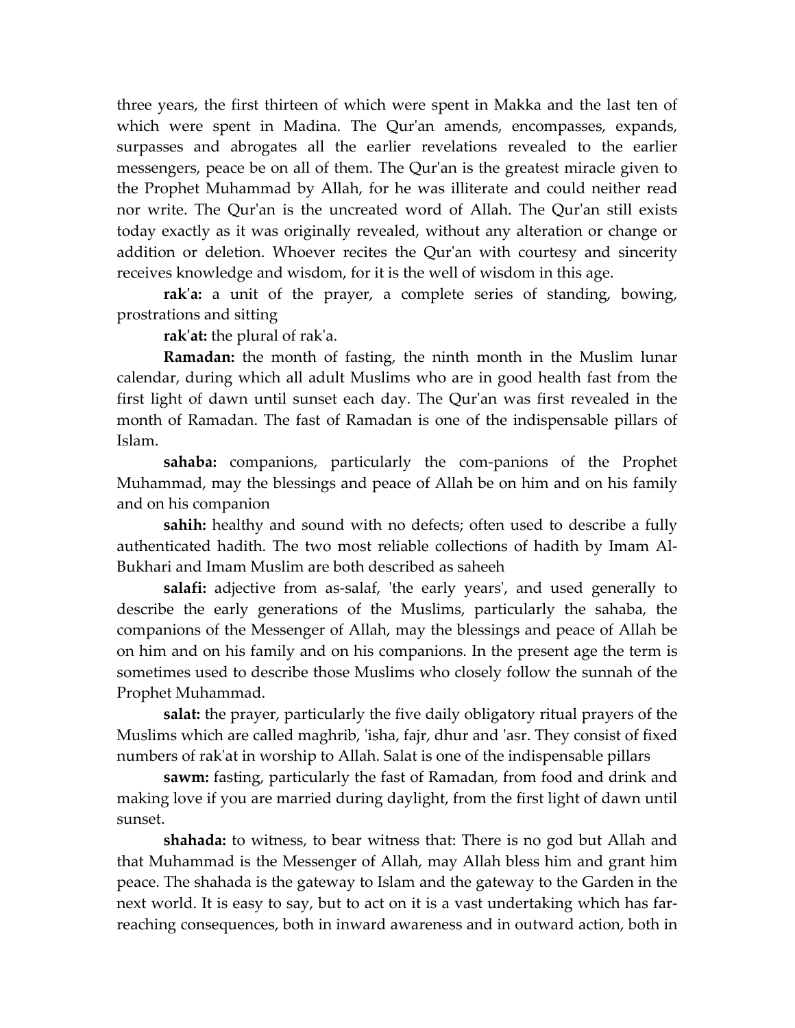three years, the first thirteen of which were spent in Makka and the last ten of which were spent in Madina. The Qur'an amends, encompasses, expands, surpasses and abrogates all the earlier revelations revealed to the earlier messengers, peace be on all of them. The Qur'an is the greatest miracle given to the Prophet Muhammad by Allah, for he was illiterate and could neither read nor write. The Qur'an is the uncreated word of Allah. The Qur'an still exists today exactly as it was originally revealed, without any alteration or change or addition or deletion. Whoever recites the Qur'an with courtesy and sincerity receives knowledge and wisdom, for it is the well of wisdom in this age.

**rak'a:** a unit of the prayer, a complete series of standing, bowing, prostrations and sitting

**rak'at:** the plural of rak'a.

**Ramadan:** the month of fasting, the ninth month in the Muslim lunar calendar, during which all adult Muslims who are in good health fast from the first light of dawn until sunset each day. The Qur'an was first revealed in the month of Ramadan. The fast of Ramadan is one of the indispensable pillars of Islam.

**sahaba:** companions, particularly the com-panions of the Prophet Muhammad, may the blessings and peace of Allah be on him and on his family and on his companion

**sahih:** healthy and sound with no defects; often used to describe a fully authenticated hadith. The two most reliable collections of hadith by Imam Al-Bukhari and Imam Muslim are both described as saheeh

**salafi:** adjective from as-salaf, 'the early years', and used generally to describe the early generations of the Muslims, particularly the sahaba, the companions of the Messenger of Allah, may the blessings and peace of Allah be on him and on his family and on his companions. In the present age the term is sometimes used to describe those Muslims who closely follow the sunnah of the Prophet Muhammad.

**salat:** the prayer, particularly the five daily obligatory ritual prayers of the Muslims which are called maghrib, 'isha, fajr, dhur and 'asr. They consist of fixed numbers of rak'at in worship to Allah. Salat is one of the indispensable pillars

**sawm:** fasting, particularly the fast of Ramadan, from food and drink and making love if you are married during daylight, from the first light of dawn until sunset.

**shahada:** to witness, to bear witness that: There is no god but Allah and that Muhammad is the Messenger of Allah, may Allah bless him and grant him peace. The shahada is the gateway to Islam and the gateway to the Garden in the next world. It is easy to say, but to act on it is a vast undertaking which has far-reaching consequences, both in inward awareness and in outward action, both in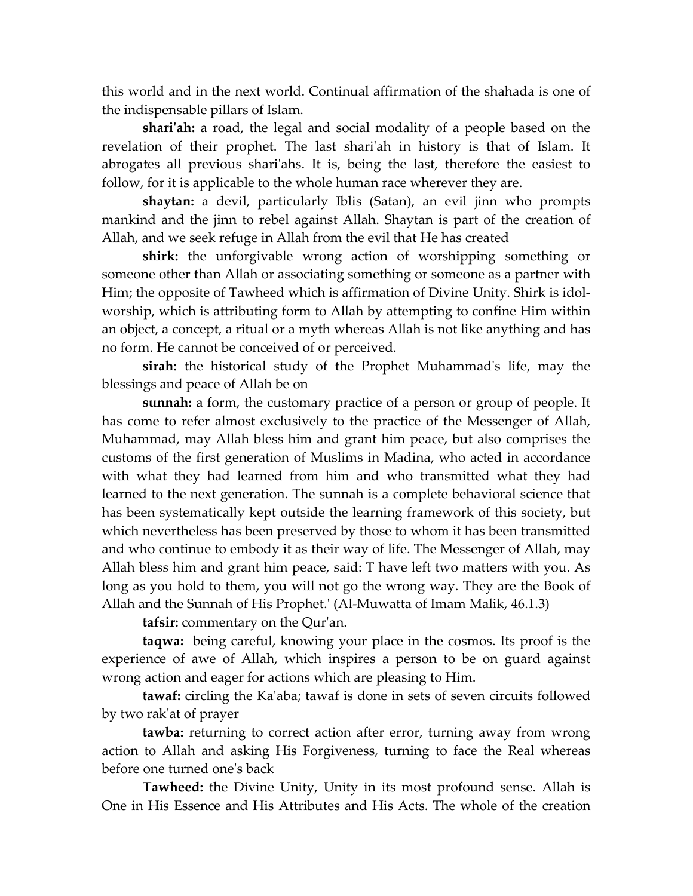this world and in the next world. Continual affirmation of the shahada is one of the indispensable pillars of Islam.

**shari'ah:** a road, the legal and social modality of a people based on the revelation of their prophet. The last shari'ah in history is that of Islam. It abrogates all previous shari'ahs. It is, being the last, therefore the easiest to follow, for it is applicable to the whole human race wherever they are.

**shaytan:** a devil, particularly Iblis (Satan), an evil jinn who prompts mankind and the jinn to rebel against Allah. Shaytan is part of the creation of Allah, and we seek refuge in Allah from the evil that He has created

**shirk:** the unforgivable wrong action of worshipping something or someone other than Allah or associating something or someone as a partner with Him; the opposite of Tawheed which is affirmation of Divine Unity. Shirk is idol-worship, which is attributing form to Allah by attempting to confine Him within an object, a concept, a ritual or a myth whereas Allah is not like anything and has no form. He cannot be conceived of or perceived.

**sirah:** the historical study of the Prophet Muhammad's life, may the blessings and peace of Allah be on

**sunnah:** a form, the customary practice of a person or group of people. It has come to refer almost exclusively to the practice of the Messenger of Allah, Muhammad, may Allah bless him and grant him peace, but also comprises the customs of the first generation of Muslims in Madina, who acted in accordance with what they had learned from him and who transmitted what they had learned to the next generation. The sunnah is a complete behavioral science that has been systematically kept outside the learning framework of this society, but which nevertheless has been preserved by those to whom it has been transmitted and who continue to embody it as their way of life. The Messenger of Allah, may Allah bless him and grant him peace, said: T have left two matters with you. As long as you hold to them, you will not go the wrong way. They are the Book of Allah and the Sunnah of His Prophet.' (Al-Muwatta of Imam Malik, 46.1.3)

**tafsir:** commentary on the Qur'an.

**taqwa:** being careful, knowing your place in the cosmos. Its proof is the experience of awe of Allah, which inspires a person to be on guard against wrong action and eager for actions which are pleasing to Him.

**tawaf:** circling the Ka'aba; tawaf is done in sets of seven circuits followed by two rak'at of prayer

**tawba:** returning to correct action after error, turning away from wrong action to Allah and asking His Forgiveness, turning to face the Real whereas before one turned one's back

**Tawheed:** the Divine Unity, Unity in its most profound sense. Allah is One in His Essence and His Attributes and His Acts. The whole of the creation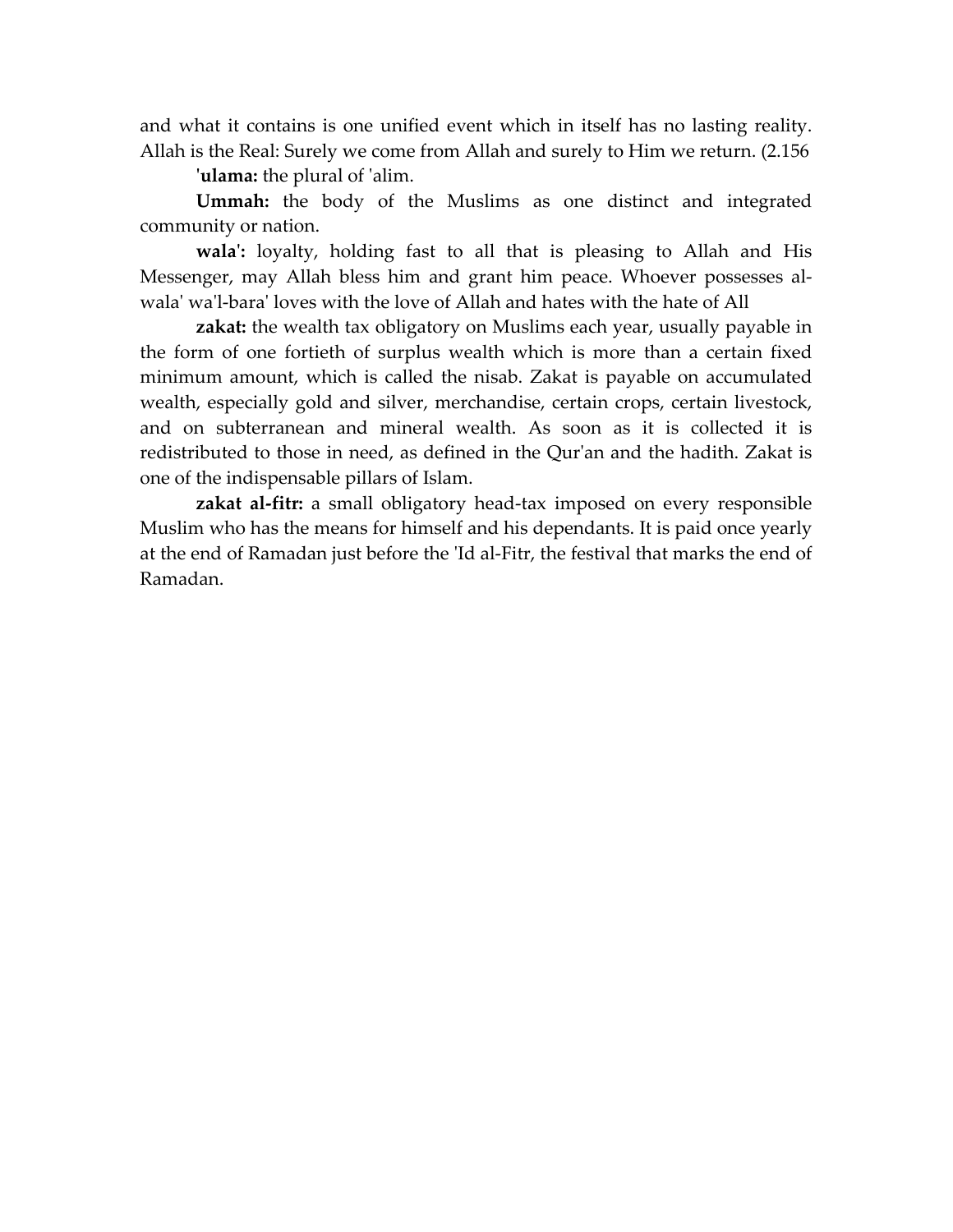and what it contains is one unified event which in itself has no lasting reality. Allah is the Real: Surely we come from Allah and surely to Him we return. (2.156

**'ulama:** the plural of 'alim.

**Ummah:** the body of the Muslims as one distinct and integrated community or nation.

**wala':** loyalty, holding fast to all that is pleasing to Allah and His Messenger, may Allah bless him and grant him peace. Whoever possesses al-wala' wa'l-bara' loves with the love of Allah and hates with the hate of All

**zakat:** the wealth tax obligatory on Muslims each year, usually payable in the form of one fortieth of surplus wealth which is more than a certain fixed minimum amount, which is called the nisab. Zakat is payable on accumulated wealth, especially gold and silver, merchandise, certain crops, certain livestock, and on subterranean and mineral wealth. As soon as it is collected it is redistributed to those in need, as defined in the Qur'an and the hadith. Zakat is one of the indispensable pillars of Islam.

**zakat al-fitr:** a small obligatory head-tax imposed on every responsible Muslim who has the means for himself and his dependants. It is paid once yearly at the end of Ramadan just before the 'Id al-Fitr, the festival that marks the end of Ramadan.